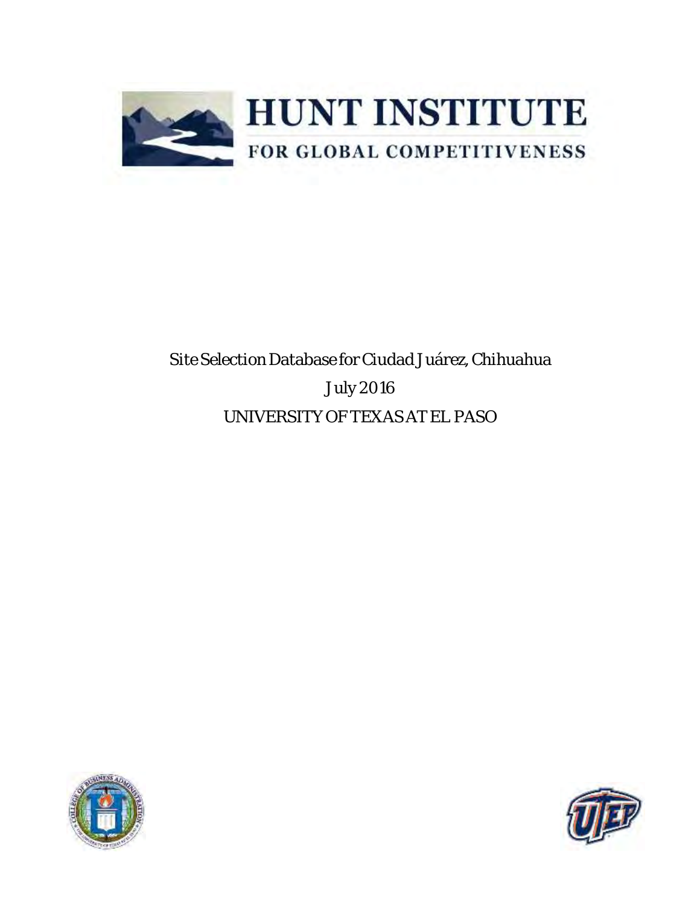# HUNT INSTITUTE

FOR GLOBAL COMPETITIVENESS

Site Selection Database for Ciudad Juárez, Chihuahua

July 2016

UNIVERSITY OF TEXAS AT EL PASO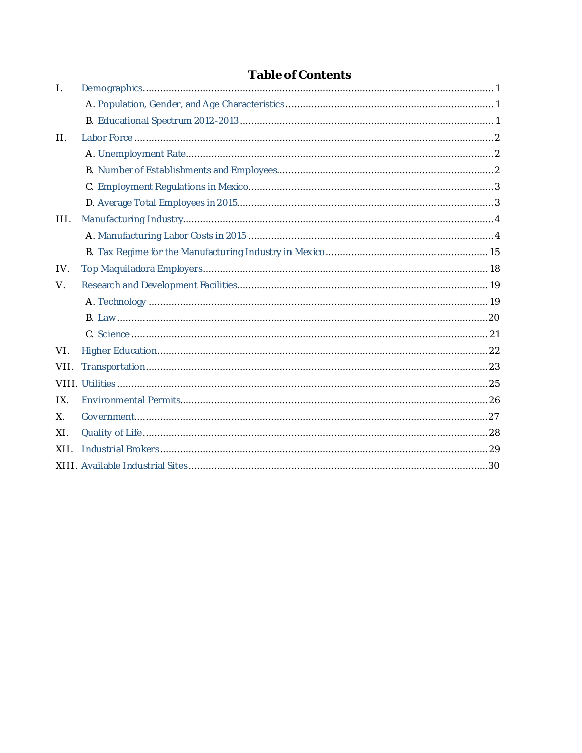# Table of Contents

I. Demographics ........................................................................ 1

  A. Population, Gender, and Age Characteristics ........................................................................ 1

  B. Educational Spectrum 2012-2013 ........................................................................ 1

II. Labor Force ........................................................................ 2

  A. Unemployment Rate ........................................................................ 2

  B. Number of Establishments and Employees ........................................................................ 2

  C. Employment Regulations in Mexico ........................................................................ 3

  D. Average Total Employees in 2015 ........................................................................ 3

III. Manufacturing Industry ........................................................................ 4

  A. Manufacturing Labor Costs in 2015 ........................................................................ 4

  B. Tax Regime for the Manufacturing Industry in Mexico ........................................................................ 15

IV. Top Maquiladora Employers ........................................................................ 18

V. Research and Development Facilities ........................................................................ 19

  A. Technology ........................................................................ 19

  B. Law ........................................................................ 20

  C. Science ........................................................................ 21

VI. Higher Education ........................................................................ 22

VII. Transportation ........................................................................ 23

VIII. Utilities ........................................................................ 25

IX. Environmental Permits ........................................................................ 26

X. Government ........................................................................ 27

XI. Quality of Life ........................................................................ 28

XII. Industrial Brokers ........................................................................ 29

XIII. Available Industrial Sites ........................................................................ 30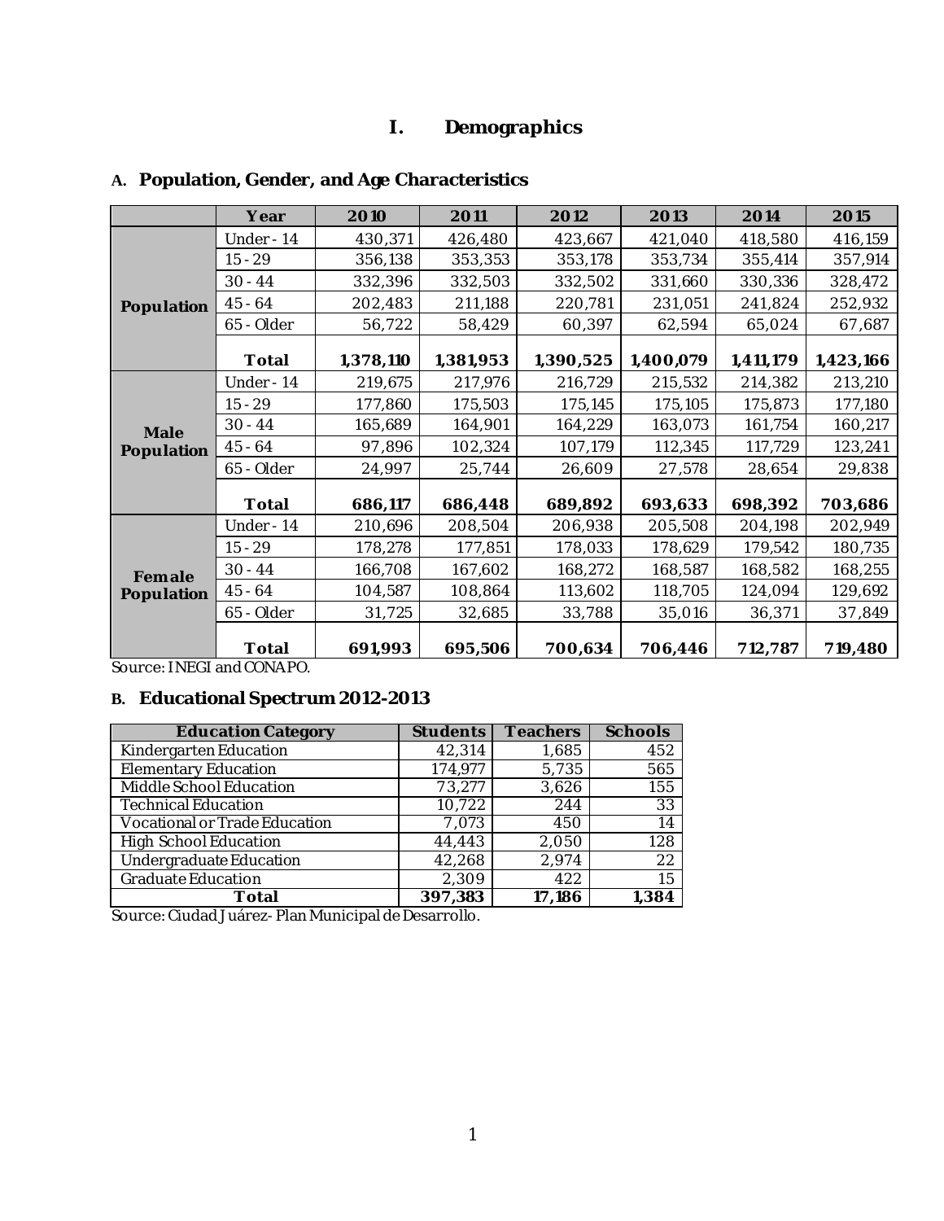# I. Demographics

## A. Population, Gender, and Age Characteristics

| | Year | 2010 | 2011 | 2012 | 2013 | 2014 | 2015 |
|---|---|---|---|---|---|---|---|
| **Population** | Under - 14 | 430,371 | 426,480 | 423,667 | 421,040 | 418,580 | 416,159 |
| | 15 - 29 | 356,138 | 353,353 | 353,178 | 353,734 | 355,414 | 357,914 |
| | 30 - 44 | 332,396 | 332,503 | 332,502 | 331,660 | 330,336 | 328,472 |
| | 45 - 64 | 202,483 | 211,188 | 220,781 | 231,051 | 241,824 | 252,932 |
| | 65 - Older | 56,722 | 58,429 | 60,397 | 62,594 | 65,024 | 67,687 |
| | **Total** | **1,378,110** | **1,381,953** | **1,390,525** | **1,400,079** | **1,411,179** | **1,423,166** |
| **Male Population** | Under - 14 | 219,675 | 217,976 | 216,729 | 215,532 | 214,382 | 213,210 |
| | 15 - 29 | 177,860 | 175,503 | 175,145 | 175,105 | 175,873 | 177,180 |
| | 30 - 44 | 165,689 | 164,901 | 164,229 | 163,073 | 161,754 | 160,217 |
| | 45 - 64 | 97,896 | 102,324 | 107,179 | 112,345 | 117,729 | 123,241 |
| | 65 - Older | 24,997 | 25,744 | 26,609 | 27,578 | 28,654 | 29,838 |
| | **Total** | **686,117** | **686,448** | **689,892** | **693,633** | **698,392** | **703,686** |
| **Female Population** | Under - 14 | 210,696 | 208,504 | 206,938 | 205,508 | 204,198 | 202,949 |
| | 15 - 29 | 178,278 | 177,851 | 178,033 | 178,629 | 179,542 | 180,735 |
| | 30 - 44 | 166,708 | 167,602 | 168,272 | 168,587 | 168,582 | 168,255 |
| | 45 - 64 | 104,587 | 108,864 | 113,602 | 118,705 | 124,094 | 129,692 |
| | 65 - Older | 31,725 | 32,685 | 33,788 | 35,016 | 36,371 | 37,849 |
| | **Total** | **691,993** | **695,506** | **700,634** | **706,446** | **712,787** | **719,480** |

Source: INEGI and CONAPO.

## B. Educational Spectrum 2012-2013

| Education Category | Students | Teachers | Schools |
|---|---|---|---|
| Kindergarten Education | 42,314 | 1,685 | 452 |
| Elementary Education | 174,977 | 5,735 | 565 |
| Middle School Education | 73,277 | 3,626 | 155 |
| Technical Education | 10,722 | 244 | 33 |
| Vocational or Trade Education | 7,073 | 450 | 14 |
| High School Education | 44,443 | 2,050 | 128 |
| Undergraduate Education | 42,268 | 2,974 | 22 |
| Graduate Education | 2,309 | 422 | 15 |
| **Total** | **397,383** | **17,186** | **1,384** |

Source: Ciudad Juárez- Plan Municipal de Desarrollo.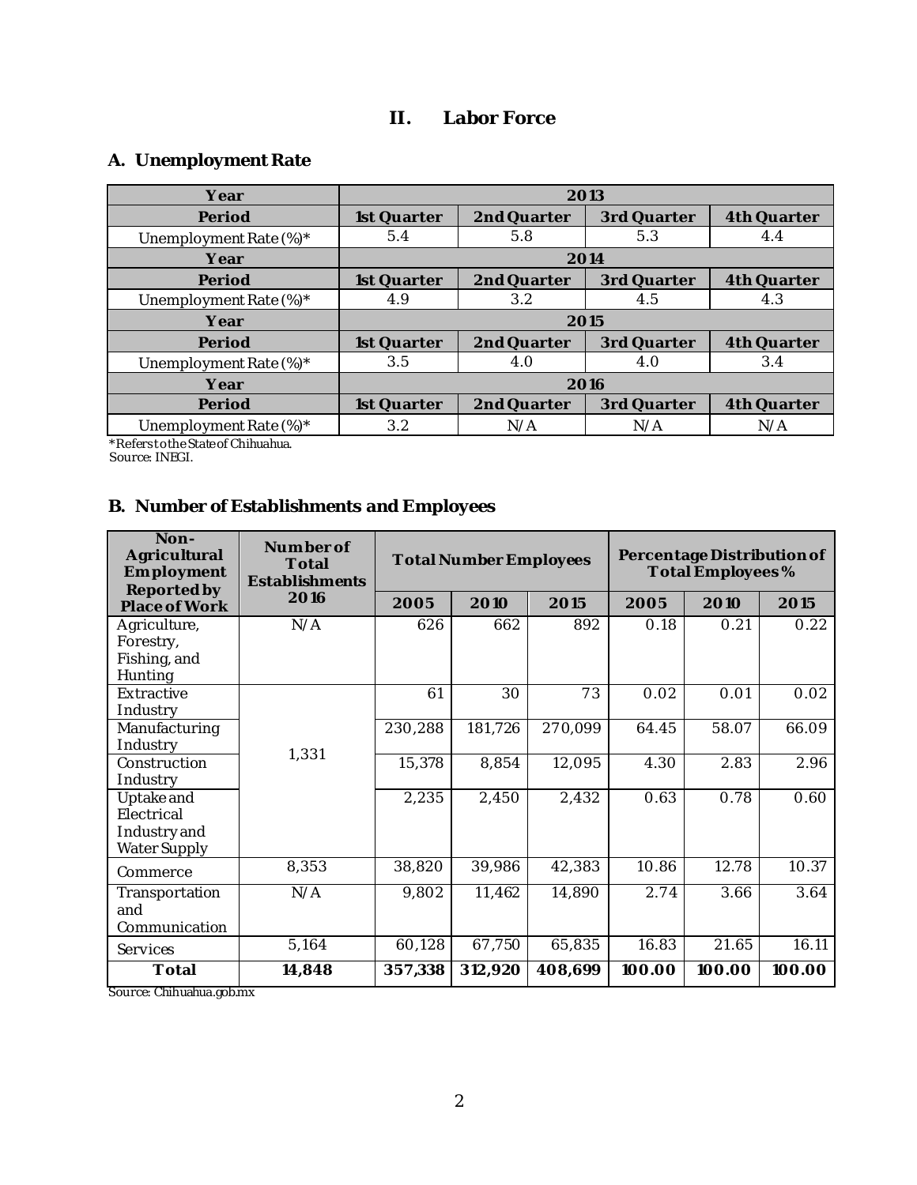## II. Labor Force

### A. Unemployment Rate

| Year | 2013 | | | |
|---|---|---|---|---|
| Period | 1st Quarter | 2nd Quarter | 3rd Quarter | 4th Quarter |
| Unemployment Rate (%)* | 5.4 | 5.8 | 5.3 | 4.4 |
| **Year** | **2014** | | | |
| **Period** | **1st Quarter** | **2nd Quarter** | **3rd Quarter** | **4th Quarter** |
| Unemployment Rate (%)* | 4.9 | 3.2 | 4.5 | 4.3 |
| **Year** | **2015** | | | |
| **Period** | **1st Quarter** | **2nd Quarter** | **3rd Quarter** | **4th Quarter** |
| Unemployment Rate (%)* | 3.5 | 4.0 | 4.0 | 3.4 |
| **Year** | **2016** | | | |
| **Period** | **1st Quarter** | **2nd Quarter** | **3rd Quarter** | **4th Quarter** |
| Unemployment Rate (%)* | 3.2 | N/A | N/A | N/A |

*Refers to the State of Chihuahua.
Source: INEGI.

### B. Number of Establishments and Employees

| Non-Agricultural Employment Reported by Place of Work | Number of Total Establishments 2016 | Total Number Employees | | | Percentage Distribution of Total Employees % | | |
|---|---|---|---|---|---|---|---|
| | | 2005 | 2010 | 2015 | 2005 | 2010 | 2015 |
| Agriculture, Forestry, Fishing, and Hunting | N/A | 626 | 662 | 892 | 0.18 | 0.21 | 0.22 |
| Extractive Industry | 1,331 | 61 | 30 | 73 | 0.02 | 0.01 | 0.02 |
| Manufacturing Industry | | 230,288 | 181,726 | 270,099 | 64.45 | 58.07 | 66.09 |
| Construction Industry | | 15,378 | 8,854 | 12,095 | 4.30 | 2.83 | 2.96 |
| Uptake and Electrical Industry and Water Supply | | 2,235 | 2,450 | 2,432 | 0.63 | 0.78 | 0.60 |
| Commerce | 8,353 | 38,820 | 39,986 | 42,383 | 10.86 | 12.78 | 10.37 |
| Transportation and Communication | N/A | 9,802 | 11,462 | 14,890 | 2.74 | 3.66 | 3.64 |
| Services | 5,164 | 60,128 | 67,750 | 65,835 | 16.83 | 21.65 | 16.11 |
| **Total** | **14,848** | **357,338** | **312,920** | **408,699** | **100.00** | **100.00** | **100.00** |

Source: Chihuahua.gob.mx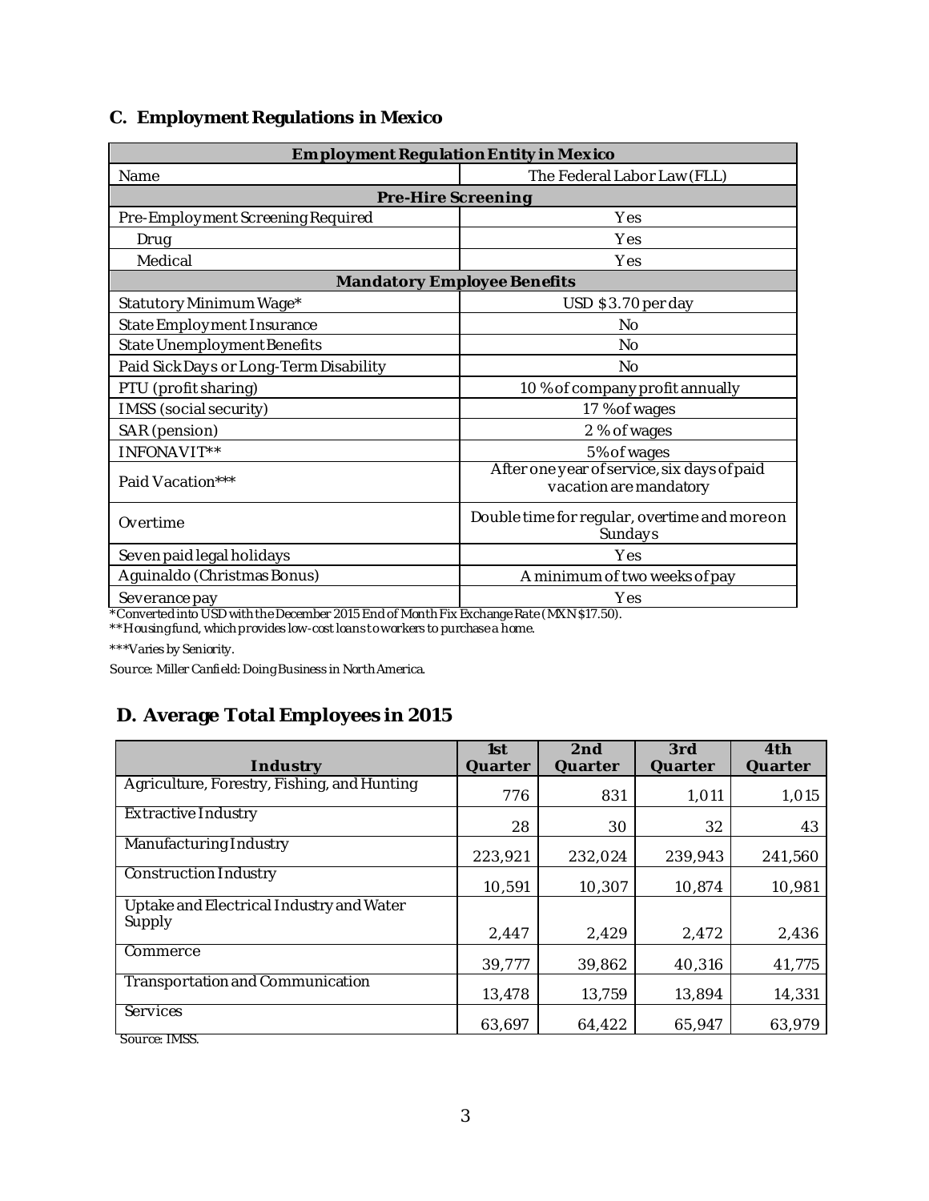## C. Employment Regulations in Mexico

| Employment Regulation Entity in Mexico | |
|---|---|
| Name | The Federal Labor Law (FLL) |
| **Pre-Hire Screening** | |
| Pre-Employment Screening Required | Yes |
| Drug | Yes |
| Medical | Yes |
| **Mandatory Employee Benefits** | |
| Statutory Minimum Wage* | USD $3.70 per day |
| State Employment Insurance | No |
| State Unemployment Benefits | No |
| Paid Sick Days or Long-Term Disability | No |
| PTU (profit sharing) | 10 % of company profit annually |
| IMSS (social security) | 17 % of wages |
| SAR (pension) | 2 % of wages |
| INFONAVIT** | 5% of wages |
| Paid Vacation*** | After one year of service, six days of paid vacation are mandatory |
| Overtime | Double time for regular, overtime and more on Sundays |
| Seven paid legal holidays | Yes |
| Aguinaldo (Christmas Bonus) | A minimum of two weeks of pay |
| Severance pay | Yes |

*Converted into USD with the December 2015 End of Month Fix Exchange Rate (MXN $17.50).

**Housing fund, which provides low-cost loans to workers to purchase a home.

***Varies by Seniority.

Source: Miller Canfield: Doing Business in North America.

## D. Average Total Employees in 2015

| Industry | 1st Quarter | 2nd Quarter | 3rd Quarter | 4th Quarter |
|---|---|---|---|---|
| Agriculture, Forestry, Fishing, and Hunting | 776 | 831 | 1,011 | 1,015 |
| Extractive Industry | 28 | 30 | 32 | 43 |
| Manufacturing Industry | 223,921 | 232,024 | 239,943 | 241,560 |
| Construction Industry | 10,591 | 10,307 | 10,874 | 10,981 |
| Uptake and Electrical Industry and Water Supply | 2,447 | 2,429 | 2,472 | 2,436 |
| Commerce | 39,777 | 39,862 | 40,316 | 41,775 |
| Transportation and Communication | 13,478 | 13,759 | 13,894 | 14,331 |
| Services | 63,697 | 64,422 | 65,947 | 63,979 |

Source: IMSS.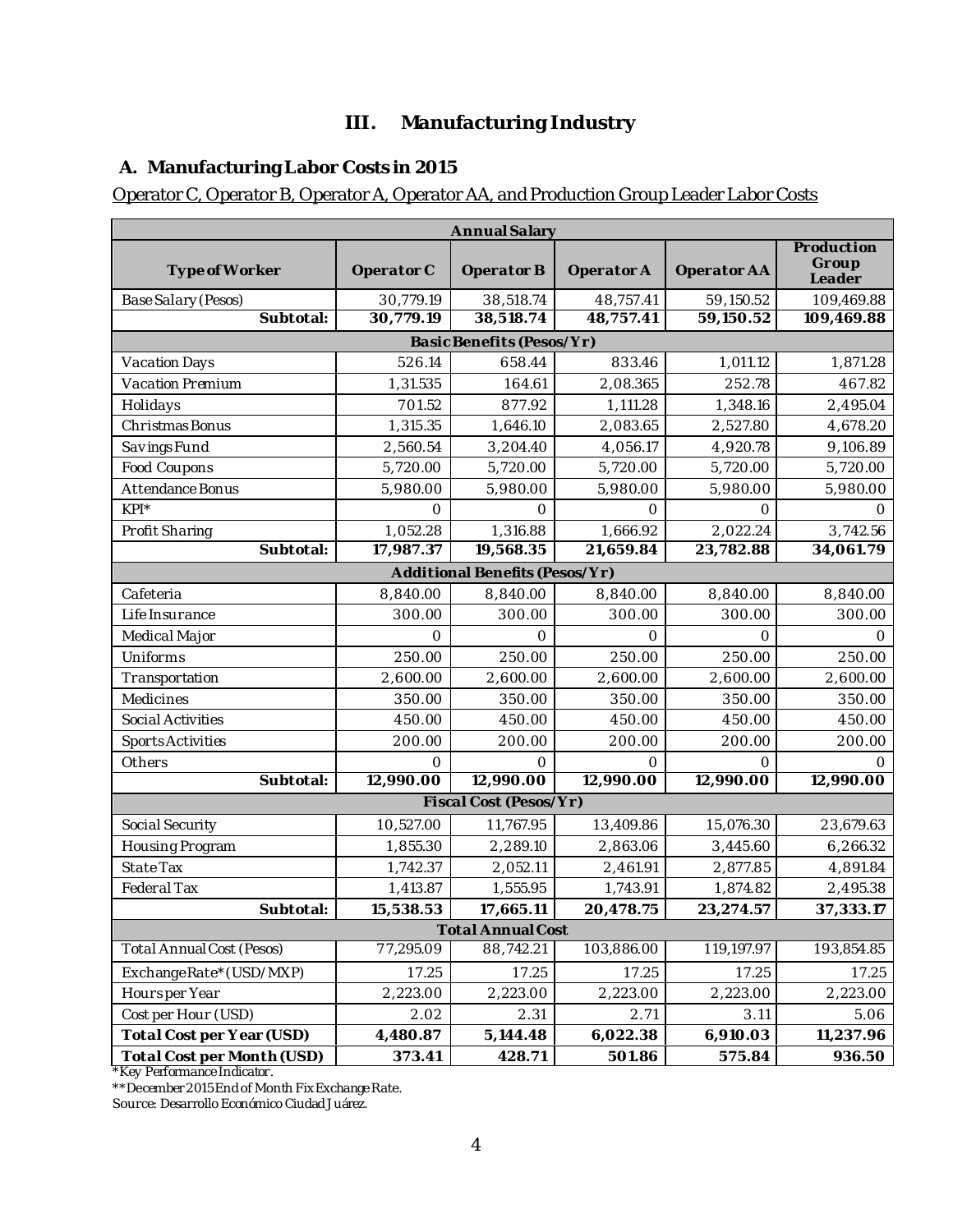# III. Manufacturing Industry

## A. Manufacturing Labor Costs in 2015

Operator C, Operator B, Operator A, Operator AA, and Production Group Leader Labor Costs

| Annual Salary | | | | | |
|---|---|---|---|---|---|
| **Type of Worker** | **Operator C** | **Operator B** | **Operator A** | **Operator AA** | **Production Group Leader** |
| Base Salary (Pesos) | 30,779.19 | 38,518.74 | 48,757.41 | 59,150.52 | 109,469.88 |
| **Subtotal:** | **30,779.19** | **38,518.74** | **48,757.41** | **59,150.52** | **109,469.88** |
| **Basic Benefits (Pesos/Yr)** | | | | | |
| Vacation Days | 526.14 | 658.44 | 833.46 | 1,011.12 | 1,871.28 |
| Vacation Premium | 1,31.535 | 164.61 | 2,08.365 | 252.78 | 467.82 |
| Holidays | 701.52 | 877.92 | 1,111.28 | 1,348.16 | 2,495.04 |
| Christmas Bonus | 1,315.35 | 1,646.10 | 2,083.65 | 2,527.80 | 4,678.20 |
| Savings Fund | 2,560.54 | 3,204.40 | 4,056.17 | 4,920.78 | 9,106.89 |
| Food Coupons | 5,720.00 | 5,720.00 | 5,720.00 | 5,720.00 | 5,720.00 |
| Attendance Bonus | 5,980.00 | 5,980.00 | 5,980.00 | 5,980.00 | 5,980.00 |
| KPI* | 0 | 0 | 0 | 0 | 0 |
| Profit Sharing | 1,052.28 | 1,316.88 | 1,666.92 | 2,022.24 | 3,742.56 |
| **Subtotal:** | **17,987.37** | **19,568.35** | **21,659.84** | **23,782.88** | **34,061.79** |
| **Additional Benefits (Pesos/Yr)** | | | | | |
| Cafeteria | 8,840.00 | 8,840.00 | 8,840.00 | 8,840.00 | 8,840.00 |
| Life Insurance | 300.00 | 300.00 | 300.00 | 300.00 | 300.00 |
| Medical Major | 0 | 0 | 0 | 0 | 0 |
| Uniforms | 250.00 | 250.00 | 250.00 | 250.00 | 250.00 |
| Transportation | 2,600.00 | 2,600.00 | 2,600.00 | 2,600.00 | 2,600.00 |
| Medicines | 350.00 | 350.00 | 350.00 | 350.00 | 350.00 |
| Social Activities | 450.00 | 450.00 | 450.00 | 450.00 | 450.00 |
| Sports Activities | 200.00 | 200.00 | 200.00 | 200.00 | 200.00 |
| Others | 0 | 0 | 0 | 0 | 0 |
| **Subtotal:** | **12,990.00** | **12,990.00** | **12,990.00** | **12,990.00** | **12,990.00** |
| **Fiscal Cost (Pesos/Yr)** | | | | | |
| Social Security | 10,527.00 | 11,767.95 | 13,409.86 | 15,076.30 | 23,679.63 |
| Housing Program | 1,855.30 | 2,289.10 | 2,863.06 | 3,445.60 | 6,266.32 |
| State Tax | 1,742.37 | 2,052.11 | 2,461.91 | 2,877.85 | 4,891.84 |
| Federal Tax | 1,413.87 | 1,555.95 | 1,743.91 | 1,874.82 | 2,495.38 |
| **Subtotal:** | **15,538.53** | **17,665.11** | **20,478.75** | **23,274.57** | **37,333.17** |
| **Total Annual Cost** | | | | | |
| Total Annual Cost (Pesos) | 77,295.09 | 88,742.21 | 103,886.00 | 119,197.97 | 193,854.85 |
| Exchange Rate* (USD/MXP) | 17.25 | 17.25 | 17.25 | 17.25 | 17.25 |
| Hours per Year | 2,223.00 | 2,223.00 | 2,223.00 | 2,223.00 | 2,223.00 |
| Cost per Hour (USD) | 2.02 | 2.31 | 2.71 | 3.11 | 5.06 |
| **Total Cost per Year (USD)** | **4,480.87** | **5,144.48** | **6,022.38** | **6,910.03** | **11,237.96** |
| **Total Cost per Month (USD)** | **373.41** | **428.71** | **501.86** | **575.84** | **936.50** |

*Key Performance Indicator.

**December 2015 End of Month Fix Exchange Rate.

Source: Desarrollo Económico Ciudad Juárez.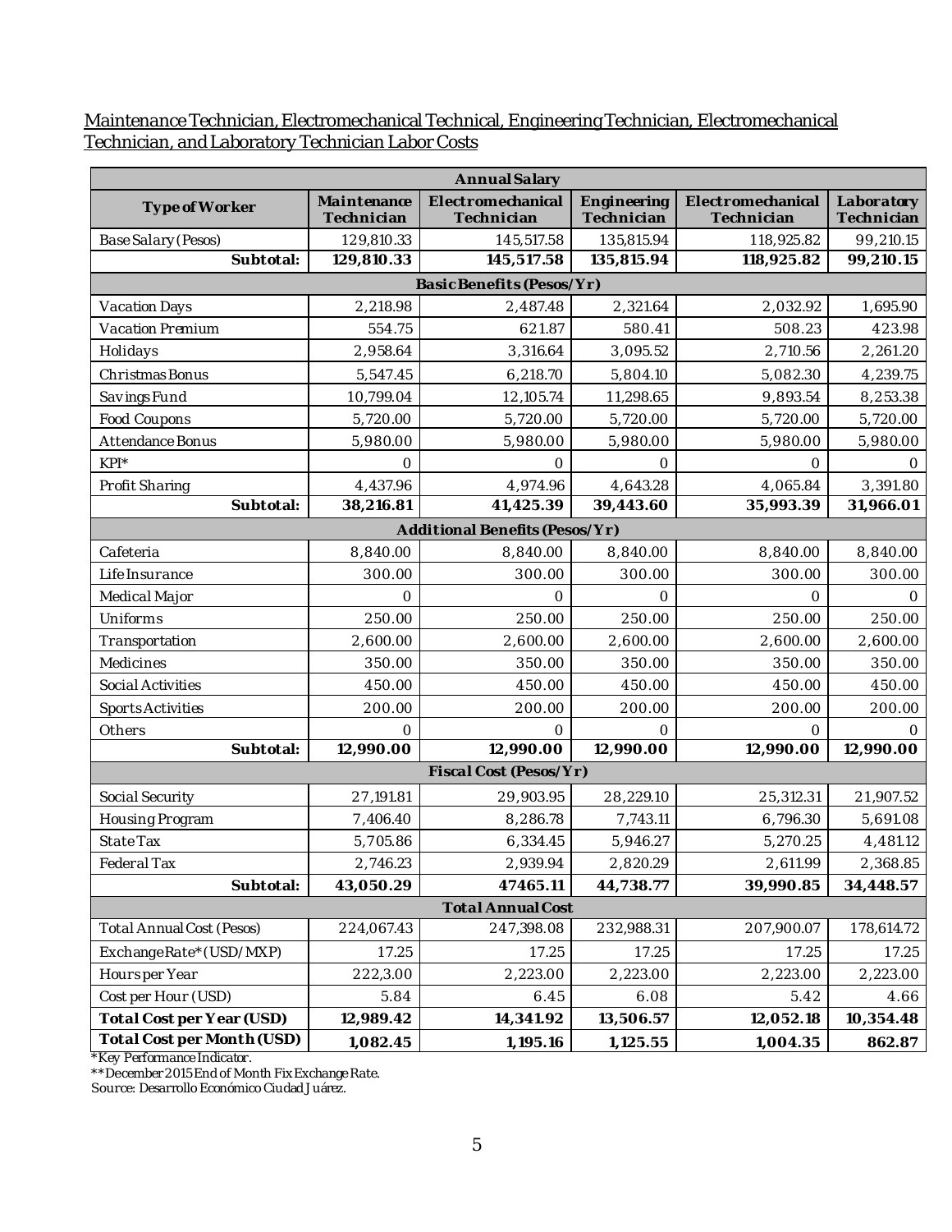Maintenance Technician, Electromechanical Technical, Engineering Technician, Electromechanical Technician, and Laboratory Technician Labor Costs

| Annual Salary | | | | | |
|---|---|---|---|---|---|
| **Type of Worker** | **Maintenance Technician** | **Electromechanical Technician** | **Engineering Technician** | **Electromechanical Technician** | **Laboratory Technician** |
| Base Salary (Pesos) | 129,810.33 | 145,517.58 | 135,815.94 | 118,925.82 | 99,210.15 |
| **Subtotal:** | **129,810.33** | **145,517.58** | **135,815.94** | **118,925.82** | **99,210.15** |
| **Basic Benefits (Pesos/Yr)** | | | | | |
| Vacation Days | 2,218.98 | 2,487.48 | 2,321.64 | 2,032.92 | 1,695.90 |
| Vacation Premium | 554.75 | 621.87 | 580.41 | 508.23 | 423.98 |
| Holidays | 2,958.64 | 3,316.64 | 3,095.52 | 2,710.56 | 2,261.20 |
| Christmas Bonus | 5,547.45 | 6,218.70 | 5,804.10 | 5,082.30 | 4,239.75 |
| Savings Fund | 10,799.04 | 12,105.74 | 11,298.65 | 9,893.54 | 8,253.38 |
| Food Coupons | 5,720.00 | 5,720.00 | 5,720.00 | 5,720.00 | 5,720.00 |
| Attendance Bonus | 5,980.00 | 5,980.00 | 5,980.00 | 5,980.00 | 5,980.00 |
| KPI* | 0 | 0 | 0 | 0 | 0 |
| Profit Sharing | 4,437.96 | 4,974.96 | 4,643.28 | 4,065.84 | 3,391.80 |
| **Subtotal:** | **38,216.81** | **41,425.39** | **39,443.60** | **35,993.39** | **31,966.01** |
| **Additional Benefits (Pesos/Yr)** | | | | | |
| Cafeteria | 8,840.00 | 8,840.00 | 8,840.00 | 8,840.00 | 8,840.00 |
| Life Insurance | 300.00 | 300.00 | 300.00 | 300.00 | 300.00 |
| Medical Major | 0 | 0 | 0 | 0 | 0 |
| Uniforms | 250.00 | 250.00 | 250.00 | 250.00 | 250.00 |
| Transportation | 2,600.00 | 2,600.00 | 2,600.00 | 2,600.00 | 2,600.00 |
| Medicines | 350.00 | 350.00 | 350.00 | 350.00 | 350.00 |
| Social Activities | 450.00 | 450.00 | 450.00 | 450.00 | 450.00 |
| Sports Activities | 200.00 | 200.00 | 200.00 | 200.00 | 200.00 |
| Others | 0 | 0 | 0 | 0 | 0 |
| **Subtotal:** | **12,990.00** | **12,990.00** | **12,990.00** | **12,990.00** | **12,990.00** |
| **Fiscal Cost (Pesos/Yr)** | | | | | |
| Social Security | 27,191.81 | 29,903.95 | 28,229.10 | 25,312.31 | 21,907.52 |
| Housing Program | 7,406.40 | 8,286.78 | 7,743.11 | 6,796.30 | 5,691.08 |
| State Tax | 5,705.86 | 6,334.45 | 5,946.27 | 5,270.25 | 4,481.12 |
| Federal Tax | 2,746.23 | 2,939.94 | 2,820.29 | 2,611.99 | 2,368.85 |
| **Subtotal:** | **43,050.29** | **47465.11** | **44,738.77** | **39,990.85** | **34,448.57** |
| **Total Annual Cost** | | | | | |
| Total Annual Cost (Pesos) | 224,067.43 | 247,398.08 | 232,988.31 | 207,900.07 | 178,614.72 |
| Exchange Rate* (USD/MXP) | 17.25 | 17.25 | 17.25 | 17.25 | 17.25 |
| Hours per Year | 222,3.00 | 2,223.00 | 2,223.00 | 2,223.00 | 2,223.00 |
| Cost per Hour (USD) | 5.84 | 6.45 | 6.08 | 5.42 | 4.66 |
| **Total Cost per Year (USD)** | **12,989.42** | **14,341.92** | **13,506.57** | **12,052.18** | **10,354.48** |
| **Total Cost per Month (USD)** | **1,082.45** | **1,195.16** | **1,125.55** | **1,004.35** | **862.87** |

*Key Performance Indicator.

**December 2015 End of Month Fix Exchange Rate.

Source: Desarrollo Económico Ciudad Juárez.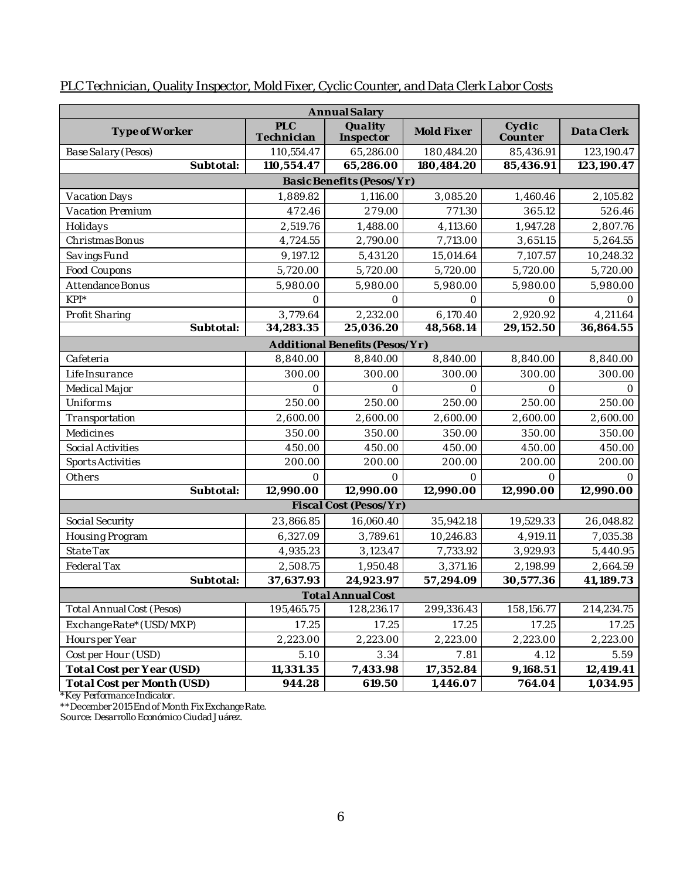PLC Technician, Quality Inspector, Mold Fixer, Cyclic Counter, and Data Clerk Labor Costs

| **Annual Salary** | | | | | |
|---|---|---|---|---|---|
| **Type of Worker** | **PLC Technician** | **Quality Inspector** | **Mold Fixer** | **Cyclic Counter** | **Data Clerk** |
| Base Salary (Pesos) | 110,554.47 | 65,286.00 | 180,484.20 | 85,436.91 | 123,190.47 |
| **Subtotal:** | **110,554.47** | **65,286.00** | **180,484.20** | **85,436.91** | **123,190.47** |
| **Basic Benefits (Pesos/Yr)** | | | | | |
| Vacation Days | 1,889.82 | 1,116.00 | 3,085.20 | 1,460.46 | 2,105.82 |
| Vacation Premium | 472.46 | 279.00 | 771.30 | 365.12 | 526.46 |
| Holidays | 2,519.76 | 1,488.00 | 4,113.60 | 1,947.28 | 2,807.76 |
| Christmas Bonus | 4,724.55 | 2,790.00 | 7,713.00 | 3,651.15 | 5,264.55 |
| Savings Fund | 9,197.12 | 5,431.20 | 15,014.64 | 7,107.57 | 10,248.32 |
| Food Coupons | 5,720.00 | 5,720.00 | 5,720.00 | 5,720.00 | 5,720.00 |
| Attendance Bonus | 5,980.00 | 5,980.00 | 5,980.00 | 5,980.00 | 5,980.00 |
| KPI* | 0 | 0 | 0 | 0 | 0 |
| Profit Sharing | 3,779.64 | 2,232.00 | 6,170.40 | 2,920.92 | 4,211.64 |
| **Subtotal:** | **34,283.35** | **25,036.20** | **48,568.14** | **29,152.50** | **36,864.55** |
| **Additional Benefits (Pesos/Yr)** | | | | | |
| Cafeteria | 8,840.00 | 8,840.00 | 8,840.00 | 8,840.00 | 8,840.00 |
| Life Insurance | 300.00 | 300.00 | 300.00 | 300.00 | 300.00 |
| Medical Major | 0 | 0 | 0 | 0 | 0 |
| Uniforms | 250.00 | 250.00 | 250.00 | 250.00 | 250.00 |
| Transportation | 2,600.00 | 2,600.00 | 2,600.00 | 2,600.00 | 2,600.00 |
| Medicines | 350.00 | 350.00 | 350.00 | 350.00 | 350.00 |
| Social Activities | 450.00 | 450.00 | 450.00 | 450.00 | 450.00 |
| Sports Activities | 200.00 | 200.00 | 200.00 | 200.00 | 200.00 |
| Others | 0 | 0 | 0 | 0 | 0 |
| **Subtotal:** | **12,990.00** | **12,990.00** | **12,990.00** | **12,990.00** | **12,990.00** |
| **Fiscal Cost (Pesos/Yr)** | | | | | |
| Social Security | 23,866.85 | 16,060.40 | 35,942.18 | 19,529.33 | 26,048.82 |
| Housing Program | 6,327.09 | 3,789.61 | 10,246.83 | 4,919.11 | 7,035.38 |
| State Tax | 4,935.23 | 3,123.47 | 7,733.92 | 3,929.93 | 5,440.95 |
| Federal Tax | 2,508.75 | 1,950.48 | 3,371.16 | 2,198.99 | 2,664.59 |
| **Subtotal:** | **37,637.93** | **24,923.97** | **57,294.09** | **30,577.36** | **41,189.73** |
| **Total Annual Cost** | | | | | |
| Total Annual Cost (Pesos) | 195,465.75 | 128,236.17 | 299,336.43 | 158,156.77 | 214,234.75 |
| Exchange Rate* (USD/MXP) | 17.25 | 17.25 | 17.25 | 17.25 | 17.25 |
| Hours per Year | 2,223.00 | 2,223.00 | 2,223.00 | 2,223.00 | 2,223.00 |
| Cost per Hour (USD) | 5.10 | 3.34 | 7.81 | 4.12 | 5.59 |
| **Total Cost per Year (USD)** | **11,331.35** | **7,433.98** | **17,352.84** | **9,168.51** | **12,419.41** |
| **Total Cost per Month (USD)** | **944.28** | **619.50** | **1,446.07** | **764.04** | **1,034.95** |

*Key Performance Indicator.
**December 2015 End of Month Fix Exchange Rate.
Source: Desarrollo Económico Ciudad Juárez.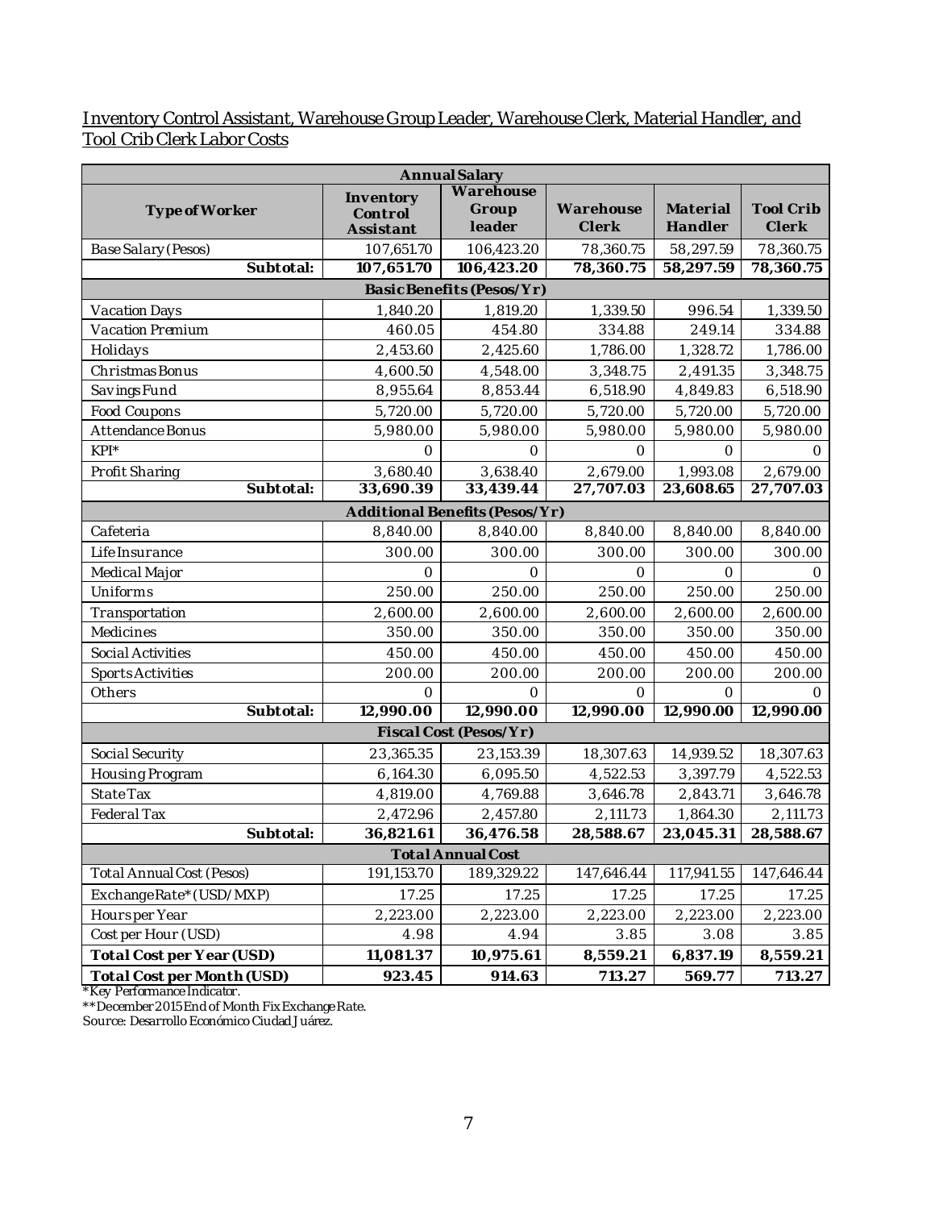Inventory Control Assistant, Warehouse Group Leader, Warehouse Clerk, Material Handler, and Tool Crib Clerk Labor Costs

| **Annual Salary** | | | | | |
|---|---|---|---|---|---|
| **Type of Worker** | **Inventory Control Assistant** | **Warehouse Group leader** | **Warehouse Clerk** | **Material Handler** | **Tool Crib Clerk** |
| Base Salary (Pesos) | 107,651.70 | 106,423.20 | 78,360.75 | 58,297.59 | 78,360.75 |
| **Subtotal:** | **107,651.70** | **106,423.20** | **78,360.75** | **58,297.59** | **78,360.75** |
| **Basic Benefits (Pesos/Yr)** | | | | | |
| Vacation Days | 1,840.20 | 1,819.20 | 1,339.50 | 996.54 | 1,339.50 |
| Vacation Premium | 460.05 | 454.80 | 334.88 | 249.14 | 334.88 |
| Holidays | 2,453.60 | 2,425.60 | 1,786.00 | 1,328.72 | 1,786.00 |
| Christmas Bonus | 4,600.50 | 4,548.00 | 3,348.75 | 2,491.35 | 3,348.75 |
| Savings Fund | 8,955.64 | 8,853.44 | 6,518.90 | 4,849.83 | 6,518.90 |
| Food Coupons | 5,720.00 | 5,720.00 | 5,720.00 | 5,720.00 | 5,720.00 |
| Attendance Bonus | 5,980.00 | 5,980.00 | 5,980.00 | 5,980.00 | 5,980.00 |
| KPI* | 0 | 0 | 0 | 0 | 0 |
| Profit Sharing | 3,680.40 | 3,638.40 | 2,679.00 | 1,993.08 | 2,679.00 |
| **Subtotal:** | **33,690.39** | **33,439.44** | **27,707.03** | **23,608.65** | **27,707.03** |
| **Additional Benefits (Pesos/Yr)** | | | | | |
| Cafeteria | 8,840.00 | 8,840.00 | 8,840.00 | 8,840.00 | 8,840.00 |
| Life Insurance | 300.00 | 300.00 | 300.00 | 300.00 | 300.00 |
| Medical Major | 0 | 0 | 0 | 0 | 0 |
| Uniforms | 250.00 | 250.00 | 250.00 | 250.00 | 250.00 |
| Transportation | 2,600.00 | 2,600.00 | 2,600.00 | 2,600.00 | 2,600.00 |
| Medicines | 350.00 | 350.00 | 350.00 | 350.00 | 350.00 |
| Social Activities | 450.00 | 450.00 | 450.00 | 450.00 | 450.00 |
| Sports Activities | 200.00 | 200.00 | 200.00 | 200.00 | 200.00 |
| Others | 0 | 0 | 0 | 0 | 0 |
| **Subtotal:** | **12,990.00** | **12,990.00** | **12,990.00** | **12,990.00** | **12,990.00** |
| **Fiscal Cost (Pesos/Yr)** | | | | | |
| Social Security | 23,365.35 | 23,153.39 | 18,307.63 | 14,939.52 | 18,307.63 |
| Housing Program | 6,164.30 | 6,095.50 | 4,522.53 | 3,397.79 | 4,522.53 |
| State Tax | 4,819.00 | 4,769.88 | 3,646.78 | 2,843.71 | 3,646.78 |
| Federal Tax | 2,472.96 | 2,457.80 | 2,111.73 | 1,864.30 | 2,111.73 |
| **Subtotal:** | **36,821.61** | **36,476.58** | **28,588.67** | **23,045.31** | **28,588.67** |
| **Total Annual Cost** | | | | | |
| Total Annual Cost (Pesos) | 191,153.70 | 189,329.22 | 147,646.44 | 117,941.55 | 147,646.44 |
| Exchange Rate* (USD/MXP) | 17.25 | 17.25 | 17.25 | 17.25 | 17.25 |
| Hours per Year | 2,223.00 | 2,223.00 | 2,223.00 | 2,223.00 | 2,223.00 |
| Cost per Hour (USD) | 4.98 | 4.94 | 3.85 | 3.08 | 3.85 |
| **Total Cost per Year (USD)** | **11,081.37** | **10,975.61** | **8,559.21** | **6,837.19** | **8,559.21** |
| **Total Cost per Month (USD)** | **923.45** | **914.63** | **713.27** | **569.77** | **713.27** |

*Key Performance Indicator.

**December 2015 End of Month Fix Exchange Rate.

Source: Desarrollo Económico Ciudad Juárez.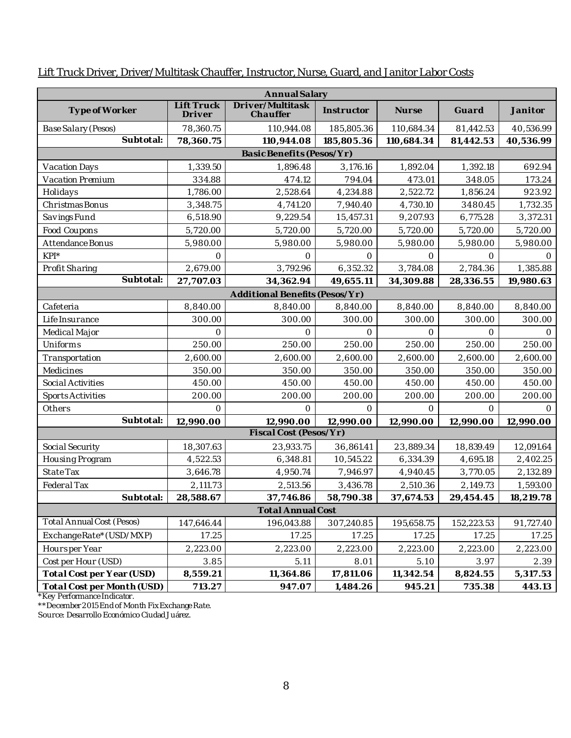Lift Truck Driver, Driver/Multitask Chauffer, Instructor, Nurse, Guard, and Janitor Labor Costs

| Annual Salary | | | | | | |
|---|---|---|---|---|---|---|
| **Type of Worker** | **Lift Truck Driver** | **Driver/Multitask Chauffer** | **Instructor** | **Nurse** | **Guard** | **Janitor** |
| Base Salary (Pesos) | 78,360.75 | 110,944.08 | 185,805.36 | 110,684.34 | 81,442.53 | 40,536.99 |
| **Subtotal:** | **78,360.75** | **110,944.08** | **185,805.36** | **110,684.34** | **81,442.53** | **40,536.99** |
| **Basic Benefits (Pesos/Yr)** | | | | | | |
| Vacation Days | 1,339.50 | 1,896.48 | 3,176.16 | 1,892.04 | 1,392.18 | 692.94 |
| Vacation Premium | 334.88 | 474.12 | 794.04 | 473.01 | 348.05 | 173.24 |
| Holidays | 1,786.00 | 2,528.64 | 4,234.88 | 2,522.72 | 1,856.24 | 923.92 |
| Christmas Bonus | 3,348.75 | 4,741.20 | 7,940.40 | 4,730.10 | 3480.45 | 1,732.35 |
| Savings Fund | 6,518.90 | 9,229.54 | 15,457.31 | 9,207.93 | 6,775.28 | 3,372.31 |
| Food Coupons | 5,720.00 | 5,720.00 | 5,720.00 | 5,720.00 | 5,720.00 | 5,720.00 |
| Attendance Bonus | 5,980.00 | 5,980.00 | 5,980.00 | 5,980.00 | 5,980.00 | 5,980.00 |
| KPI* | 0 | 0 | 0 | 0 | 0 | 0 |
| Profit Sharing | 2,679.00 | 3,792.96 | 6,352.32 | 3,784.08 | 2,784.36 | 1,385.88 |
| **Subtotal:** | **27,707.03** | **34,362.94** | **49,655.11** | **34,309.88** | **28,336.55** | **19,980.63** |
| **Additional Benefits (Pesos/Yr)** | | | | | | |
| Cafeteria | 8,840.00 | 8,840.00 | 8,840.00 | 8,840.00 | 8,840.00 | 8,840.00 |
| Life Insurance | 300.00 | 300.00 | 300.00 | 300.00 | 300.00 | 300.00 |
| Medical Major | 0 | 0 | 0 | 0 | 0 | 0 |
| Uniforms | 250.00 | 250.00 | 250.00 | 250.00 | 250.00 | 250.00 |
| Transportation | 2,600.00 | 2,600.00 | 2,600.00 | 2,600.00 | 2,600.00 | 2,600.00 |
| Medicines | 350.00 | 350.00 | 350.00 | 350.00 | 350.00 | 350.00 |
| Social Activities | 450.00 | 450.00 | 450.00 | 450.00 | 450.00 | 450.00 |
| Sports Activities | 200.00 | 200.00 | 200.00 | 200.00 | 200.00 | 200.00 |
| Others | 0 | 0 | 0 | 0 | 0 | 0 |
| **Subtotal:** | **12,990.00** | **12,990.00** | **12,990.00** | **12,990.00** | **12,990.00** | **12,990.00** |
| **Fiscal Cost (Pesos/Yr)** | | | | | | |
| Social Security | 18,307.63 | 23,933.75 | 36,861.41 | 23,889.34 | 18,839.49 | 12,091.64 |
| Housing Program | 4,522.53 | 6,348.81 | 10,545.22 | 6,334.39 | 4,695.18 | 2,402.25 |
| State Tax | 3,646.78 | 4,950.74 | 7,946.97 | 4,940.45 | 3,770.05 | 2,132.89 |
| Federal Tax | 2,111.73 | 2,513.56 | 3,436.78 | 2,510.36 | 2,149.73 | 1,593.00 |
| **Subtotal:** | **28,588.67** | **37,746.86** | **58,790.38** | **37,674.53** | **29,454.45** | **18,219.78** |
| **Total Annual Cost** | | | | | | |
| Total Annual Cost (Pesos) | 147,646.44 | 196,043.88 | 307,240.85 | 195,658.75 | 152,223.53 | 91,727.40 |
| Exchange Rate* (USD/MXP) | 17.25 | 17.25 | 17.25 | 17.25 | 17.25 | 17.25 |
| Hours per Year | 2,223.00 | 2,223.00 | 2,223.00 | 2,223.00 | 2,223.00 | 2,223.00 |
| Cost per Hour (USD) | 3.85 | 5.11 | 8.01 | 5.10 | 3.97 | 2.39 |
| **Total Cost per Year (USD)** | **8,559.21** | **11,364.86** | **17,811.06** | **11,342.54** | **8,824.55** | **5,317.53** |
| **Total Cost per Month (USD)** | **713.27** | **947.07** | **1,484.26** | **945.21** | **735.38** | **443.13** |

*Key Performance Indicator.

**December 2015 End of Month Fix Exchange Rate.

Source: Desarrollo Económico Ciudad Juárez.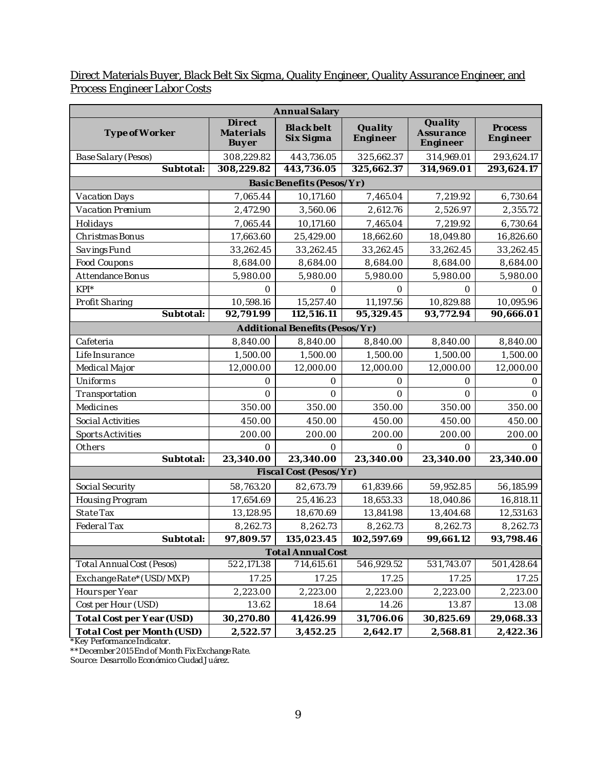Direct Materials Buyer, Black Belt Six Sigma, Quality Engineer, Quality Assurance Engineer, and Process Engineer Labor Costs

| Annual Salary | | | | | |
|---|---|---|---|---|---|
| **Type of Worker** | **Direct Materials Buyer** | **Black belt Six Sigma** | **Quality Engineer** | **Quality Assurance Engineer** | **Process Engineer** |
| Base Salary (Pesos) | 308,229.82 | 443,736.05 | 325,662.37 | 314,969.01 | 293,624.17 |
| **Subtotal:** | **308,229.82** | **443,736.05** | **325,662.37** | **314,969.01** | **293,624.17** |
| **Basic Benefits (Pesos/Yr)** | | | | | |
| Vacation Days | 7,065.44 | 10,171.60 | 7,465.04 | 7,219.92 | 6,730.64 |
| Vacation Premium | 2,472.90 | 3,560.06 | 2,612.76 | 2,526.97 | 2,355.72 |
| Holidays | 7,065.44 | 10,171.60 | 7,465.04 | 7,219.92 | 6,730.64 |
| Christmas Bonus | 17,663.60 | 25,429.00 | 18,662.60 | 18,049.80 | 16,826.60 |
| Savings Fund | 33,262.45 | 33,262.45 | 33,262.45 | 33,262.45 | 33,262.45 |
| Food Coupons | 8,684.00 | 8,684.00 | 8,684.00 | 8,684.00 | 8,684.00 |
| Attendance Bonus | 5,980.00 | 5,980.00 | 5,980.00 | 5,980.00 | 5,980.00 |
| KPI* | 0 | 0 | 0 | 0 | 0 |
| Profit Sharing | 10,598.16 | 15,257.40 | 11,197.56 | 10,829.88 | 10,095.96 |
| **Subtotal:** | **92,791.99** | **112,516.11** | **95,329.45** | **93,772.94** | **90,666.01** |
| **Additional Benefits (Pesos/Yr)** | | | | | |
| Cafeteria | 8,840.00 | 8,840.00 | 8,840.00 | 8,840.00 | 8,840.00 |
| Life Insurance | 1,500.00 | 1,500.00 | 1,500.00 | 1,500.00 | 1,500.00 |
| Medical Major | 12,000.00 | 12,000.00 | 12,000.00 | 12,000.00 | 12,000.00 |
| Uniforms | 0 | 0 | 0 | 0 | 0 |
| Transportation | 0 | 0 | 0 | 0 | 0 |
| Medicines | 350.00 | 350.00 | 350.00 | 350.00 | 350.00 |
| Social Activities | 450.00 | 450.00 | 450.00 | 450.00 | 450.00 |
| Sports Activities | 200.00 | 200.00 | 200.00 | 200.00 | 200.00 |
| Others | 0 | 0 | 0 | 0 | 0 |
| **Subtotal:** | **23,340.00** | **23,340.00** | **23,340.00** | **23,340.00** | **23,340.00** |
| **Fiscal Cost (Pesos/Yr)** | | | | | |
| Social Security | 58,763.20 | 82,673.79 | 61,839.66 | 59,952.85 | 56,185.99 |
| Housing Program | 17,654.69 | 25,416.23 | 18,653.33 | 18,040.86 | 16,818.11 |
| State Tax | 13,128.95 | 18,670.69 | 13,841.98 | 13,404.68 | 12,531.63 |
| Federal Tax | 8,262.73 | 8,262.73 | 8,262.73 | 8,262.73 | 8,262.73 |
| **Subtotal:** | **97,809.57** | **135,023.45** | **102,597.69** | **99,661.12** | **93,798.46** |
| **Total Annual Cost** | | | | | |
| Total Annual Cost (Pesos) | 522,171.38 | 714,615.61 | 546,929.52 | 531,743.07 | 501,428.64 |
| Exchange Rate* (USD/MXP) | 17.25 | 17.25 | 17.25 | 17.25 | 17.25 |
| Hours per Year | 2,223.00 | 2,223.00 | 2,223.00 | 2,223.00 | 2,223.00 |
| Cost per Hour (USD) | 13.62 | 18.64 | 14.26 | 13.87 | 13.08 |
| **Total Cost per Year (USD)** | **30,270.80** | **41,426.99** | **31,706.06** | **30,825.69** | **29,068.33** |
| **Total Cost per Month (USD)** | **2,522.57** | **3,452.25** | **2,642.17** | **2,568.81** | **2,422.36** |

*Key Performance Indicator.

**December 2015 End of Month Fix Exchange Rate.

Source: Desarrollo Económico Ciudad Juárez.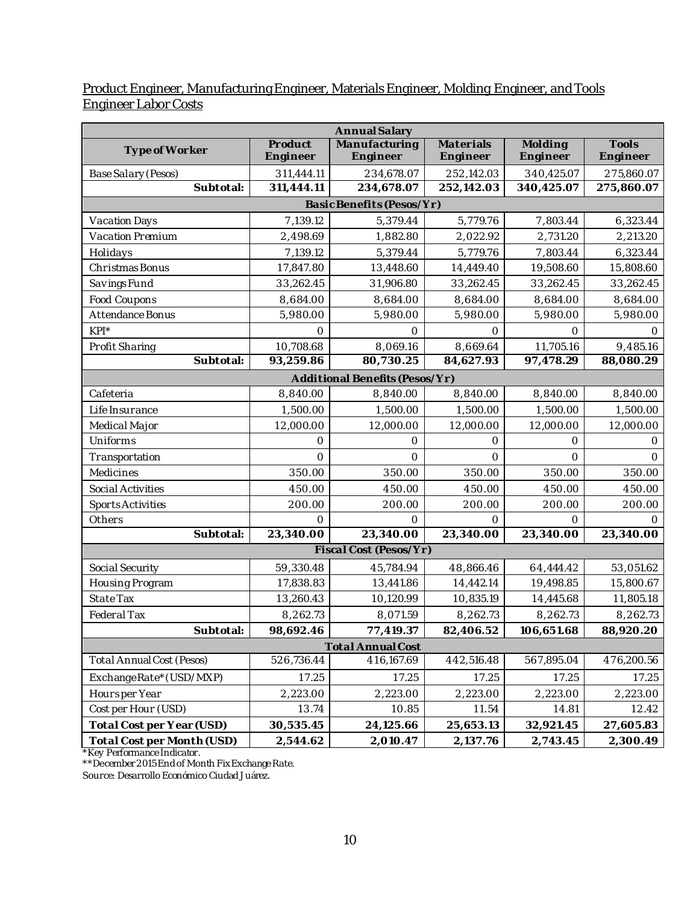Product Engineer, Manufacturing Engineer, Materials Engineer, Molding Engineer, and Tools Engineer Labor Costs

| Annual Salary | | | | | |
|---|---|---|---|---|---|
| **Type of Worker** | **Product Engineer** | **Manufacturing Engineer** | **Materials Engineer** | **Molding Engineer** | **Tools Engineer** |
| Base Salary (Pesos) | 311,444.11 | 234,678.07 | 252,142.03 | 340,425.07 | 275,860.07 |
| **Subtotal:** | **311,444.11** | **234,678.07** | **252,142.03** | **340,425.07** | **275,860.07** |
| **Basic Benefits (Pesos/Yr)** | | | | | |
| Vacation Days | 7,139.12 | 5,379.44 | 5,779.76 | 7,803.44 | 6,323.44 |
| Vacation Premium | 2,498.69 | 1,882.80 | 2,022.92 | 2,731.20 | 2,213.20 |
| Holidays | 7,139.12 | 5,379.44 | 5,779.76 | 7,803.44 | 6,323.44 |
| Christmas Bonus | 17,847.80 | 13,448.60 | 14,449.40 | 19,508.60 | 15,808.60 |
| Savings Fund | 33,262.45 | 31,906.80 | 33,262.45 | 33,262.45 | 33,262.45 |
| Food Coupons | 8,684.00 | 8,684.00 | 8,684.00 | 8,684.00 | 8,684.00 |
| Attendance Bonus | 5,980.00 | 5,980.00 | 5,980.00 | 5,980.00 | 5,980.00 |
| KPI* | 0 | 0 | 0 | 0 | 0 |
| Profit Sharing | 10,708.68 | 8,069.16 | 8,669.64 | 11,705.16 | 9,485.16 |
| **Subtotal:** | **93,259.86** | **80,730.25** | **84,627.93** | **97,478.29** | **88,080.29** |
| **Additional Benefits (Pesos/Yr)** | | | | | |
| Cafeteria | 8,840.00 | 8,840.00 | 8,840.00 | 8,840.00 | 8,840.00 |
| Life Insurance | 1,500.00 | 1,500.00 | 1,500.00 | 1,500.00 | 1,500.00 |
| Medical Major | 12,000.00 | 12,000.00 | 12,000.00 | 12,000.00 | 12,000.00 |
| Uniforms | 0 | 0 | 0 | 0 | 0 |
| Transportation | 0 | 0 | 0 | 0 | 0 |
| Medicines | 350.00 | 350.00 | 350.00 | 350.00 | 350.00 |
| Social Activities | 450.00 | 450.00 | 450.00 | 450.00 | 450.00 |
| Sports Activities | 200.00 | 200.00 | 200.00 | 200.00 | 200.00 |
| Others | 0 | 0 | 0 | 0 | 0 |
| **Subtotal:** | **23,340.00** | **23,340.00** | **23,340.00** | **23,340.00** | **23,340.00** |
| **Fiscal Cost (Pesos/Yr)** | | | | | |
| Social Security | 59,330.48 | 45,784.94 | 48,866.46 | 64,444.42 | 53,051.62 |
| Housing Program | 17,838.83 | 13,441.86 | 14,442.14 | 19,498.85 | 15,800.67 |
| State Tax | 13,260.43 | 10,120.99 | 10,835.19 | 14,445.68 | 11,805.18 |
| Federal Tax | 8,262.73 | 8,071.59 | 8,262.73 | 8,262.73 | 8,262.73 |
| **Subtotal:** | **98,692.46** | **77,419.37** | **82,406.52** | **106,651.68** | **88,920.20** |
| **Total Annual Cost** | | | | | |
| Total Annual Cost (Pesos) | 526,736.44 | 416,167.69 | 442,516.48 | 567,895.04 | 476,200.56 |
| Exchange Rate* (USD/MXP) | 17.25 | 17.25 | 17.25 | 17.25 | 17.25 |
| Hours per Year | 2,223.00 | 2,223.00 | 2,223.00 | 2,223.00 | 2,223.00 |
| Cost per Hour (USD) | 13.74 | 10.85 | 11.54 | 14.81 | 12.42 |
| **Total Cost per Year (USD)** | **30,535.45** | **24,125.66** | **25,653.13** | **32,921.45** | **27,605.83** |
| **Total Cost per Month (USD)** | **2,544.62** | **2,010.47** | **2,137.76** | **2,743.45** | **2,300.49** |

*Key Performance Indicator.
**December 2015 End of Month Fix Exchange Rate.
Source: Desarrollo Económico Ciudad Juárez.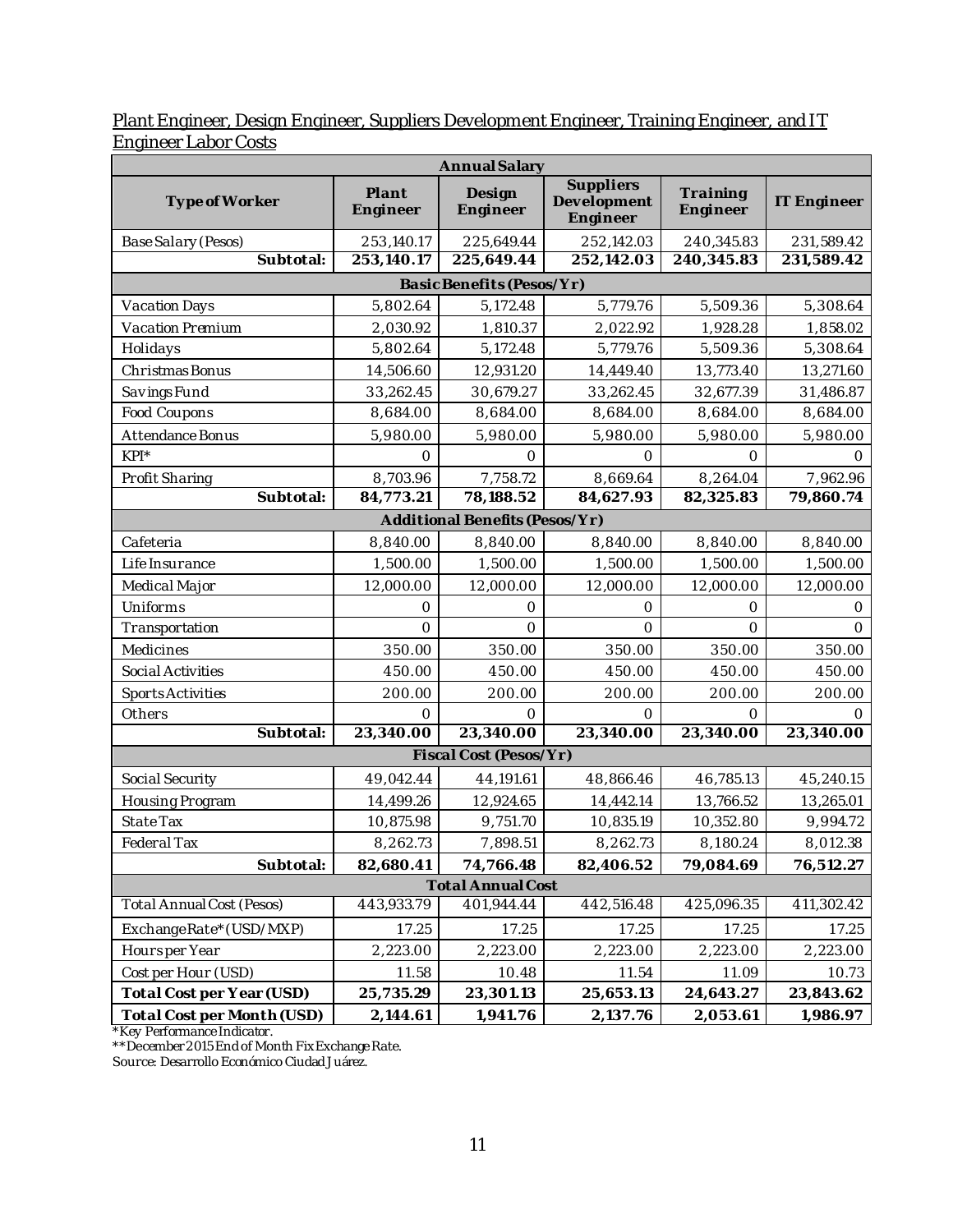Plant Engineer, Design Engineer, Suppliers Development Engineer, Training Engineer, and IT Engineer Labor Costs

| **Annual Salary** | | | | | |
|---|---|---|---|---|---|
| **Type of Worker** | **Plant Engineer** | **Design Engineer** | **Suppliers Development Engineer** | **Training Engineer** | **IT Engineer** |
| Base Salary (Pesos) | 253,140.17 | 225,649.44 | 252,142.03 | 240,345.83 | 231,589.42 |
| **Subtotal:** | **253,140.17** | **225,649.44** | **252,142.03** | **240,345.83** | **231,589.42** |
| **Basic Benefits (Pesos/Yr)** | | | | | |
| Vacation Days | 5,802.64 | 5,172.48 | 5,779.76 | 5,509.36 | 5,308.64 |
| Vacation Premium | 2,030.92 | 1,810.37 | 2,022.92 | 1,928.28 | 1,858.02 |
| Holidays | 5,802.64 | 5,172.48 | 5,779.76 | 5,509.36 | 5,308.64 |
| Christmas Bonus | 14,506.60 | 12,931.20 | 14,449.40 | 13,773.40 | 13,271.60 |
| Savings Fund | 33,262.45 | 30,679.27 | 33,262.45 | 32,677.39 | 31,486.87 |
| Food Coupons | 8,684.00 | 8,684.00 | 8,684.00 | 8,684.00 | 8,684.00 |
| Attendance Bonus | 5,980.00 | 5,980.00 | 5,980.00 | 5,980.00 | 5,980.00 |
| KPI* | 0 | 0 | 0 | 0 | 0 |
| Profit Sharing | 8,703.96 | 7,758.72 | 8,669.64 | 8,264.04 | 7,962.96 |
| **Subtotal:** | **84,773.21** | **78,188.52** | **84,627.93** | **82,325.83** | **79,860.74** |
| **Additional Benefits (Pesos/Yr)** | | | | | |
| Cafeteria | 8,840.00 | 8,840.00 | 8,840.00 | 8,840.00 | 8,840.00 |
| Life Insurance | 1,500.00 | 1,500.00 | 1,500.00 | 1,500.00 | 1,500.00 |
| Medical Major | 12,000.00 | 12,000.00 | 12,000.00 | 12,000.00 | 12,000.00 |
| Uniforms | 0 | 0 | 0 | 0 | 0 |
| Transportation | 0 | 0 | 0 | 0 | 0 |
| Medicines | 350.00 | 350.00 | 350.00 | 350.00 | 350.00 |
| Social Activities | 450.00 | 450.00 | 450.00 | 450.00 | 450.00 |
| Sports Activities | 200.00 | 200.00 | 200.00 | 200.00 | 200.00 |
| Others | 0 | 0 | 0 | 0 | 0 |
| **Subtotal:** | **23,340.00** | **23,340.00** | **23,340.00** | **23,340.00** | **23,340.00** |
| **Fiscal Cost (Pesos/Yr)** | | | | | |
| Social Security | 49,042.44 | 44,191.61 | 48,866.46 | 46,785.13 | 45,240.15 |
| Housing Program | 14,499.26 | 12,924.65 | 14,442.14 | 13,766.52 | 13,265.01 |
| State Tax | 10,875.98 | 9,751.70 | 10,835.19 | 10,352.80 | 9,994.72 |
| Federal Tax | 8,262.73 | 7,898.51 | 8,262.73 | 8,180.24 | 8,012.38 |
| **Subtotal:** | **82,680.41** | **74,766.48** | **82,406.52** | **79,084.69** | **76,512.27** |
| **Total Annual Cost** | | | | | |
| Total Annual Cost (Pesos) | 443,933.79 | 401,944.44 | 442,516.48 | 425,096.35 | 411,302.42 |
| Exchange Rate* (USD/MXP) | 17.25 | 17.25 | 17.25 | 17.25 | 17.25 |
| Hours per Year | 2,223.00 | 2,223.00 | 2,223.00 | 2,223.00 | 2,223.00 |
| Cost per Hour (USD) | 11.58 | 10.48 | 11.54 | 11.09 | 10.73 |
| **Total Cost per Year (USD)** | **25,735.29** | **23,301.13** | **25,653.13** | **24,643.27** | **23,843.62** |
| **Total Cost per Month (USD)** | **2,144.61** | **1,941.76** | **2,137.76** | **2,053.61** | **1,986.97** |

*Key Performance Indicator.

**December 2015 End of Month Fix Exchange Rate.

Source: Desarrollo Económico Ciudad Juárez.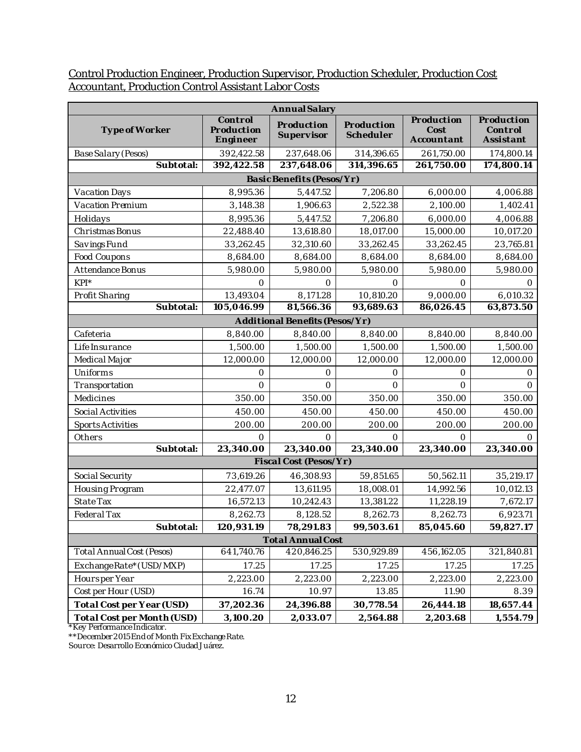Control Production Engineer, Production Supervisor, Production Scheduler, Production Cost Accountant, Production Control Assistant Labor Costs

| Annual Salary | | | | | |
|---|---|---|---|---|---|
| **Type of Worker** | **Control Production Engineer** | **Production Supervisor** | **Production Scheduler** | **Production Cost Accountant** | **Production Control Assistant** |
| Base Salary (Pesos) | 392,422.58 | 237,648.06 | 314,396.65 | 261,750.00 | 174,800.14 |
| **Subtotal:** | **392,422.58** | **237,648.06** | **314,396.65** | **261,750.00** | **174,800.14** |
| **Basic Benefits (Pesos/Yr)** | | | | | |
| Vacation Days | 8,995.36 | 5,447.52 | 7,206.80 | 6,000.00 | 4,006.88 |
| Vacation Premium | 3,148.38 | 1,906.63 | 2,522.38 | 2,100.00 | 1,402.41 |
| Holidays | 8,995.36 | 5,447.52 | 7,206.80 | 6,000.00 | 4,006.88 |
| Christmas Bonus | 22,488.40 | 13,618.80 | 18,017.00 | 15,000.00 | 10,017.20 |
| Savings Fund | 33,262.45 | 32,310.60 | 33,262.45 | 33,262.45 | 23,765.81 |
| Food Coupons | 8,684.00 | 8,684.00 | 8,684.00 | 8,684.00 | 8,684.00 |
| Attendance Bonus | 5,980.00 | 5,980.00 | 5,980.00 | 5,980.00 | 5,980.00 |
| KPI* | 0 | 0 | 0 | 0 | 0 |
| Profit Sharing | 13,493.04 | 8,171.28 | 10,810.20 | 9,000.00 | 6,010.32 |
| **Subtotal:** | **105,046.99** | **81,566.36** | **93,689.63** | **86,026.45** | **63,873.50** |
| **Additional Benefits (Pesos/Yr)** | | | | | |
| Cafeteria | 8,840.00 | 8,840.00 | 8,840.00 | 8,840.00 | 8,840.00 |
| Life Insurance | 1,500.00 | 1,500.00 | 1,500.00 | 1,500.00 | 1,500.00 |
| Medical Major | 12,000.00 | 12,000.00 | 12,000.00 | 12,000.00 | 12,000.00 |
| Uniforms | 0 | 0 | 0 | 0 | 0 |
| Transportation | 0 | 0 | 0 | 0 | 0 |
| Medicines | 350.00 | 350.00 | 350.00 | 350.00 | 350.00 |
| Social Activities | 450.00 | 450.00 | 450.00 | 450.00 | 450.00 |
| Sports Activities | 200.00 | 200.00 | 200.00 | 200.00 | 200.00 |
| Others | 0 | 0 | 0 | 0 | 0 |
| **Subtotal:** | **23,340.00** | **23,340.00** | **23,340.00** | **23,340.00** | **23,340.00** |
| **Fiscal Cost (Pesos/Yr)** | | | | | |
| Social Security | 73,619.26 | 46,308.93 | 59,851.65 | 50,562.11 | 35,219.17 |
| Housing Program | 22,477.07 | 13,611.95 | 18,008.01 | 14,992.56 | 10,012.13 |
| State Tax | 16,572.13 | 10,242.43 | 13,381.22 | 11,228.19 | 7,672.17 |
| Federal Tax | 8,262.73 | 8,128.52 | 8,262.73 | 8,262.73 | 6,923.71 |
| **Subtotal:** | **120,931.19** | **78,291.83** | **99,503.61** | **85,045.60** | **59,827.17** |
| **Total Annual Cost** | | | | | |
| Total Annual Cost (Pesos) | 641,740.76 | 420,846.25 | 530,929.89 | 456,162.05 | 321,840.81 |
| Exchange Rate* (USD/MXP) | 17.25 | 17.25 | 17.25 | 17.25 | 17.25 |
| Hours per Year | 2,223.00 | 2,223.00 | 2,223.00 | 2,223.00 | 2,223.00 |
| Cost per Hour (USD) | 16.74 | 10.97 | 13.85 | 11.90 | 8.39 |
| **Total Cost per Year (USD)** | **37,202.36** | **24,396.88** | **30,778.54** | **26,444.18** | **18,657.44** |
| **Total Cost per Month (USD)** | **3,100.20** | **2,033.07** | **2,564.88** | **2,203.68** | **1,554.79** |

*Key Performance Indicator.
**December 2015 End of Month Fix Exchange Rate.
Source: Desarrollo Económico Ciudad Juárez.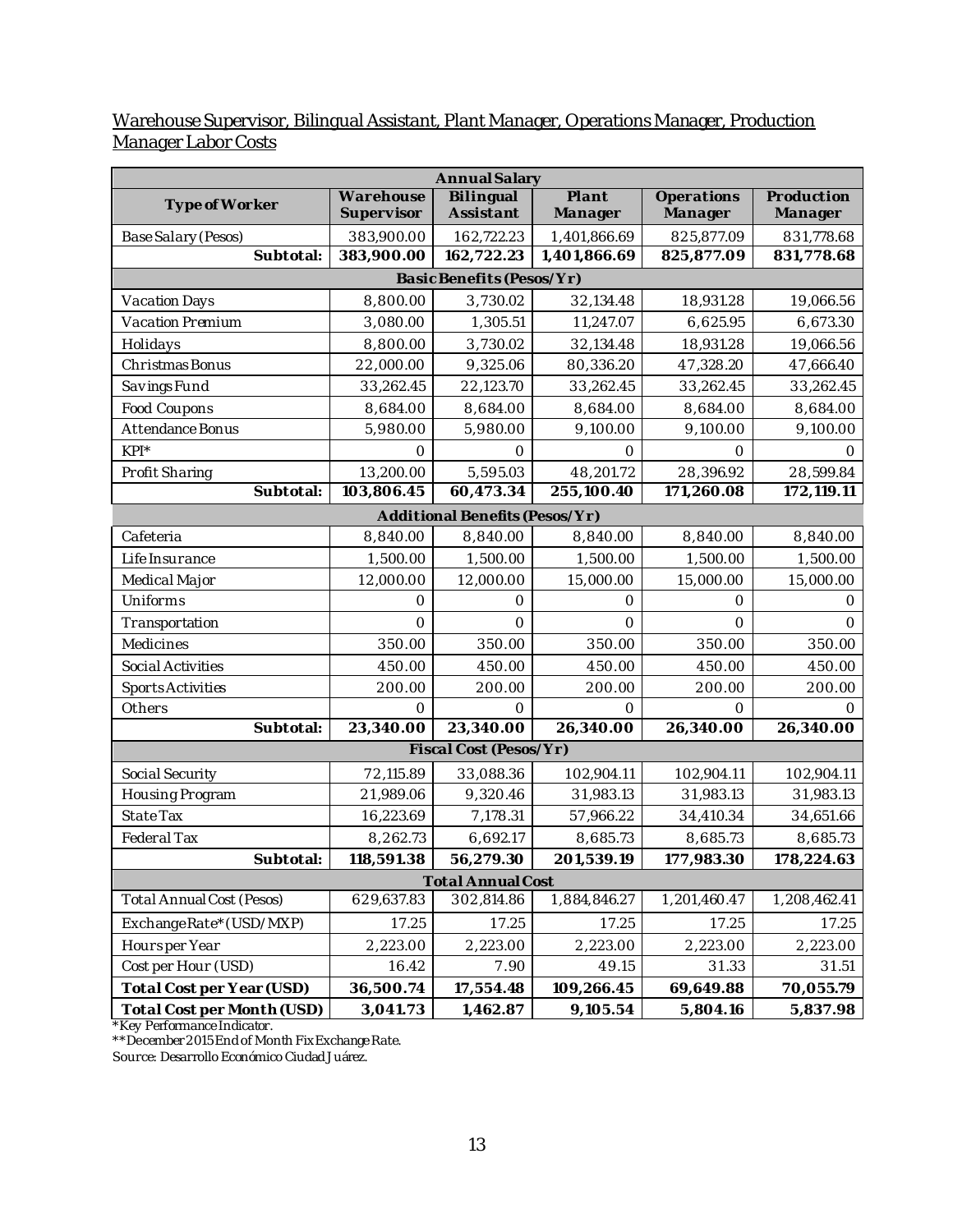Warehouse Supervisor, Bilingual Assistant, Plant Manager, Operations Manager, Production Manager Labor Costs

| Annual Salary | | | | | |
|---|---|---|---|---|---|
| **Type of Worker** | **Warehouse Supervisor** | **Bilingual Assistant** | **Plant Manager** | **Operations Manager** | **Production Manager** |
| Base Salary (Pesos) | 383,900.00 | 162,722.23 | 1,401,866.69 | 825,877.09 | 831,778.68 |
| **Subtotal:** | **383,900.00** | **162,722.23** | **1,401,866.69** | **825,877.09** | **831,778.68** |
| **Basic Benefits (Pesos/Yr)** | | | | | |
| Vacation Days | 8,800.00 | 3,730.02 | 32,134.48 | 18,931.28 | 19,066.56 |
| Vacation Premium | 3,080.00 | 1,305.51 | 11,247.07 | 6,625.95 | 6,673.30 |
| Holidays | 8,800.00 | 3,730.02 | 32,134.48 | 18,931.28 | 19,066.56 |
| Christmas Bonus | 22,000.00 | 9,325.06 | 80,336.20 | 47,328.20 | 47,666.40 |
| Savings Fund | 33,262.45 | 22,123.70 | 33,262.45 | 33,262.45 | 33,262.45 |
| Food Coupons | 8,684.00 | 8,684.00 | 8,684.00 | 8,684.00 | 8,684.00 |
| Attendance Bonus | 5,980.00 | 5,980.00 | 9,100.00 | 9,100.00 | 9,100.00 |
| KPI* | 0 | 0 | 0 | 0 | 0 |
| Profit Sharing | 13,200.00 | 5,595.03 | 48,201.72 | 28,396.92 | 28,599.84 |
| **Subtotal:** | **103,806.45** | **60,473.34** | **255,100.40** | **171,260.08** | **172,119.11** |
| **Additional Benefits (Pesos/Yr)** | | | | | |
| Cafeteria | 8,840.00 | 8,840.00 | 8,840.00 | 8,840.00 | 8,840.00 |
| Life Insurance | 1,500.00 | 1,500.00 | 1,500.00 | 1,500.00 | 1,500.00 |
| Medical Major | 12,000.00 | 12,000.00 | 15,000.00 | 15,000.00 | 15,000.00 |
| Uniforms | 0 | 0 | 0 | 0 | 0 |
| Transportation | 0 | 0 | 0 | 0 | 0 |
| Medicines | 350.00 | 350.00 | 350.00 | 350.00 | 350.00 |
| Social Activities | 450.00 | 450.00 | 450.00 | 450.00 | 450.00 |
| Sports Activities | 200.00 | 200.00 | 200.00 | 200.00 | 200.00 |
| Others | 0 | 0 | 0 | 0 | 0 |
| **Subtotal:** | **23,340.00** | **23,340.00** | **26,340.00** | **26,340.00** | **26,340.00** |
| **Fiscal Cost (Pesos/Yr)** | | | | | |
| Social Security | 72,115.89 | 33,088.36 | 102,904.11 | 102,904.11 | 102,904.11 |
| Housing Program | 21,989.06 | 9,320.46 | 31,983.13 | 31,983.13 | 31,983.13 |
| State Tax | 16,223.69 | 7,178.31 | 57,966.22 | 34,410.34 | 34,651.66 |
| Federal Tax | 8,262.73 | 6,692.17 | 8,685.73 | 8,685.73 | 8,685.73 |
| **Subtotal:** | **118,591.38** | **56,279.30** | **201,539.19** | **177,983.30** | **178,224.63** |
| **Total Annual Cost** | | | | | |
| Total Annual Cost (Pesos) | 629,637.83 | 302,814.86 | 1,884,846.27 | 1,201,460.47 | 1,208,462.41 |
| Exchange Rate* (USD/MXP) | 17.25 | 17.25 | 17.25 | 17.25 | 17.25 |
| Hours per Year | 2,223.00 | 2,223.00 | 2,223.00 | 2,223.00 | 2,223.00 |
| Cost per Hour (USD) | 16.42 | 7.90 | 49.15 | 31.33 | 31.51 |
| **Total Cost per Year (USD)** | **36,500.74** | **17,554.48** | **109,266.45** | **69,649.88** | **70,055.79** |
| **Total Cost per Month (USD)** | **3,041.73** | **1,462.87** | **9,105.54** | **5,804.16** | **5,837.98** |

*Key Performance Indicator.
**December 2015 End of Month Fix Exchange Rate.
Source: Desarrollo Económico Ciudad Juárez.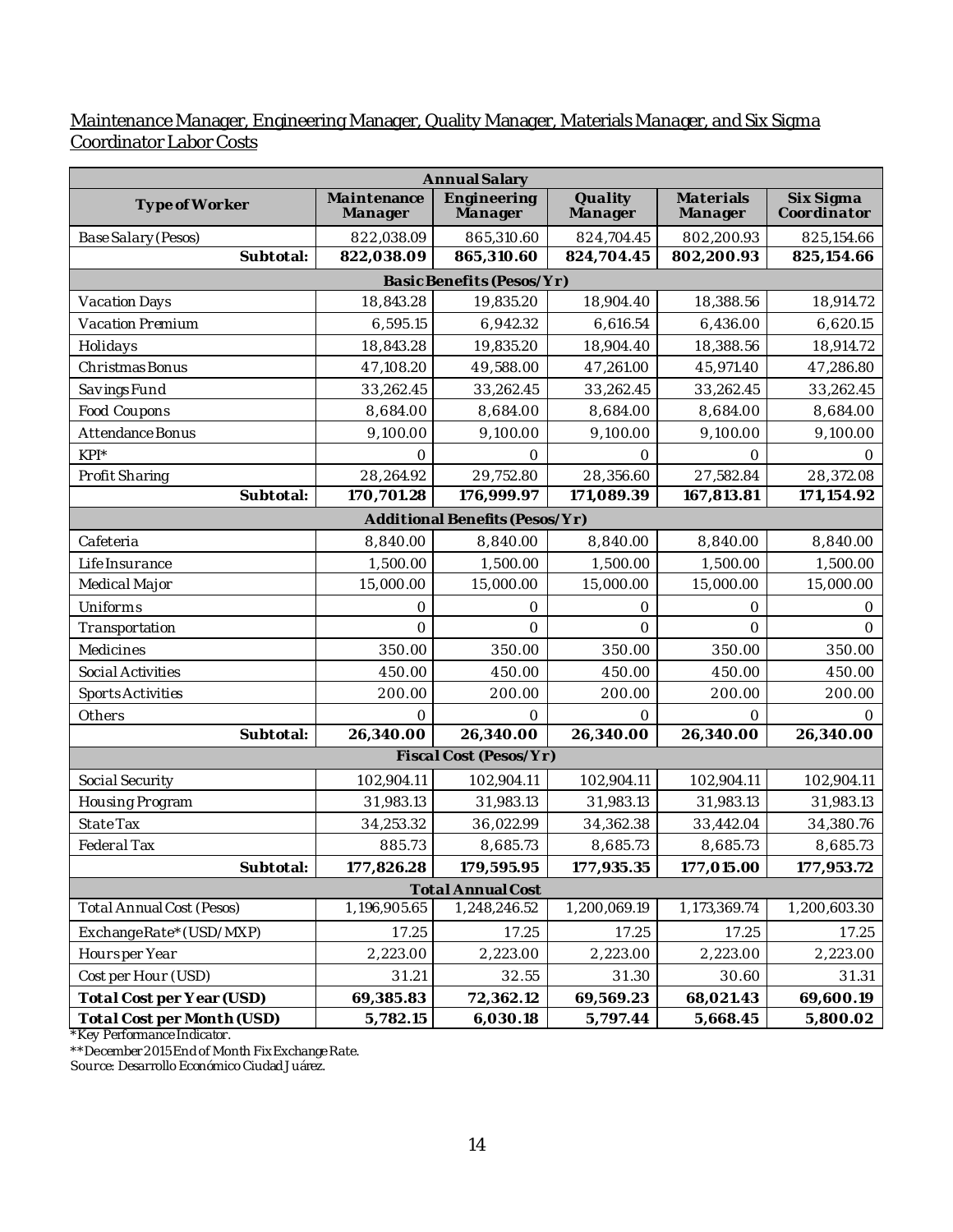Maintenance Manager, Engineering Manager, Quality Manager, Materials Manager, and Six Sigma Coordinator Labor Costs

| Annual Salary | | | | | |
|---|---|---|---|---|---|
| **Type of Worker** | **Maintenance Manager** | **Engineering Manager** | **Quality Manager** | **Materials Manager** | **Six Sigma Coordinator** |
| Base Salary (Pesos) | 822,038.09 | 865,310.60 | 824,704.45 | 802,200.93 | 825,154.66 |
| **Subtotal:** | **822,038.09** | **865,310.60** | **824,704.45** | **802,200.93** | **825,154.66** |
| **Basic Benefits (Pesos/Yr)** | | | | | |
| Vacation Days | 18,843.28 | 19,835.20 | 18,904.40 | 18,388.56 | 18,914.72 |
| Vacation Premium | 6,595.15 | 6,942.32 | 6,616.54 | 6,436.00 | 6,620.15 |
| Holidays | 18,843.28 | 19,835.20 | 18,904.40 | 18,388.56 | 18,914.72 |
| Christmas Bonus | 47,108.20 | 49,588.00 | 47,261.00 | 45,971.40 | 47,286.80 |
| Savings Fund | 33,262.45 | 33,262.45 | 33,262.45 | 33,262.45 | 33,262.45 |
| Food Coupons | 8,684.00 | 8,684.00 | 8,684.00 | 8,684.00 | 8,684.00 |
| Attendance Bonus | 9,100.00 | 9,100.00 | 9,100.00 | 9,100.00 | 9,100.00 |
| KPI* | 0 | 0 | 0 | 0 | 0 |
| Profit Sharing | 28,264.92 | 29,752.80 | 28,356.60 | 27,582.84 | 28,372.08 |
| **Subtotal:** | **170,701.28** | **176,999.97** | **171,089.39** | **167,813.81** | **171,154.92** |
| **Additional Benefits (Pesos/Yr)** | | | | | |
| Cafeteria | 8,840.00 | 8,840.00 | 8,840.00 | 8,840.00 | 8,840.00 |
| Life Insurance | 1,500.00 | 1,500.00 | 1,500.00 | 1,500.00 | 1,500.00 |
| Medical Major | 15,000.00 | 15,000.00 | 15,000.00 | 15,000.00 | 15,000.00 |
| Uniforms | 0 | 0 | 0 | 0 | 0 |
| Transportation | 0 | 0 | 0 | 0 | 0 |
| Medicines | 350.00 | 350.00 | 350.00 | 350.00 | 350.00 |
| Social Activities | 450.00 | 450.00 | 450.00 | 450.00 | 450.00 |
| Sports Activities | 200.00 | 200.00 | 200.00 | 200.00 | 200.00 |
| Others | 0 | 0 | 0 | 0 | 0 |
| **Subtotal:** | **26,340.00** | **26,340.00** | **26,340.00** | **26,340.00** | **26,340.00** |
| **Fiscal Cost (Pesos/Yr)** | | | | | |
| Social Security | 102,904.11 | 102,904.11 | 102,904.11 | 102,904.11 | 102,904.11 |
| Housing Program | 31,983.13 | 31,983.13 | 31,983.13 | 31,983.13 | 31,983.13 |
| State Tax | 34,253.32 | 36,022.99 | 34,362.38 | 33,442.04 | 34,380.76 |
| Federal Tax | 885.73 | 8,685.73 | 8,685.73 | 8,685.73 | 8,685.73 |
| **Subtotal:** | **177,826.28** | **179,595.95** | **177,935.35** | **177,015.00** | **177,953.72** |
| **Total Annual Cost** | | | | | |
| Total Annual Cost (Pesos) | 1,196,905.65 | 1,248,246.52 | 1,200,069.19 | 1,173,369.74 | 1,200,603.30 |
| Exchange Rate* (USD/MXP) | 17.25 | 17.25 | 17.25 | 17.25 | 17.25 |
| Hours per Year | 2,223.00 | 2,223.00 | 2,223.00 | 2,223.00 | 2,223.00 |
| Cost per Hour (USD) | 31.21 | 32.55 | 31.30 | 30.60 | 31.31 |
| **Total Cost per Year (USD)** | **69,385.83** | **72,362.12** | **69,569.23** | **68,021.43** | **69,600.19** |
| **Total Cost per Month (USD)** | **5,782.15** | **6,030.18** | **5,797.44** | **5,668.45** | **5,800.02** |

*Key Performance Indicator.

**December 2015 End of Month Fix Exchange Rate.

Source: Desarrollo Económico Ciudad Juárez.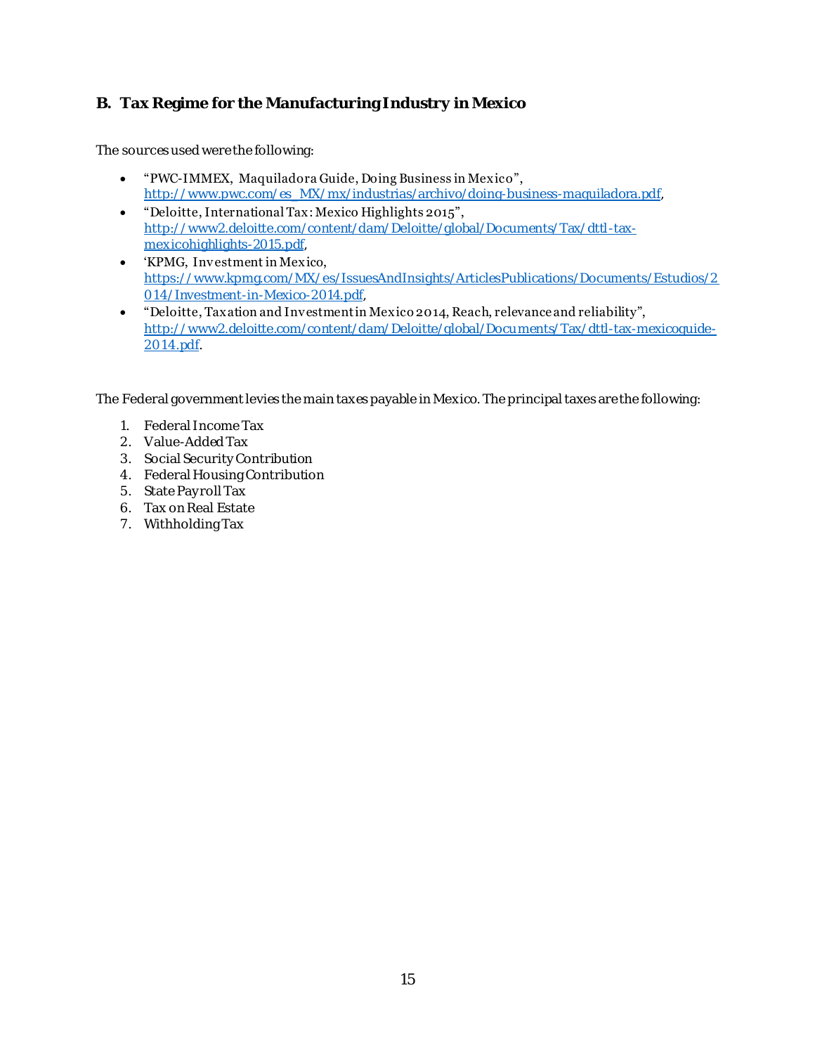## B. Tax Regime for the Manufacturing Industry in Mexico

The sources used were the following:

- "PWC-IMMEX, Maquiladora Guide, Doing Business in Mexico", http://www.pwc.com/es_MX/mx/industrias/archivo/doing-business-maquiladora.pdf,
- "Deloitte, International Tax: Mexico Highlights 2015", http://www2.deloitte.com/content/dam/Deloitte/global/Documents/Tax/dttl-tax-mexicohighlights-2015.pdf,
- 'KPMG, Investment in Mexico, https://www.kpmg.com/MX/es/IssuesAndInsights/ArticlesPublications/Documents/Estudios/2014/Investment-in-Mexico-2014.pdf,
- "Deloitte, Taxation and Investment in Mexico 2014, Reach, relevance and reliability", http://www2.deloitte.com/content/dam/Deloitte/global/Documents/Tax/dttl-tax-mexicoguide-2014.pdf.

The Federal government levies the main taxes payable in Mexico. The principal taxes are the following:

1. Federal Income Tax
2. Value-Added Tax
3. Social Security Contribution
4. Federal Housing Contribution
5. State Payroll Tax
6. Tax on Real Estate
7. Withholding Tax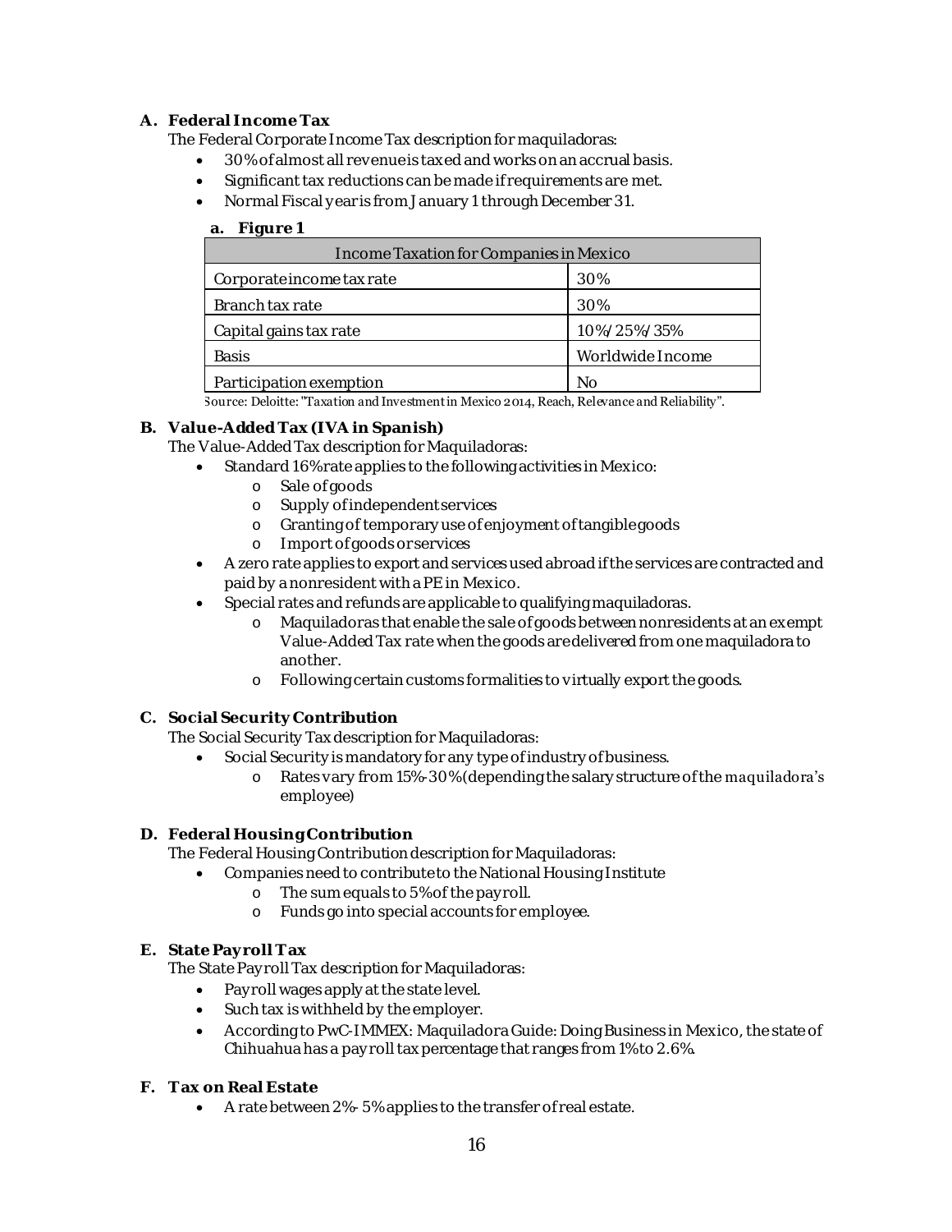### A. Federal Income Tax

The Federal Corporate Income Tax description for maquiladoras:

- 30% of almost all revenue is taxed and works on an accrual basis.
- Significant tax reductions can be made if requirements are met.
- Normal Fiscal year is from January 1 through December 31.

**a. Figure 1**

| Income Taxation for Companies in Mexico | |
|---|---|
| Corporate income tax rate | 30% |
| Branch tax rate | 30% |
| Capital gains tax rate | 10%/25%/35% |
| Basis | Worldwide Income |
| Participation exemption | No |

Source: Deloitte: "Taxation and Investment in Mexico 2014, Reach, Relevance and Reliability".

### B. Value-Added Tax (IVA in Spanish)

The Value-Added Tax description for Maquiladoras:

- Standard 16% rate applies to the following activities in Mexico:
  - Sale of goods
  - Supply of independent services
  - Granting of temporary use of enjoyment of tangible goods
  - Import of goods or services
- A zero rate applies to export and services used abroad if the services are contracted and paid by a nonresident with a PE in Mexico.
- Special rates and refunds are applicable to qualifying maquiladoras.
  - Maquiladoras that enable the sale of goods between nonresidents at an exempt Value-Added Tax rate when the goods are delivered from one maquiladora to another.
  - Following certain customs formalities to virtually export the goods.

### C. Social Security Contribution

The Social Security Tax description for Maquiladoras:

- Social Security is mandatory for any type of industry of business.
  - Rates vary from 15%-30% (depending the salary structure of the maquiladora's employee)

### D. Federal Housing Contribution

The Federal Housing Contribution description for Maquiladoras:

- Companies need to contribute to the National Housing Institute
  - The sum equals to 5% of the payroll.
  - Funds go into special accounts for employee.

### E. State Payroll Tax

The State Payroll Tax description for Maquiladoras:

- Payroll wages apply at the state level.
- Such tax is withheld by the employer.
- According to PwC-IMMEX: Maquiladora Guide: Doing Business in Mexico, the state of Chihuahua has a payroll tax percentage that ranges from 1% to 2.6%.

### F. Tax on Real Estate

- A rate between 2%- 5% applies to the transfer of real estate.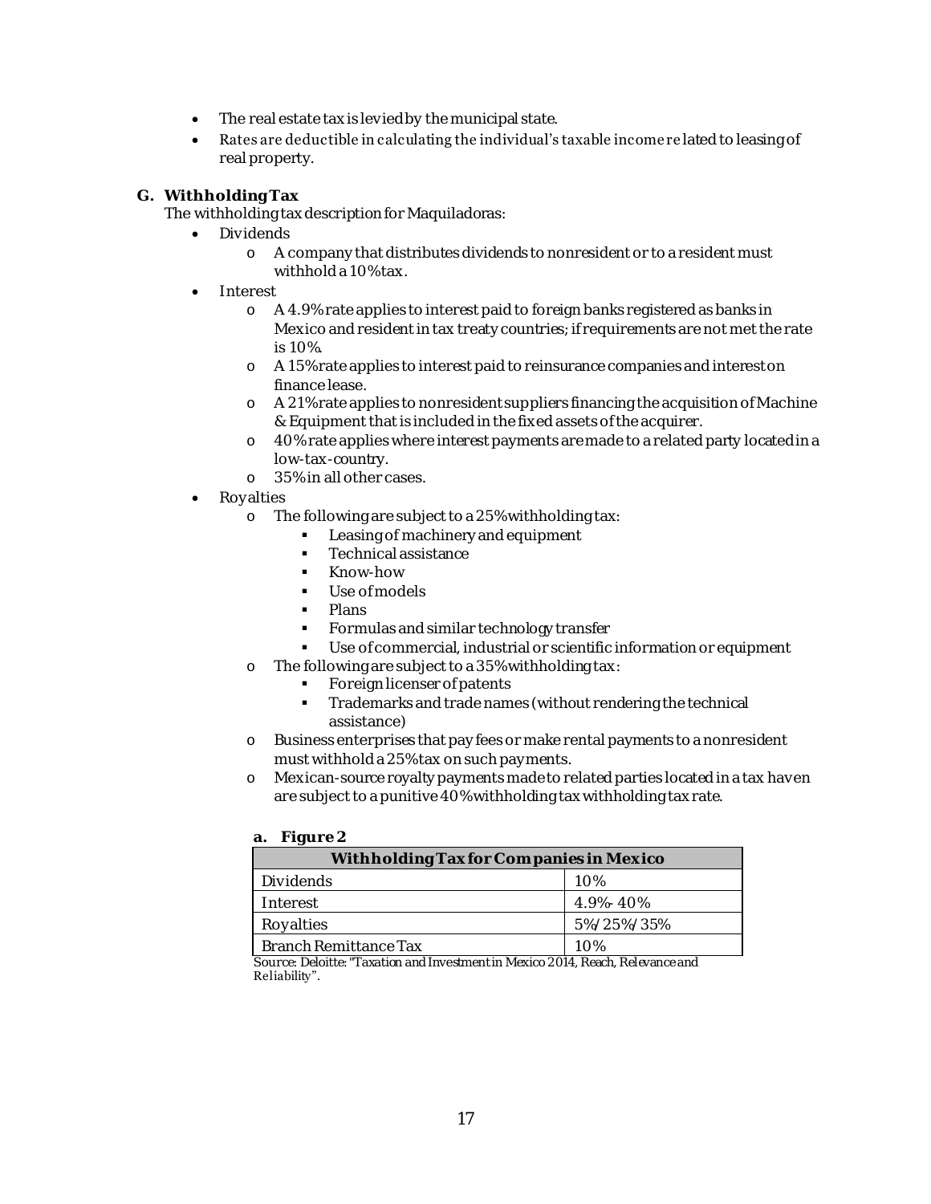- The real estate tax is levied by the municipal state.
- Rates are deductible in calculating the individual's taxable income related to leasing of real property.

### G. Withholding Tax

The withholding tax description for Maquiladoras:

- Dividends
  - A company that distributes dividends to nonresident or to a resident must withhold a 10% tax.
- Interest
  - A 4.9% rate applies to interest paid to foreign banks registered as banks in Mexico and resident in tax treaty countries; if requirements are not met the rate is 10%.
  - A 15% rate applies to interest paid to reinsurance companies and interest on finance lease.
  - A 21% rate applies to nonresident suppliers financing the acquisition of Machine & Equipment that is included in the fixed assets of the acquirer.
  - 40% rate applies where interest payments are made to a related party located in a low-tax-country.
  - 35% in all other cases.
- Royalties
  - The following are subject to a 25% withholding tax:
    - Leasing of machinery and equipment
    - Technical assistance
    - Know-how
    - Use of models
    - Plans
    - Formulas and similar technology transfer
    - Use of commercial, industrial or scientific information or equipment
  - The following are subject to a 35% withholding tax:
    - Foreign licenser of patents
    - Trademarks and trade names (without rendering the technical assistance)
  - Business enterprises that pay fees or make rental payments to a nonresident must withhold a 25% tax on such payments.
  - Mexican-source royalty payments made to related parties located in a tax haven are subject to a punitive 40% withholding tax withholding tax rate.

**a. Figure 2**

| Withholding Tax for Companies in Mexico | |
|---|---|
| Dividends | 10% |
| Interest | 4.9%-40% |
| Royalties | 5%/25%/35% |
| Branch Remittance Tax | 10% |

Source: Deloitte: "Taxation and Investment in Mexico 2014, Reach, Relevance and Reliability".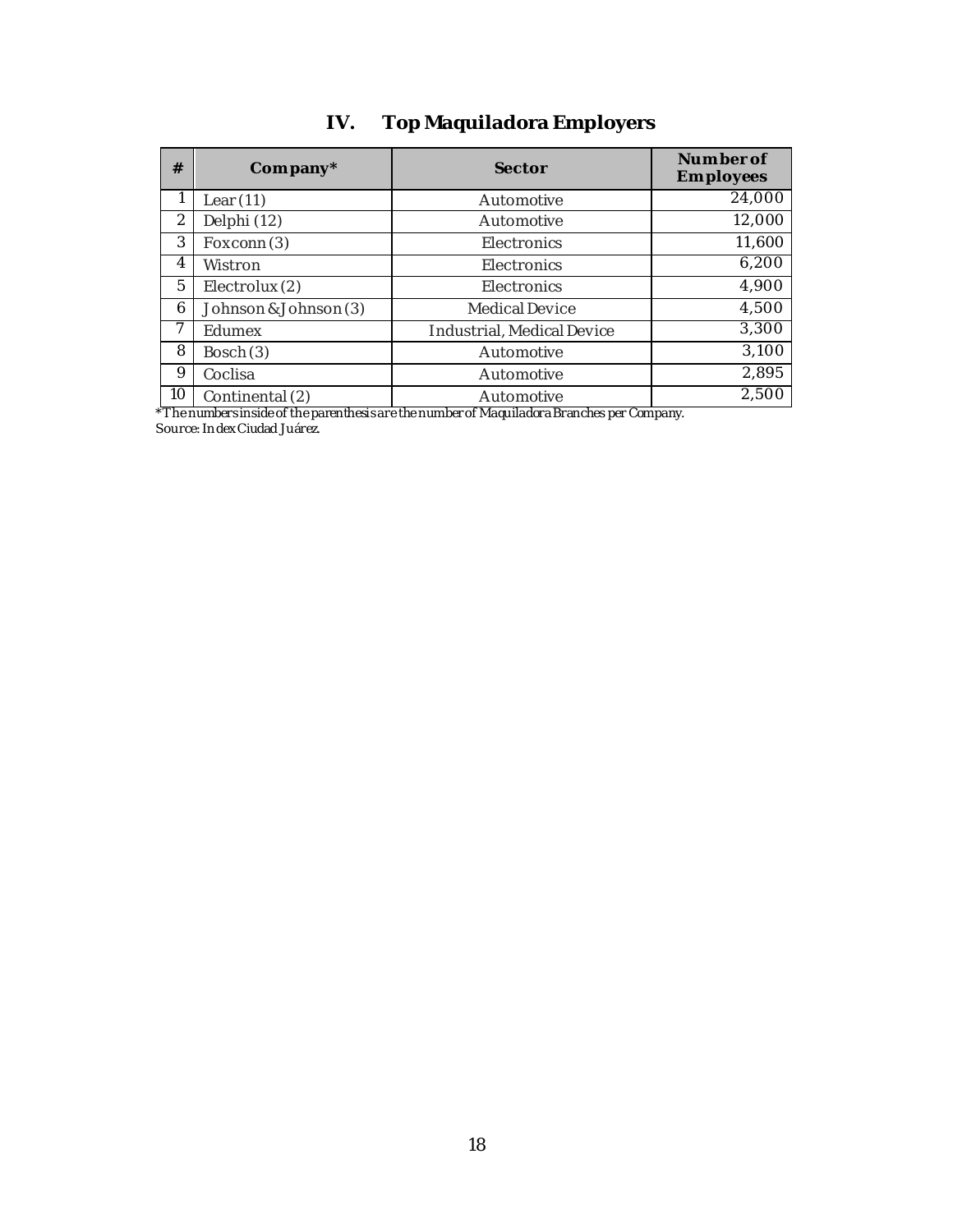## IV. Top Maquiladora Employers

| # | Company* | Sector | Number of Employees |
|---|---|---|---|
| 1 | Lear (11) | Automotive | 24,000 |
| 2 | Delphi (12) | Automotive | 12,000 |
| 3 | Foxconn (3) | Electronics | 11,600 |
| 4 | Wistron | Electronics | 6,200 |
| 5 | Electrolux (2) | Electronics | 4,900 |
| 6 | Johnson & Johnson (3) | Medical Device | 4,500 |
| 7 | Edumex | Industrial, Medical Device | 3,300 |
| 8 | Bosch (3) | Automotive | 3,100 |
| 9 | Coclisa | Automotive | 2,895 |
| 10 | Continental (2) | Automotive | 2,500 |

*The numbers inside of the parenthesis are the number of Maquiladora Branches per Company.
Source: Index Ciudad Juárez.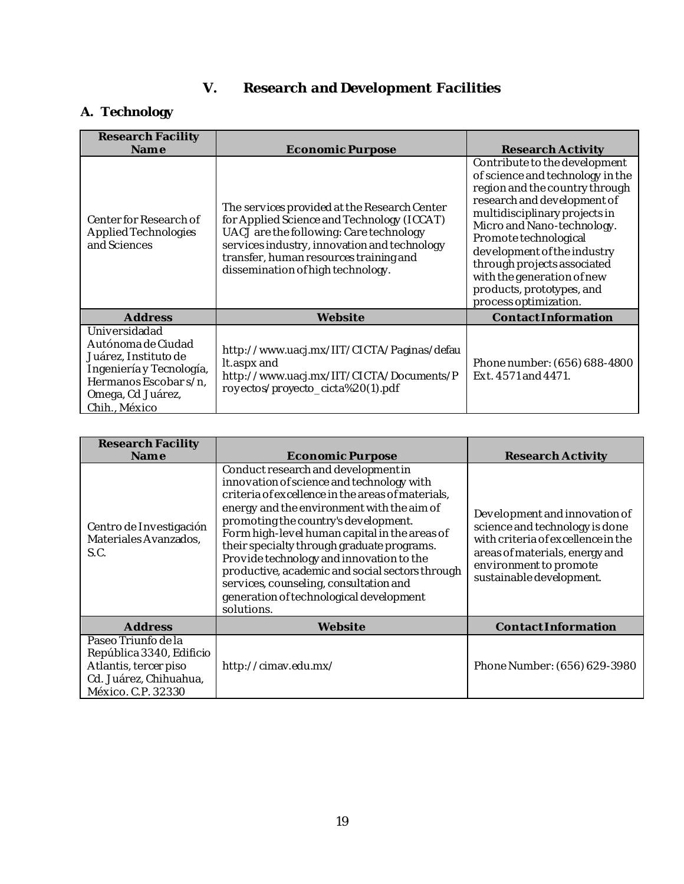# V. Research and Development Facilities

## A. Technology

| Research Facility Name | Economic Purpose | Research Activity |
|---|---|---|
| Center for Research of Applied Technologies and Sciences | The services provided at the Research Center for Applied Science and Technology (ICCAT) UACJ are the following: Care technology services industry, innovation and technology transfer, human resources training and dissemination of high technology. | Contribute to the development of science and technology in the region and the country through research and development of multidisciplinary projects in Micro and Nano-technology. Promote technological development of the industry through projects associated with the generation of new products, prototypes, and process optimization. |
| **Address** | **Website** | **Contact Information** |
| Universidadad Autónoma de Ciudad Juárez, Instituto de Ingeniería y Tecnología, Hermanos Escobar s/n, Omega, Cd Juárez, Chih., México | http://www.uacj.mx/IIT/CICTA/Paginas/default.aspx and http://www.uacj.mx/IIT/CICTA/Documents/Proyectos/proyecto_cicta%20(1).pdf | Phone number: (656) 688-4800 Ext. 4571 and 4471. |

| Research Facility Name | Economic Purpose | Research Activity |
|---|---|---|
| Centro de Investigación Materiales Avanzados, S.C. | Conduct research and development in innovation of science and technology with criteria of excellence in the areas of materials, energy and the environment with the aim of promoting the country's development. Form high-level human capital in the areas of their specialty through graduate programs. Provide technology and innovation to the productive, academic and social sectors through services, counseling, consultation and generation of technological development solutions. | Development and innovation of science and technology is done with criteria of excellence in the areas of materials, energy and environment to promote sustainable development. |
| **Address** | **Website** | **Contact Information** |
| Paseo Triunfo de la República 3340, Edificio Atlantis, tercer piso Cd. Juárez, Chihuahua, México. C.P. 32330 | http://cimav.edu.mx/ | Phone Number: (656) 629-3980 |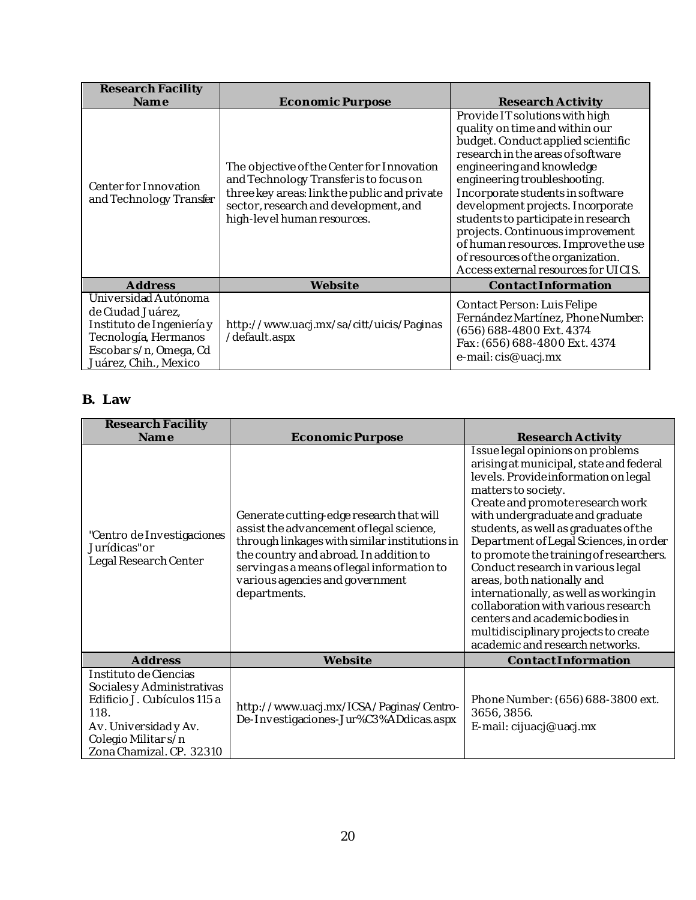| Research Facility Name | Economic Purpose | Research Activity |
|---|---|---|
| Center for Innovation and Technology Transfer | The objective of the Center for Innovation and Technology Transfer is to focus on three key areas: link the public and private sector, research and development, and high-level human resources. | Provide IT solutions with high quality on time and within our budget. Conduct applied scientific research in the areas of software engineering and knowledge engineering troubleshooting. Incorporate students in software development projects. Incorporate students to participate in research projects. Continuous improvement of human resources. Improve the use of resources of the organization. Access external resources for UICIS. |
| **Address** | **Website** | **Contact Information** |
| Universidad Autónoma de Ciudad Juárez, Instituto de Ingeniería y Tecnología, Hermanos Escobar s/n, Omega, Cd Juárez, Chih., Mexico | http://www.uacj.mx/sa/citt/uicis/Paginas/default.aspx | Contact Person: Luis Felipe Fernández Martínez, Phone Number: (656) 688-4800 Ext. 4374 Fax: (656) 688-4800 Ext. 4374 e-mail: cis@uacj.mx |

## B. Law

| Research Facility Name | Economic Purpose | Research Activity |
|---|---|---|
| "Centro de Investigaciones Jurídicas" or Legal Research Center | Generate cutting-edge research that will assist the advancement of legal science, through linkages with similar institutions in the country and abroad. In addition to serving as a means of legal information to various agencies and government departments. | Issue legal opinions on problems arising at municipal, state and federal levels. Provide information on legal matters to society. Create and promote research work with undergraduate and graduate students, as well as graduates of the Department of Legal Sciences, in order to promote the training of researchers. Conduct research in various legal areas, both nationally and internationally, as well as working in collaboration with various research centers and academic bodies in multidisciplinary projects to create academic and research networks. |
| **Address** | **Website** | **Contact Information** |
| Instituto de Ciencias Sociales y Administrativas Edificio J. Cubículos 115 a 118. Av. Universidad y Av. Colegio Militar s/n Zona Chamizal. CP. 32310 | http://www.uacj.mx/ICSA/Paginas/Centro-De-Investigaciones-Jur%C3%ADdicas.aspx | Phone Number: (656) 688-3800 ext. 3656, 3856. E-mail: cijuacj@uacj.mx |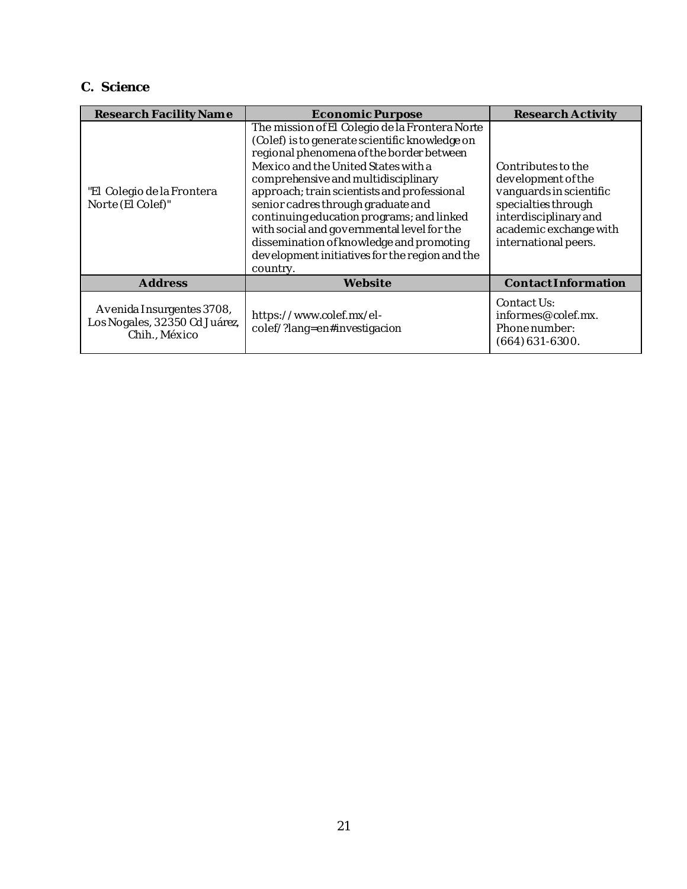## C. Science

| Research Facility Name | Economic Purpose | Research Activity |
| --- | --- | --- |
| "El Colegio de la Frontera Norte (El Colef)" | The mission of El Colegio de la Frontera Norte (Colef) is to generate scientific knowledge on regional phenomena of the border between Mexico and the United States with a comprehensive and multidisciplinary approach; train scientists and professional senior cadres through graduate and continuing education programs; and linked with social and governmental level for the dissemination of knowledge and promoting development initiatives for the region and the country. | Contributes to the development of the vanguards in scientific specialties through interdisciplinary and academic exchange with international peers. |
| **Address** | **Website** | **Contact Information** |
| Avenida Insurgentes 3708, Los Nogales, 32350 Cd Juárez, Chih., México | https://www.colef.mx/el-colef/?lang=en#investigacion | Contact Us: informes@colef.mx. Phone number: (664) 631-6300. |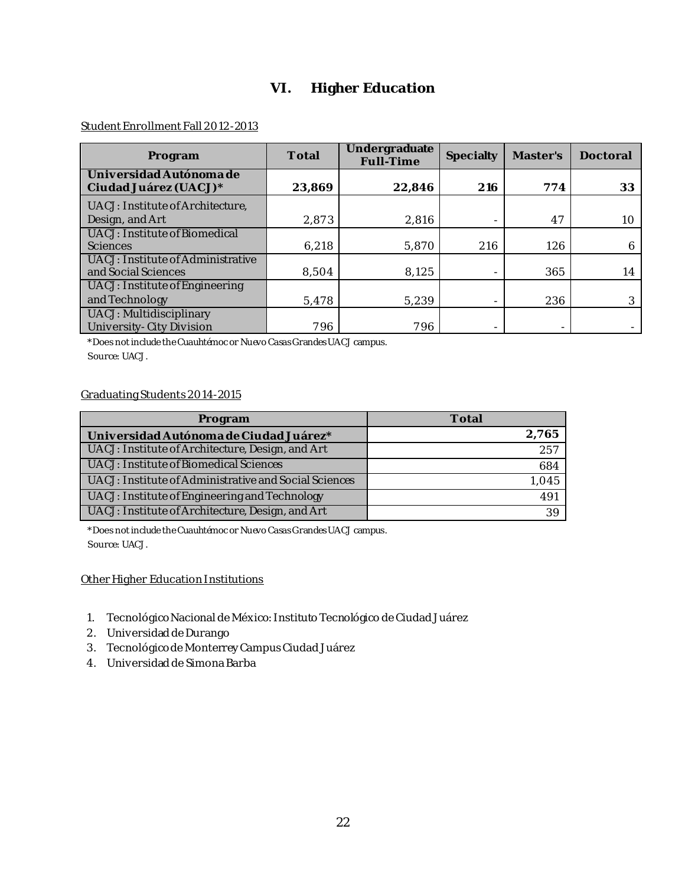# VI. Higher Education

Student Enrollment Fall 2012-2013

| Program | Total | Undergraduate Full-Time | Specialty | Master's | Doctoral |
|---|---|---|---|---|---|
| **Universidad Autónoma de Ciudad Juárez (UACJ)*** | **23,869** | **22,846** | **216** | **774** | **33** |
| UACJ: Institute of Architecture, Design, and Art | 2,873 | 2,816 | - | 47 | 10 |
| UACJ: Institute of Biomedical Sciences | 6,218 | 5,870 | 216 | 126 | 6 |
| UACJ: Institute of Administrative and Social Sciences | 8,504 | 8,125 | - | 365 | 14 |
| UACJ: Institute of Engineering and Technology | 5,478 | 5,239 | - | 236 | 3 |
| UACJ: Multidisciplinary University- City Division | 796 | 796 | - | - | - |

*Does not include the Cuauhtémoc or Nuevo Casas Grandes UACJ campus.
Source: UACJ.

Graduating Students 2014-2015

| Program | Total |
|---|---|
| **Universidad Autónoma de Ciudad Juárez*** | **2,765** |
| UACJ: Institute of Architecture, Design, and Art | 257 |
| UACJ: Institute of Biomedical Sciences | 684 |
| UACJ: Institute of Administrative and Social Sciences | 1,045 |
| UACJ: Institute of Engineering and Technology | 491 |
| UACJ: Institute of Architecture, Design, and Art | 39 |

*Does not include the Cuauhtémoc or Nuevo Casas Grandes UACJ campus.
Source: UACJ.

Other Higher Education Institutions

1. Tecnológico Nacional de México: Instituto Tecnológico de Ciudad Juárez
2. Universidad de Durango
3. Tecnológico de Monterrey Campus Ciudad Juárez
4. Universidad de Simona Barba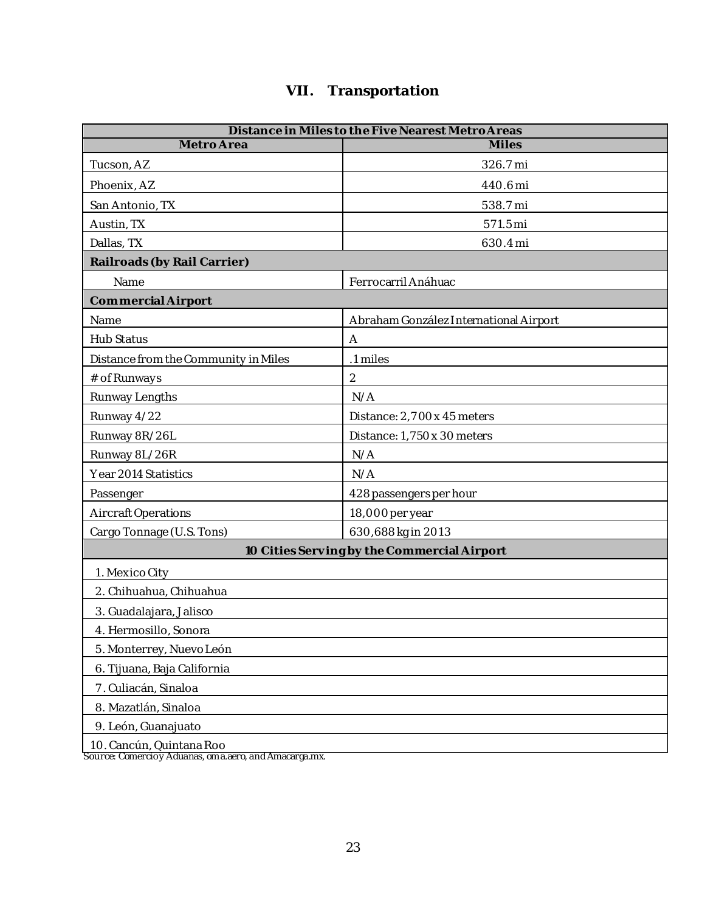# VII. Transportation

| Distance in Miles to the Five Nearest Metro Areas | |
|---|---|
| **Metro Area** | **Miles** |
| Tucson, AZ | 326.7 mi |
| Phoenix, AZ | 440.6 mi |
| San Antonio, TX | 538.7 mi |
| Austin, TX | 571.5 mi |
| Dallas, TX | 630.4 mi |
| **Railroads (by Rail Carrier)** | |
| Name | Ferrocarril Anáhuac |
| **Commercial Airport** | |
| Name | Abraham González International Airport |
| Hub Status | A |
| Distance from the Community in Miles | .1 miles |
| # of Runways | 2 |
| Runway Lengths | N/A |
| Runway 4/22 | Distance: 2,700 x 45 meters |
| Runway 8R/26L | Distance: 1,750 x 30 meters |
| Runway 8L/26R | N/A |
| Year 2014 Statistics | N/A |
| Passenger | 428 passengers per hour |
| Aircraft Operations | 18,000 per year |
| Cargo Tonnage (U.S. Tons) | 630,688 kg in 2013 |
| **10 Cities Serving by the Commercial Airport** | |
| 1. Mexico City | |
| 2. Chihuahua, Chihuahua | |
| 3. Guadalajara, Jalisco | |
| 4. Hermosillo, Sonora | |
| 5. Monterrey, Nuevo León | |
| 6. Tijuana, Baja California | |
| 7. Culiacán, Sinaloa | |
| 8. Mazatlán, Sinaloa | |
| 9. León, Guanajuato | |
| 10. Cancún, Quintana Roo | |

Source: Comercio y Aduanas, oma.aero, and Amacarga.mx.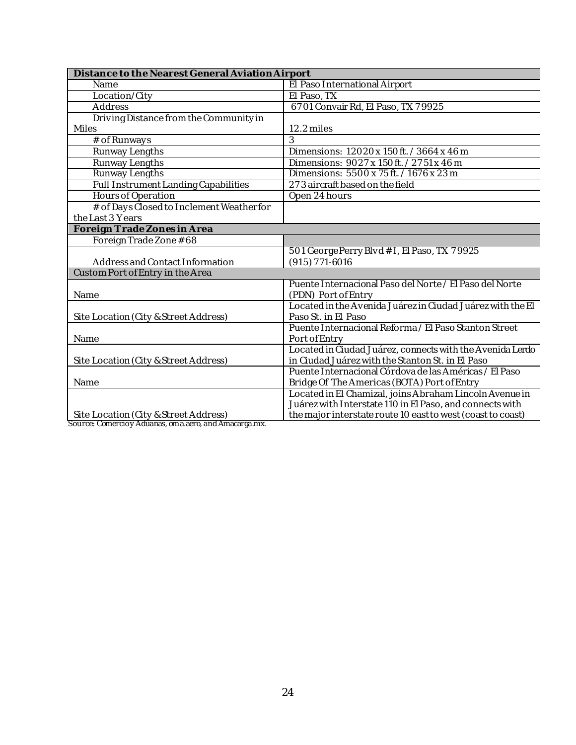| **Distance to the Nearest General Aviation Airport** | |
|---|---|
| Name | El Paso International Airport |
| Location/City | El Paso, TX |
| Address | 6701 Convair Rd, El Paso, TX 79925 |
| Driving Distance from the Community in Miles | 12.2 miles |
| # of Runways | 3 |
| Runway Lengths | Dimensions: 12020 x 150 ft. / 3664 x 46 m |
| Runway Lengths | Dimensions: 9027 x 150 ft. / 2751 x 46 m |
| Runway Lengths | Dimensions: 5500 x 75 ft. / 1676 x 23 m |
| Full Instrument Landing Capabilities | 273 aircraft based on the field |
| Hours of Operation | Open 24 hours |
| # of Days Closed to Inclement Weather for the Last 3 Years | |
| **Foreign Trade Zones in Area** | |
| Foreign Trade Zone # 68 | |
| Address and Contact Information | 501 George Perry Blvd # I, El Paso, TX 79925 (915) 771-6016 |
| Custom Port of Entry in the Area | |
| Name | Puente Internacional Paso del Norte / El Paso del Norte (PDN) Port of Entry |
| Site Location (City & Street Address) | Located in the Avenida Juárez in Ciudad Juárez with the El Paso St. in El Paso |
| Name | Puente Internacional Reforma / El Paso Stanton Street Port of Entry |
| Site Location (City & Street Address) | Located in Ciudad Juárez, connects with the Avenida Lerdo in Ciudad Juárez with the Stanton St. in El Paso |
| Name | Puente Internacional Córdova de las Américas / El Paso Bridge Of The Americas (BOTA) Port of Entry |
| Site Location (City & Street Address) | Located in El Chamizal, joins Abraham Lincoln Avenue in Juárez with Interstate 110 in El Paso, and connects with the major interstate route 10 east to west (coast to coast) |

Source: Comercio y Aduanas, oma.aero, and Amacarga.mx.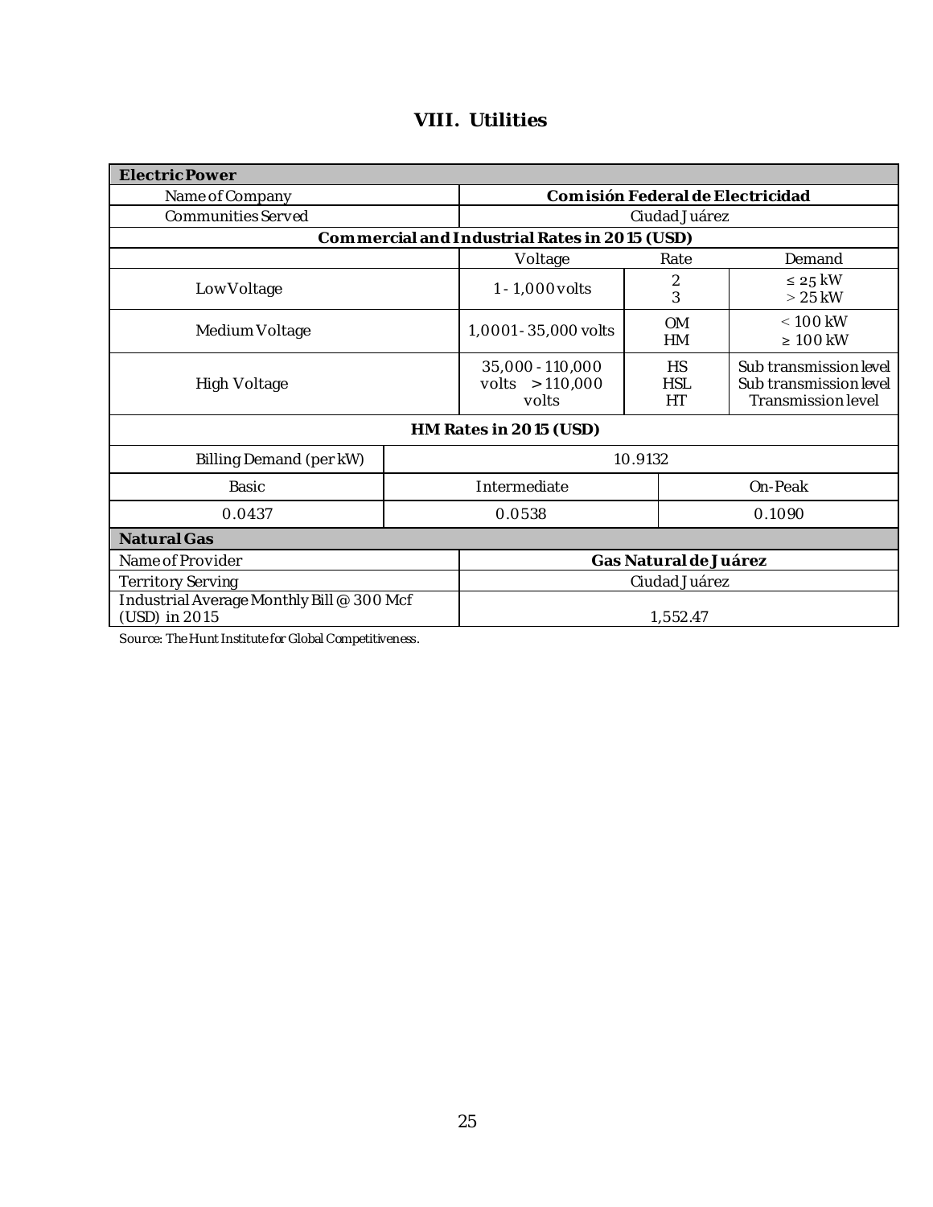# VIII. Utilities

| **Electric Power** | | | |
|---|---|---|---|
| Name of Company | **Comisión Federal de Electricidad** | | |
| Communities Served | Ciudad Juárez | | |
| **Commercial and Industrial Rates in 2015 (USD)** | | | |
| | Voltage | Rate | Demand |
| Low Voltage | 1 - 1,000 volts | 2<br>3 | ≤ 25 kW<br>> 25 kW |
| Medium Voltage | 1,0001 - 35,000 volts | OM<br>HM | < 100 kW<br>≥ 100 kW |
| High Voltage | 35,000 - 110,000 volts > 110,000 volts | HS<br>HSL<br>HT | Sub transmission level<br>Sub transmission level<br>Transmission level |

| **HM Rates in 2015 (USD)** | | |
|---|---|---|
| Billing Demand (per kW) | 10.9132 | |
| Basic | Intermediate | On-Peak |
| 0.0437 | 0.0538 | 0.1090 |

| **Natural Gas** | |
|---|---|
| Name of Provider | **Gas Natural de Juárez** |
| Territory Serving | Ciudad Juárez |
| Industrial Average Monthly Bill @ 300 Mcf (USD) in 2015 | 1,552.47 |

Source: The Hunt Institute for Global Competitiveness.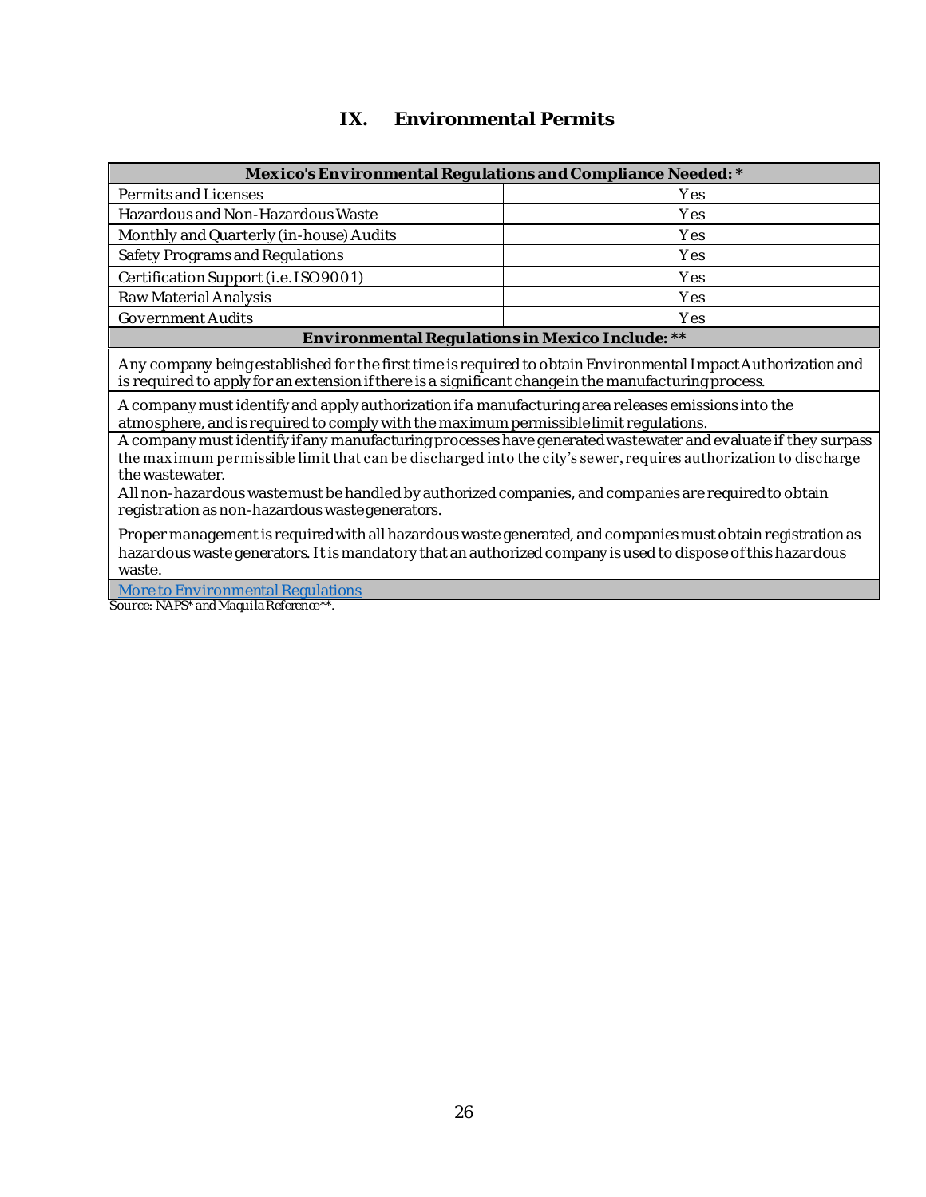# IX. Environmental Permits

| Mexico's Environmental Regulations and Compliance Needed: * | |
|---|---|
| Permits and Licenses | Yes |
| Hazardous and Non-Hazardous Waste | Yes |
| Monthly and Quarterly (in-house) Audits | Yes |
| Safety Programs and Regulations | Yes |
| Certification Support (i.e. ISO9001) | Yes |
| Raw Material Analysis | Yes |
| Government Audits | Yes |
| **Environmental Regulations in Mexico Include: **** | |
| Any company being established for the first time is required to obtain Environmental Impact Authorization and is required to apply for an extension if there is a significant change in the manufacturing process. | |
| A company must identify and apply authorization if a manufacturing area releases emissions into the atmosphere, and is required to comply with the maximum permissible limit regulations. | |
| A company must identify if any manufacturing processes have generated wastewater and evaluate if they surpass the maximum permissible limit that can be discharged into the city's sewer, requires authorization to discharge the wastewater. | |
| All non-hazardous waste must be handled by authorized companies, and companies are required to obtain registration as non-hazardous waste generators. | |
| Proper management is required with all hazardous waste generated, and companies must obtain registration as hazardous waste generators. It is mandatory that an authorized company is used to dispose of this hazardous waste. | |
| More to Environmental Regulations | |

*Source: NAPS* and Maquila Reference**.*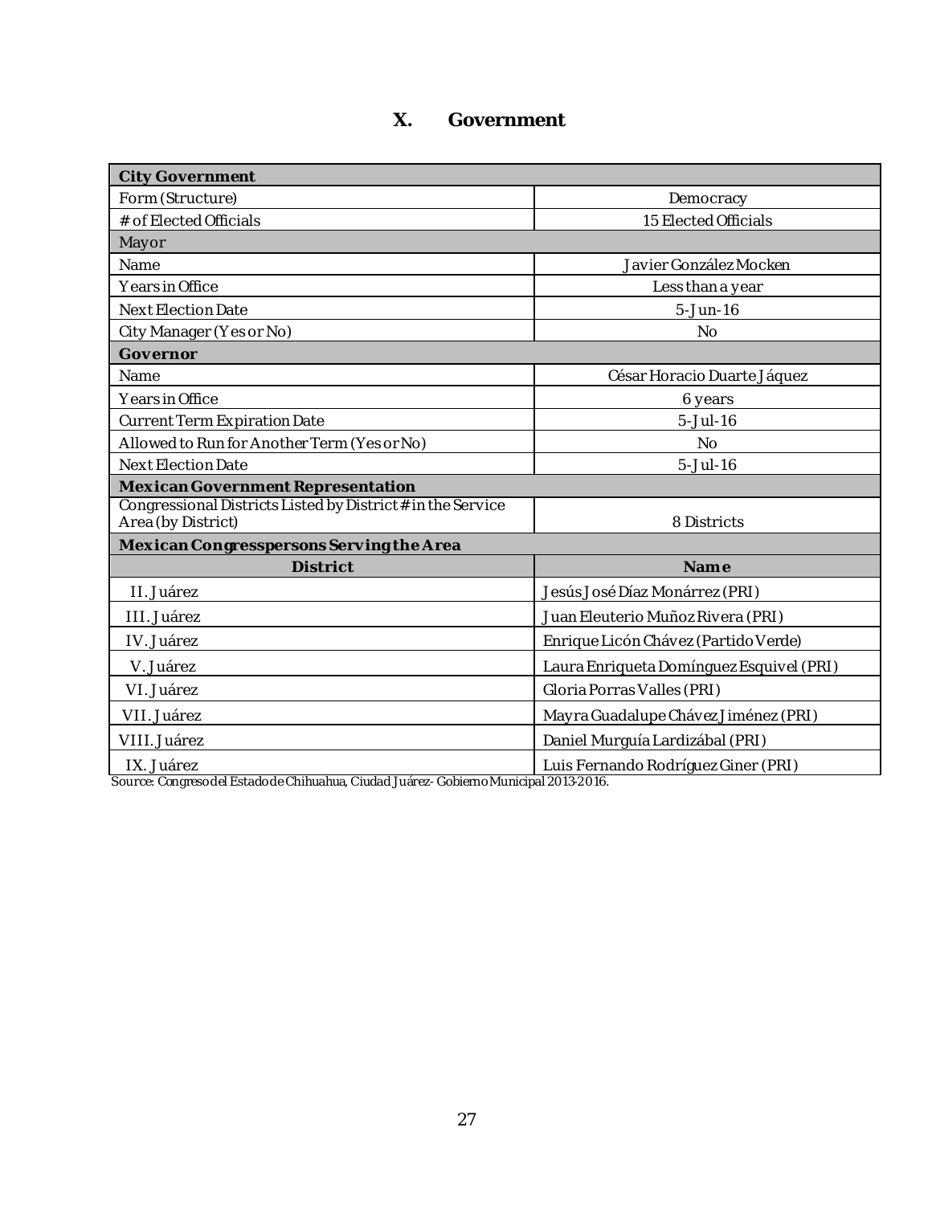# X. Government

| City Government | |
|---|---|
| Form (Structure) | Democracy |
| # of Elected Officials | 15 Elected Officials |
| **Mayor** | |
| Name | Javier González Mocken |
| Years in Office | Less than a year |
| Next Election Date | 5-Jun-16 |
| City Manager (Yes or No) | No |
| **Governor** | |
| Name | César Horacio Duarte Jáquez |
| Years in Office | 6 years |
| Current Term Expiration Date | 5-Jul-16 |
| Allowed to Run for Another Term (Yes or No) | No |
| Next Election Date | 5-Jul-16 |
| **Mexican Government Representation** | |
| Congressional Districts Listed by District # in the Service Area (by District) | 8 Districts |
| **Mexican Congresspersons Serving the Area** | |
| **District** | **Name** |
| II. Juárez | Jesús José Díaz Monárrez (PRI) |
| III. Juárez | Juan Eleuterio Muñoz Rivera (PRI) |
| IV. Juárez | Enrique Licón Chávez (Partido Verde) |
| V. Juárez | Laura Enriqueta Domínguez Esquivel (PRI) |
| VI. Juárez | Gloria Porras Valles (PRI) |
| VII. Juárez | Mayra Guadalupe Chávez Jiménez (PRI) |
| VIII. Juárez | Daniel Murguía Lardizábal (PRI) |
| IX. Juárez | Luis Fernando Rodríguez Giner (PRI) |

Source: Congreso del Estado de Chihuahua, Ciudad Juárez- Gobierno Municipal 2013-2016.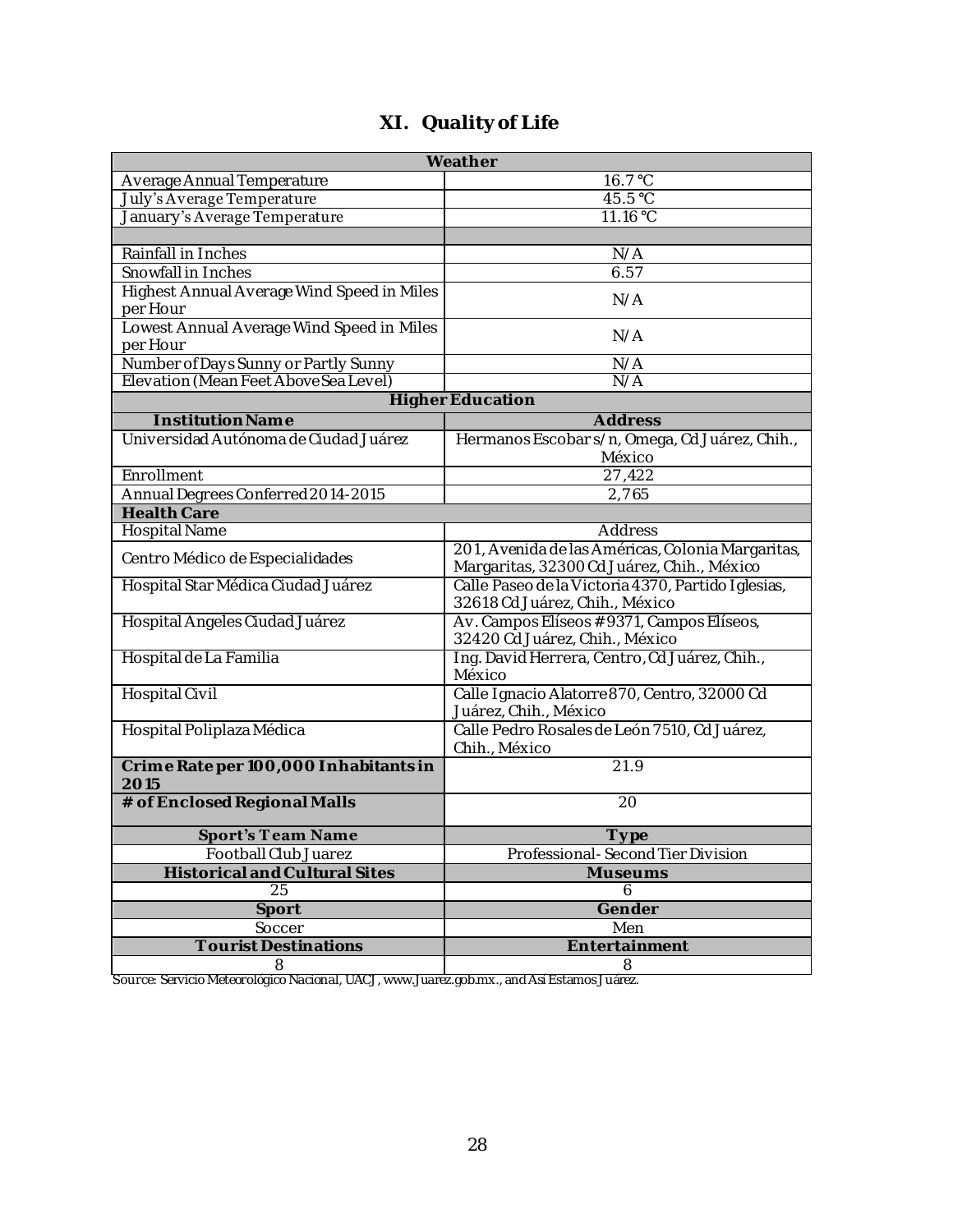# XI. Quality of Life

| **Weather** | |
|---|---|
| Average Annual Temperature | 16.7 °C |
| July's Average Temperature | 45.5 °C |
| January's Average Temperature | 11.16 °C |
| | |
| Rainfall in Inches | N/A |
| Snowfall in Inches | 6.57 |
| Highest Annual Average Wind Speed in Miles per Hour | N/A |
| Lowest Annual Average Wind Speed in Miles per Hour | N/A |
| Number of Days Sunny or Partly Sunny | N/A |
| Elevation (Mean Feet Above Sea Level) | N/A |
| **Higher Education** | |
| **Institution Name** | **Address** |
| Universidad Autónoma de Ciudad Juárez | Hermanos Escobar s/n, Omega, Cd Juárez, Chih., México |
| Enrollment | 27,422 |
| Annual Degrees Conferred 2014-2015 | 2,765 |
| **Health Care** | |
| Hospital Name | Address |
| Centro Médico de Especialidades | 201, Avenida de las Américas, Colonia Margaritas, Margaritas, 32300 Cd Juárez, Chih., México |
| Hospital Star Médica Ciudad Juárez | Calle Paseo de la Victoria 4370, Partido Iglesias, 32618 Cd Juárez, Chih., México |
| Hospital Angeles Ciudad Juárez | Av. Campos Elíseos # 9371, Campos Elíseos, 32420 Cd Juárez, Chih., México |
| Hospital de La Familia | Ing. David Herrera, Centro, Cd Juárez, Chih., México |
| Hospital Civil | Calle Ignacio Alatorre 870, Centro, 32000 Cd Juárez, Chih., México |
| Hospital Poliplaza Médica | Calle Pedro Rosales de León 7510, Cd Juárez, Chih., México |
| **Crime Rate per 100,000 Inhabitants in 2015** | 21.9 |
| **# of Enclosed Regional Malls** | 20 |
| **Sport's Team Name** | **Type** |
| Football Club Juarez | Professional- Second Tier Division |
| **Historical and Cultural Sites** | **Museums** |
| 25 | 6 |
| **Sport** | **Gender** |
| Soccer | Men |
| **Tourist Destinations** | **Entertainment** |
| 8 | 8 |

*Source: Servicio Meteorológico Nacional, UACJ, www.Juarez.gob.mx., and Así Estamos Juárez.*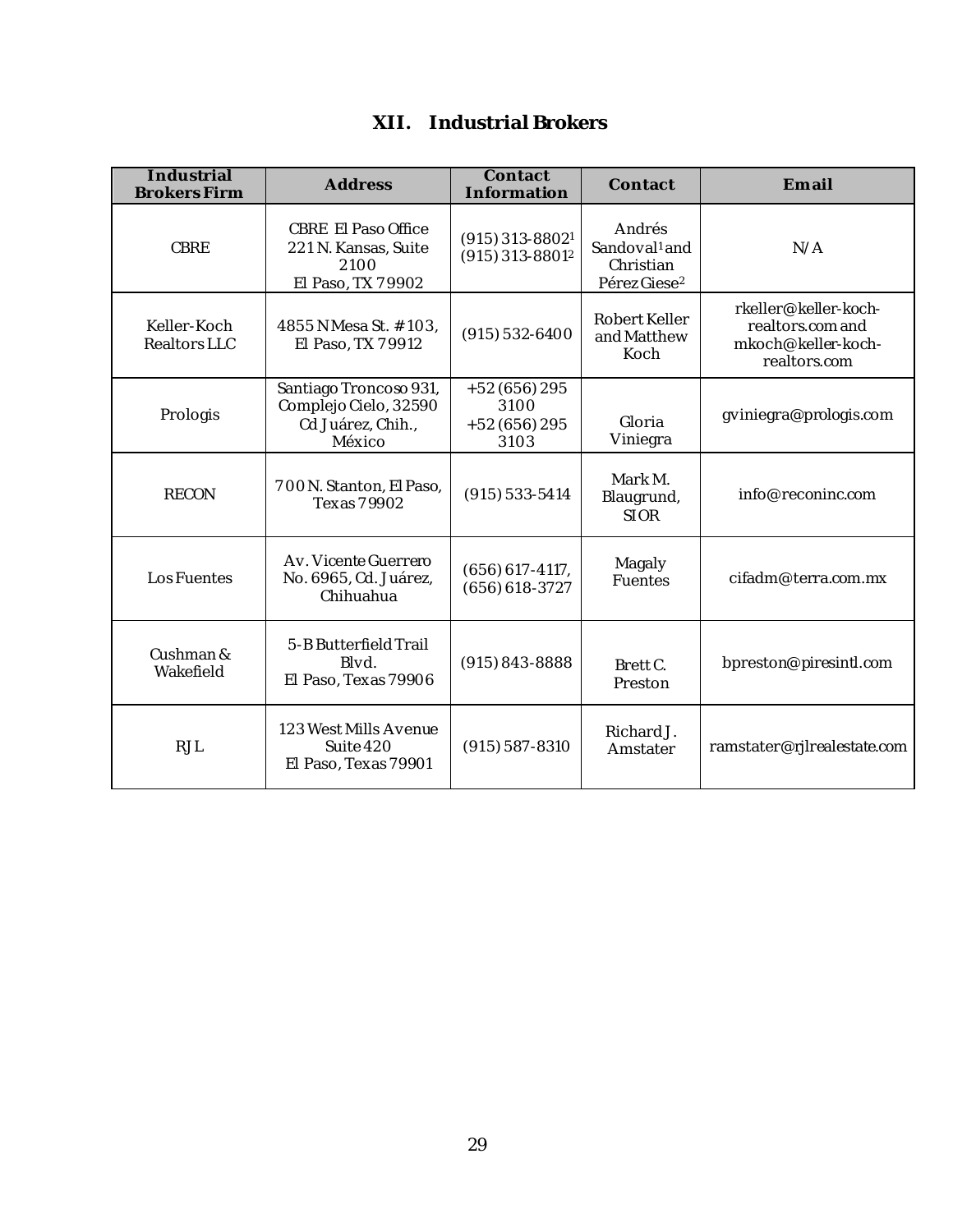## XII. Industrial Brokers

| Industrial Brokers Firm | Address | Contact Information | Contact | Email |
|---|---|---|---|---|
| CBRE | CBRE El Paso Office 221 N. Kansas, Suite 2100 El Paso, TX 79902 | (915) 313-8802[1] (915) 313-8801[2] | Andrés Sandoval[1] and Christian Pérez Giese[2] | N/A |
| Keller-Koch Realtors LLC | 4855 N Mesa St. #103, El Paso, TX 79912 | (915) 532-6400 | Robert Keller and Matthew Koch | rkeller@keller-koch-realtors.com and mkoch@keller-koch-realtors.com |
| Prologis | Santiago Troncoso 931, Complejo Cielo, 32590 Cd Juárez, Chih., México | +52 (656) 295 3100 +52 (656) 295 3103 | Gloria Viniegra | gviniegra@prologis.com |
| RECON | 700 N. Stanton, El Paso, Texas 79902 | (915) 533-5414 | Mark M. Blaugrund, SIOR | info@reconinc.com |
| Los Fuentes | Av. Vicente Guerrero No. 6965, Cd. Juárez, Chihuahua | (656) 617-4117, (656) 618-3727 | Magaly Fuentes | cifadm@terra.com.mx |
| Cushman & Wakefield | 5-B Butterfield Trail Blvd. El Paso, Texas 79906 | (915) 843-8888 | Brett C. Preston | bpreston@piresintl.com |
| RJL | 123 West Mills Avenue Suite 420 El Paso, Texas 79901 | (915) 587-8310 | Richard J. Amstater | ramstater@rjlrealestate.com |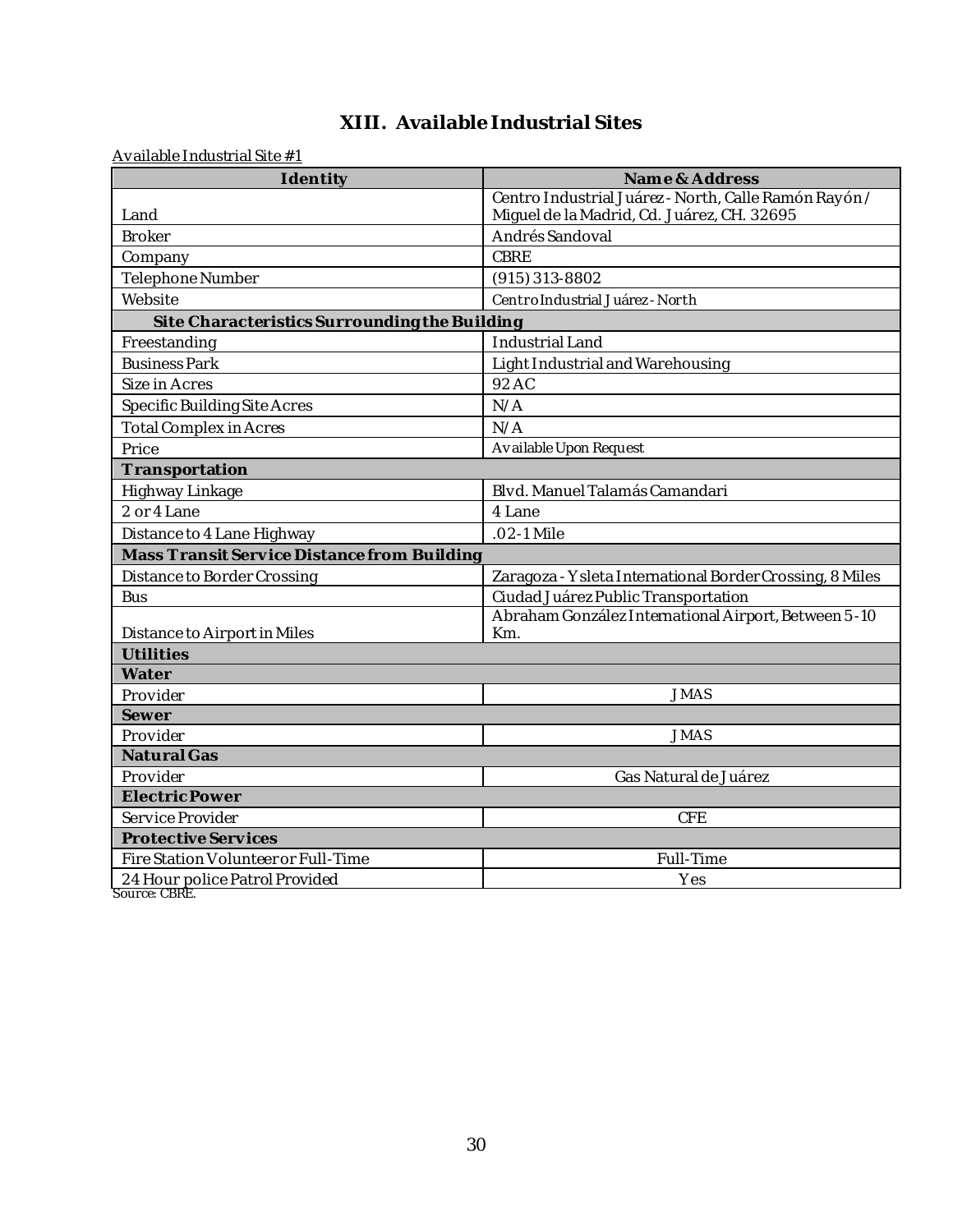# XIII. Available Industrial Sites

Available Industrial Site #1

| Identity | Name & Address |
|---|---|
| Land | Centro Industrial Juárez - North, Calle Ramón Rayón / Miguel de la Madrid, Cd. Juárez, CH. 32695 |
| Broker | Andrés Sandoval |
| Company | CBRE |
| Telephone Number | (915) 313-8802 |
| Website | Centro Industrial Juárez - North |
| **Site Characteristics Surrounding the Building** | |
| Freestanding | Industrial Land |
| Business Park | Light Industrial and Warehousing |
| Size in Acres | 92 AC |
| Specific Building Site Acres | N/A |
| Total Complex in Acres | N/A |
| Price | Available Upon Request |
| **Transportation** | |
| Highway Linkage | Blvd. Manuel Talamás Camandari |
| 2 or 4 Lane | 4 Lane |
| Distance to 4 Lane Highway | .02-1 Mile |
| **Mass Transit Service Distance from Building** | |
| Distance to Border Crossing | Zaragoza - Ysleta International Border Crossing, 8 Miles |
| Bus | Ciudad Juárez Public Transportation |
| Distance to Airport in Miles | Abraham González International Airport, Between 5-10 Km. |
| **Utilities** | |
| **Water** | |
| Provider | JMAS |
| **Sewer** | |
| Provider | JMAS |
| **Natural Gas** | |
| Provider | Gas Natural de Juárez |
| **Electric Power** | |
| Service Provider | CFE |
| **Protective Services** | |
| Fire Station Volunteer or Full-Time | Full-Time |
| 24 Hour police Patrol Provided | Yes |

Source: CBRE.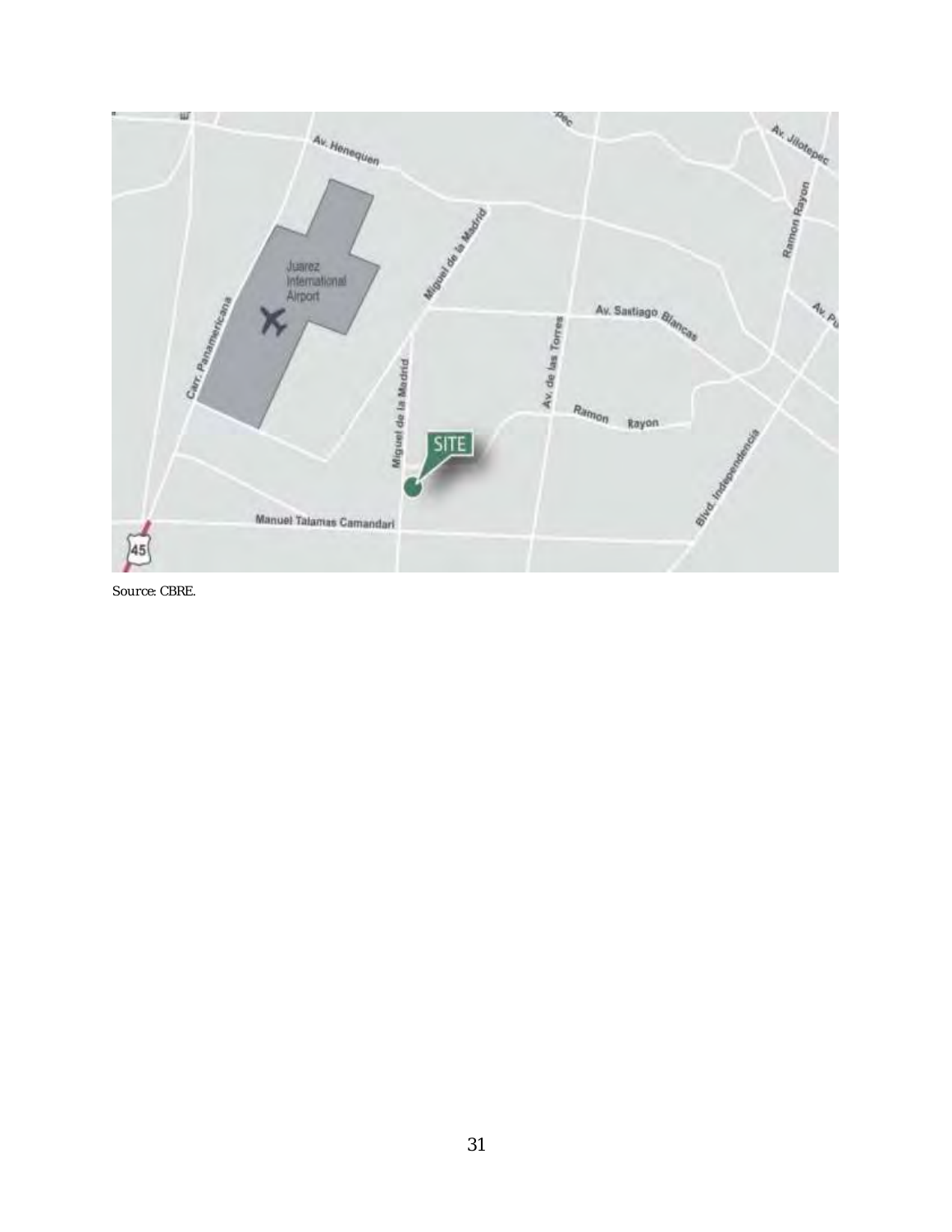Source: CBRE.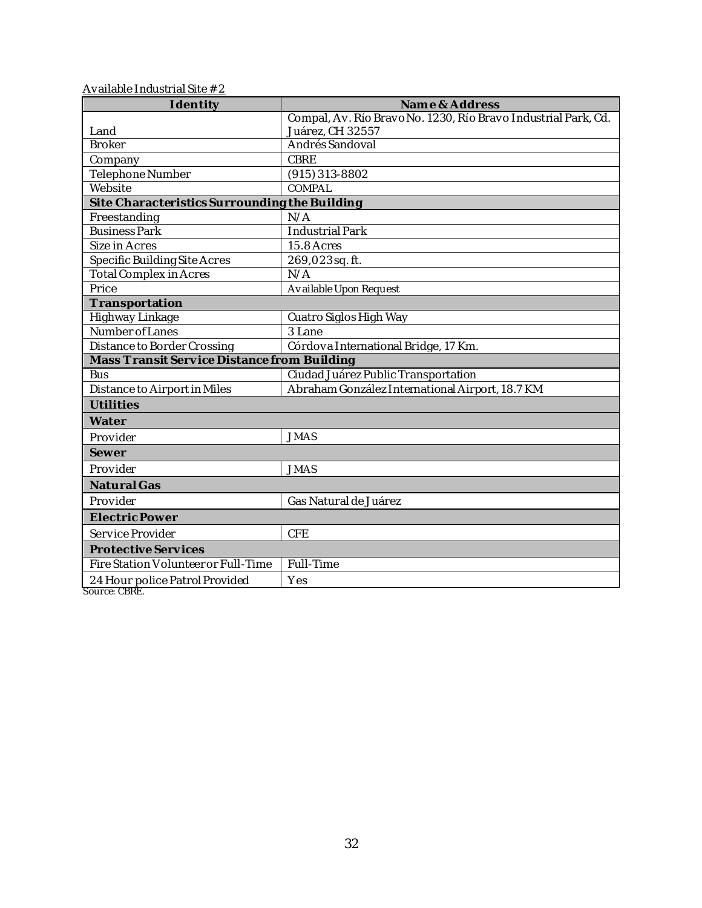Available Industrial Site # 2

| Identity | Name & Address |
|---|---|
| Land | Compal, Av. Río Bravo No. 1230, Río Bravo Industrial Park, Cd. Juárez, CH 32557 |
| Broker | Andrés Sandoval |
| Company | CBRE |
| Telephone Number | (915) 313-8802 |
| Website | COMPAL |
| **Site Characteristics Surrounding the Building** | |
| Freestanding | N/A |
| Business Park | Industrial Park |
| Size in Acres | 15.8 Acres |
| Specific Building Site Acres | 269,023 sq. ft. |
| Total Complex in Acres | N/A |
| Price | Available Upon Request |
| **Transportation** | |
| Highway Linkage | Cuatro Siglos High Way |
| Number of Lanes | 3 Lane |
| Distance to Border Crossing | Córdova International Bridge, 17 Km. |
| **Mass Transit Service Distance from Building** | |
| Bus | Ciudad Juárez Public Transportation |
| Distance to Airport in Miles | Abraham González International Airport, 18.7 KM |
| **Utilities** | |
| **Water** | |
| Provider | JMAS |
| **Sewer** | |
| Provider | JMAS |
| **Natural Gas** | |
| Provider | Gas Natural de Juárez |
| **Electric Power** | |
| Service Provider | CFE |
| **Protective Services** | |
| Fire Station Volunteer or Full-Time | Full-Time |
| 24 Hour police Patrol Provided | Yes |

Source: CBRE.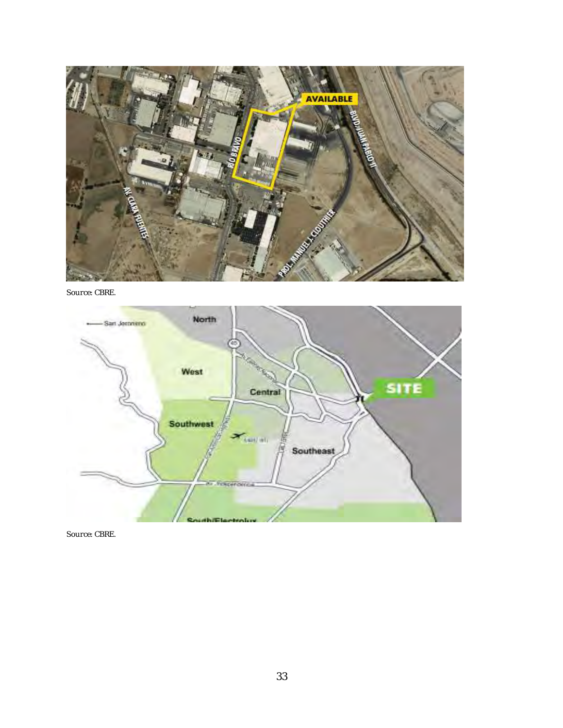Source: CBRE.

Source: CBRE.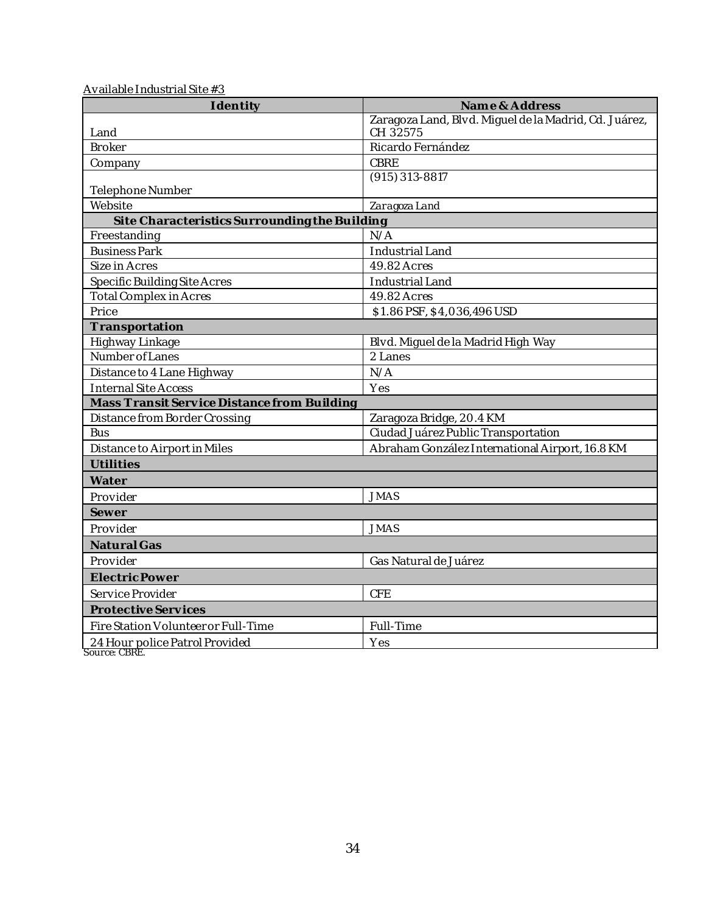Available Industrial Site #3

| Identity | Name & Address |
|---|---|
| Land | Zaragoza Land, Blvd. Miguel de la Madrid, Cd. Juárez, CH 32575 |
| Broker | Ricardo Fernández |
| Company | CBRE |
| Telephone Number | (915) 313-8817 |
| Website | Zaragoza Land |
| **Site Characteristics Surrounding the Building** | |
| Freestanding | N/A |
| Business Park | Industrial Land |
| Size in Acres | 49.82 Acres |
| Specific Building Site Acres | Industrial Land |
| Total Complex in Acres | 49.82 Acres |
| Price | $1.86 PSF, $4,036,496 USD |
| **Transportation** | |
| Highway Linkage | Blvd. Miguel de la Madrid High Way |
| Number of Lanes | 2 Lanes |
| Distance to 4 Lane Highway | N/A |
| Internal Site Access | Yes |
| **Mass Transit Service Distance from Building** | |
| Distance from Border Crossing | Zaragoza Bridge, 20.4 KM |
| Bus | Ciudad Juárez Public Transportation |
| Distance to Airport in Miles | Abraham González International Airport, 16.8 KM |
| **Utilities** | |
| **Water** | |
| Provider | JMAS |
| **Sewer** | |
| Provider | JMAS |
| **Natural Gas** | |
| Provider | Gas Natural de Juárez |
| **Electric Power** | |
| Service Provider | CFE |
| **Protective Services** | |
| Fire Station Volunteer or Full-Time | Full-Time |
| 24 Hour police Patrol Provided | Yes |

Source: CBRE.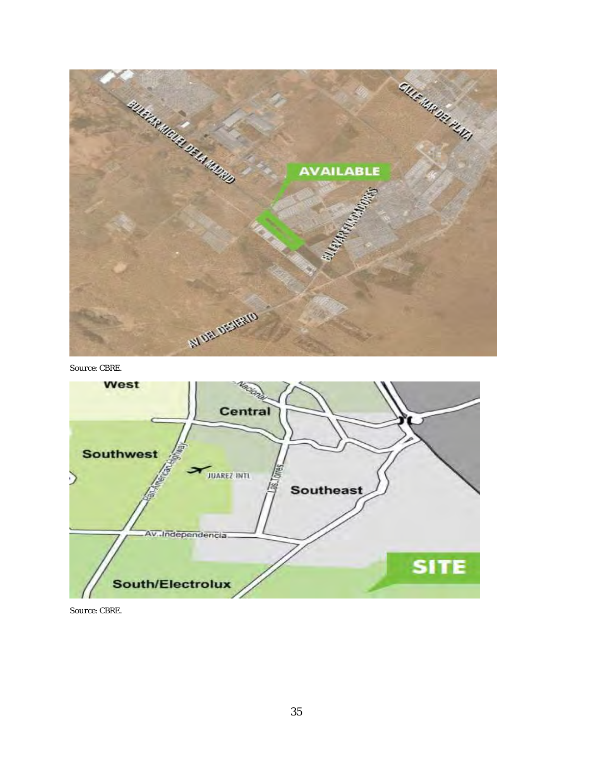Source: CBRE.

Source: CBRE.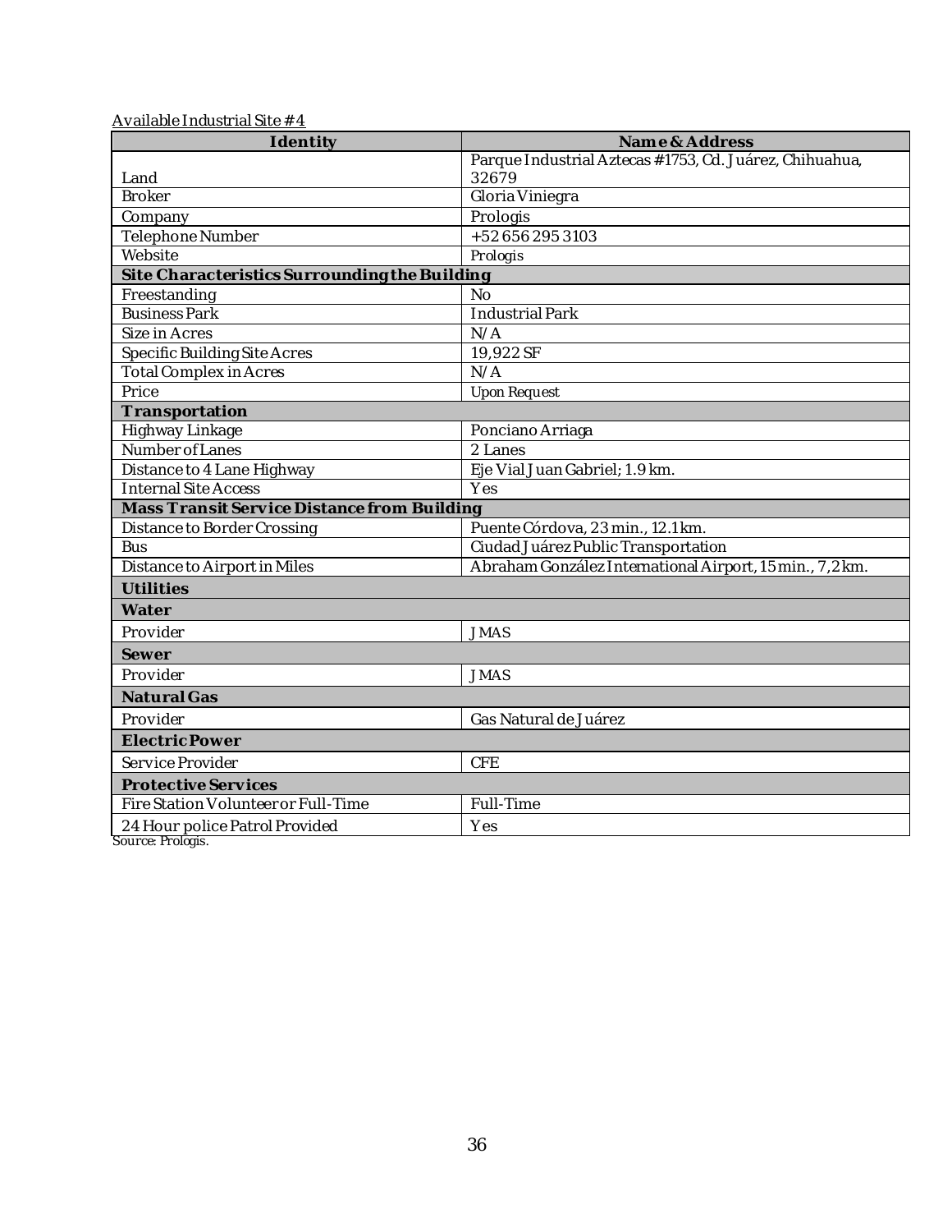Available Industrial Site #4

| Identity | Name & Address |
|---|---|
| Land | Parque Industrial Aztecas #1753, Cd. Juárez, Chihuahua, 32679 |
| Broker | Gloria Viniegra |
| Company | Prologis |
| Telephone Number | +52 656 295 3103 |
| Website | Prologis |
| **Site Characteristics Surrounding the Building** | |
| Freestanding | No |
| Business Park | Industrial Park |
| Size in Acres | N/A |
| Specific Building Site Acres | 19,922 SF |
| Total Complex in Acres | N/A |
| Price | Upon Request |
| **Transportation** | |
| Highway Linkage | Ponciano Arriaga |
| Number of Lanes | 2 Lanes |
| Distance to 4 Lane Highway | Eje Vial Juan Gabriel; 1.9 km. |
| Internal Site Access | Yes |
| **Mass Transit Service Distance from Building** | |
| Distance to Border Crossing | Puente Córdova, 23 min., 12.1 km. |
| Bus | Ciudad Juárez Public Transportation |
| Distance to Airport in Miles | Abraham González International Airport, 15 min., 7,2 km. |
| **Utilities** | |
| **Water** | |
| Provider | JMAS |
| **Sewer** | |
| Provider | JMAS |
| **Natural Gas** | |
| Provider | Gas Natural de Juárez |
| **Electric Power** | |
| Service Provider | CFE |
| **Protective Services** | |
| Fire Station Volunteer or Full-Time | Full-Time |
| 24 Hour police Patrol Provided | Yes |

Source: Prologis.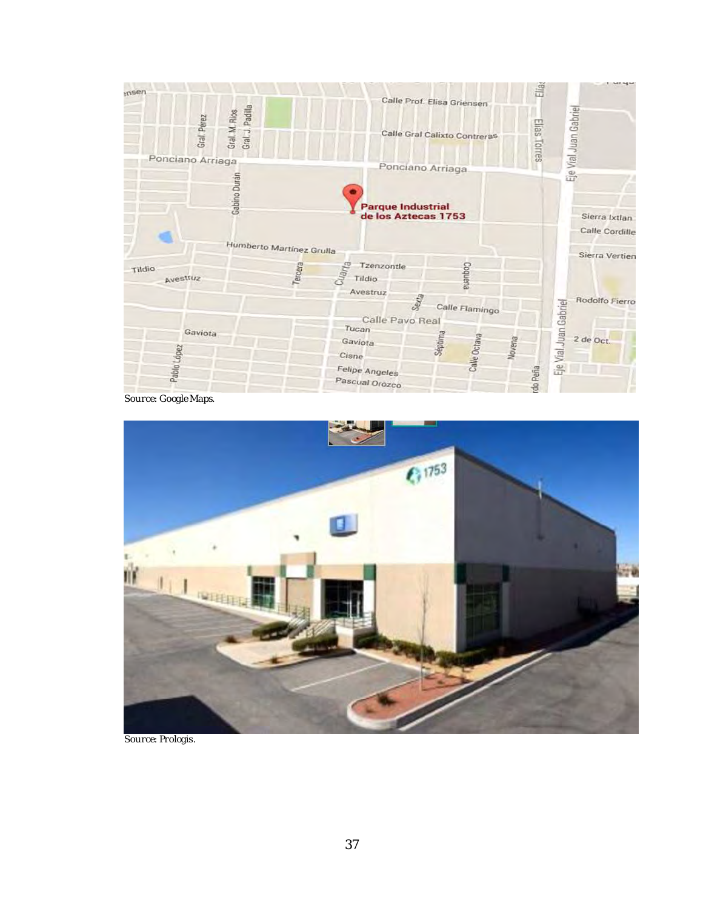Source: Google Maps.

Source: Prologis.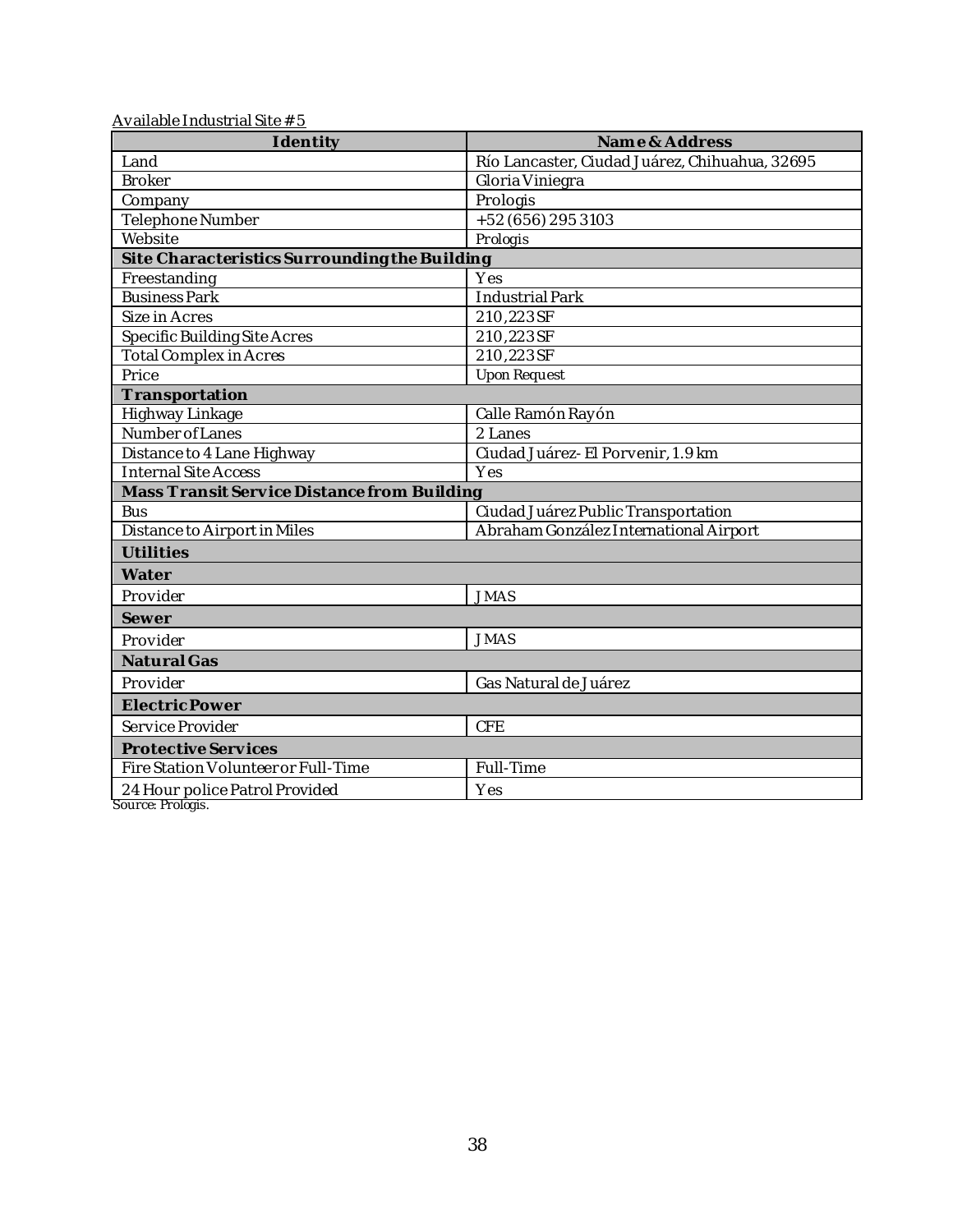Available Industrial Site # 5

| Identity | Name & Address |
|---|---|
| Land | Río Lancaster, Ciudad Juárez, Chihuahua, 32695 |
| Broker | Gloria Viniegra |
| Company | Prologis |
| Telephone Number | +52 (656) 295 3103 |
| Website | Prologis |
| **Site Characteristics Surrounding the Building** | |
| Freestanding | Yes |
| Business Park | Industrial Park |
| Size in Acres | 210,223 SF |
| Specific Building Site Acres | 210,223 SF |
| Total Complex in Acres | 210,223 SF |
| Price | Upon Request |
| **Transportation** | |
| Highway Linkage | Calle Ramón Rayón |
| Number of Lanes | 2 Lanes |
| Distance to 4 Lane Highway | Ciudad Juárez- El Porvenir, 1.9 km |
| Internal Site Access | Yes |
| **Mass Transit Service Distance from Building** | |
| Bus | Ciudad Juárez Public Transportation |
| Distance to Airport in Miles | Abraham González International Airport |
| **Utilities** | |
| **Water** | |
| Provider | JMAS |
| **Sewer** | |
| Provider | JMAS |
| **Natural Gas** | |
| Provider | Gas Natural de Juárez |
| **Electric Power** | |
| Service Provider | CFE |
| **Protective Services** | |
| Fire Station Volunteer or Full-Time | Full-Time |
| 24 Hour police Patrol Provided | Yes |

Source: Prologis.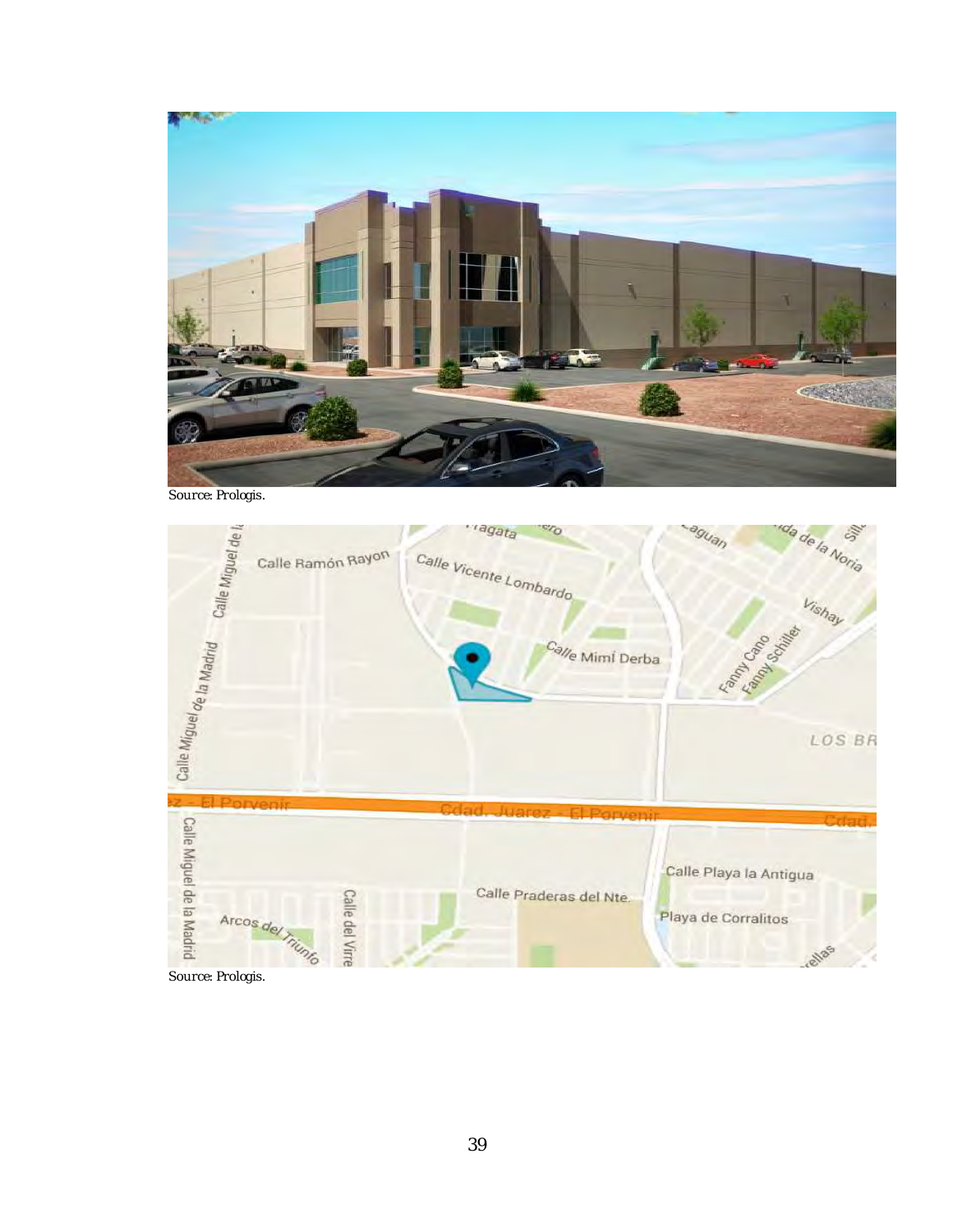*Source: Prologis.*

*Source: Prologis.*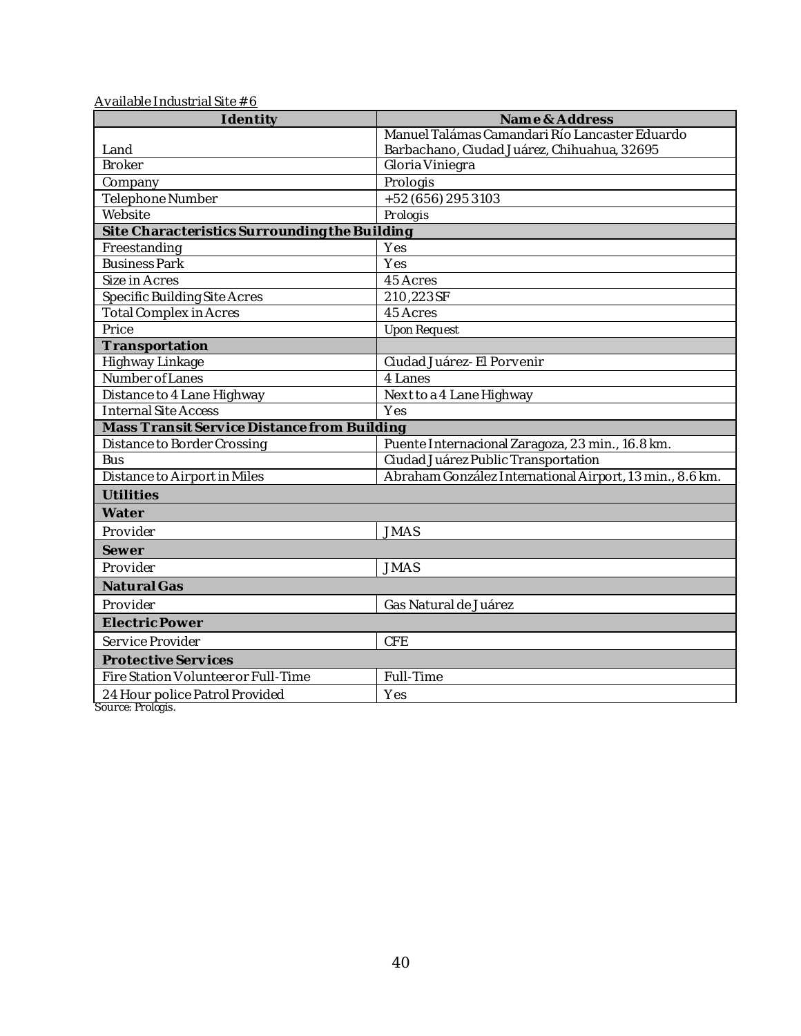Available Industrial Site # 6

| Identity | Name & Address |
|---|---|
| Land | Manuel Talámas Camandari Río Lancaster Eduardo Barbachano, Ciudad Juárez, Chihuahua, 32695 |
| Broker | Gloria Viniegra |
| Company | Prologis |
| Telephone Number | +52 (656) 295 3103 |
| Website | Prologis |
| **Site Characteristics Surrounding the Building** | |
| Freestanding | Yes |
| Business Park | Yes |
| Size in Acres | 45 Acres |
| Specific Building Site Acres | 210,223 SF |
| Total Complex in Acres | 45 Acres |
| Price | Upon Request |
| **Transportation** | |
| Highway Linkage | Ciudad Juárez- El Porvenir |
| Number of Lanes | 4 Lanes |
| Distance to 4 Lane Highway | Next to a 4 Lane Highway |
| Internal Site Access | Yes |
| **Mass Transit Service Distance from Building** | |
| Distance to Border Crossing | Puente Internacional Zaragoza, 23 min., 16.8 km. |
| Bus | Ciudad Juárez Public Transportation |
| Distance to Airport in Miles | Abraham González International Airport, 13 min., 8.6 km. |
| **Utilities** | |
| **Water** | |
| Provider | JMAS |
| **Sewer** | |
| Provider | JMAS |
| **Natural Gas** | |
| Provider | Gas Natural de Juárez |
| **Electric Power** | |
| Service Provider | CFE |
| **Protective Services** | |
| Fire Station Volunteer or Full-Time | Full-Time |
| 24 Hour police Patrol Provided | Yes |

Source: Prologis.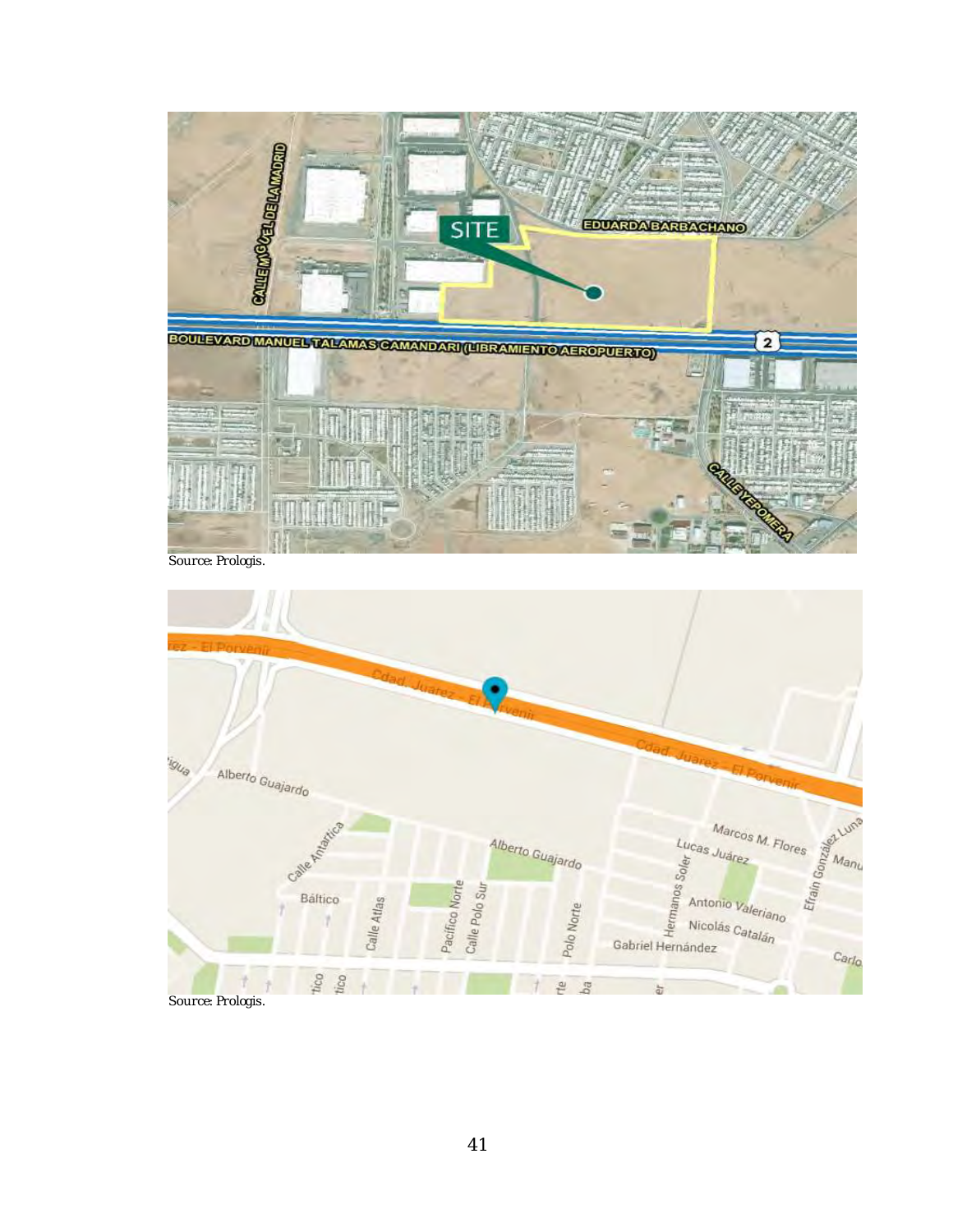Source: Prologis.

Source: Prologis.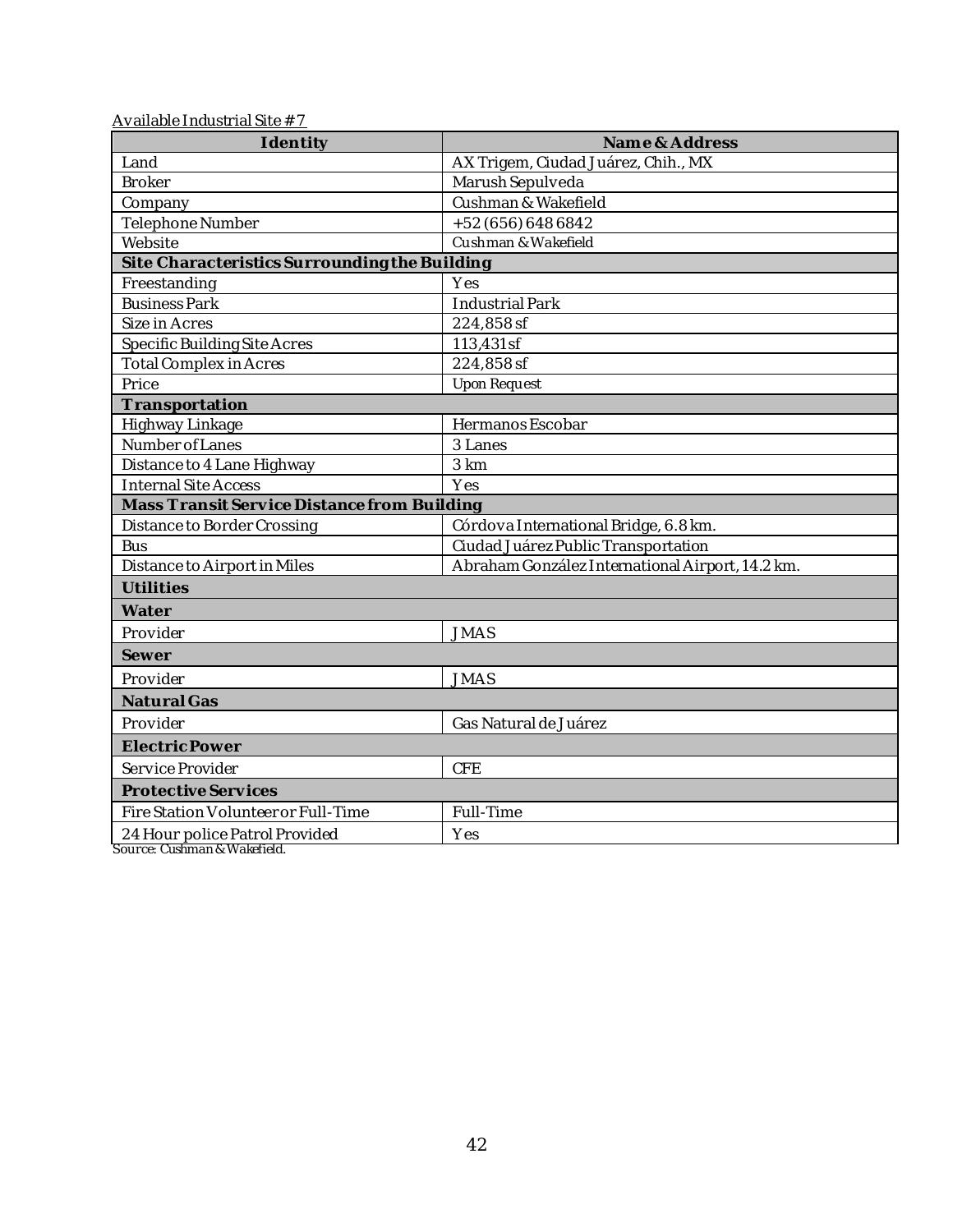Available Industrial Site # 7

| Identity | Name & Address |
| --- | --- |
| Land | AX Trigem, Ciudad Juárez, Chih., MX |
| Broker | Marush Sepulveda |
| Company | Cushman & Wakefield |
| Telephone Number | +52 (656) 648 6842 |
| Website | Cushman & Wakefield |
| **Site Characteristics Surrounding the Building** | |
| Freestanding | Yes |
| Business Park | Industrial Park |
| Size in Acres | 224,858 sf |
| Specific Building Site Acres | 113,431 sf |
| Total Complex in Acres | 224,858 sf |
| Price | Upon Request |
| **Transportation** | |
| Highway Linkage | Hermanos Escobar |
| Number of Lanes | 3 Lanes |
| Distance to 4 Lane Highway | 3 km |
| Internal Site Access | Yes |
| **Mass Transit Service Distance from Building** | |
| Distance to Border Crossing | Córdova International Bridge, 6.8 km. |
| Bus | Ciudad Juárez Public Transportation |
| Distance to Airport in Miles | Abraham González International Airport, 14.2 km. |
| **Utilities** | |
| **Water** | |
| Provider | JMAS |
| **Sewer** | |
| Provider | JMAS |
| **Natural Gas** | |
| Provider | Gas Natural de Juárez |
| **Electric Power** | |
| Service Provider | CFE |
| **Protective Services** | |
| Fire Station Volunteer or Full-Time | Full-Time |
| 24 Hour police Patrol Provided | Yes |

Source: Cushman & Wakefield.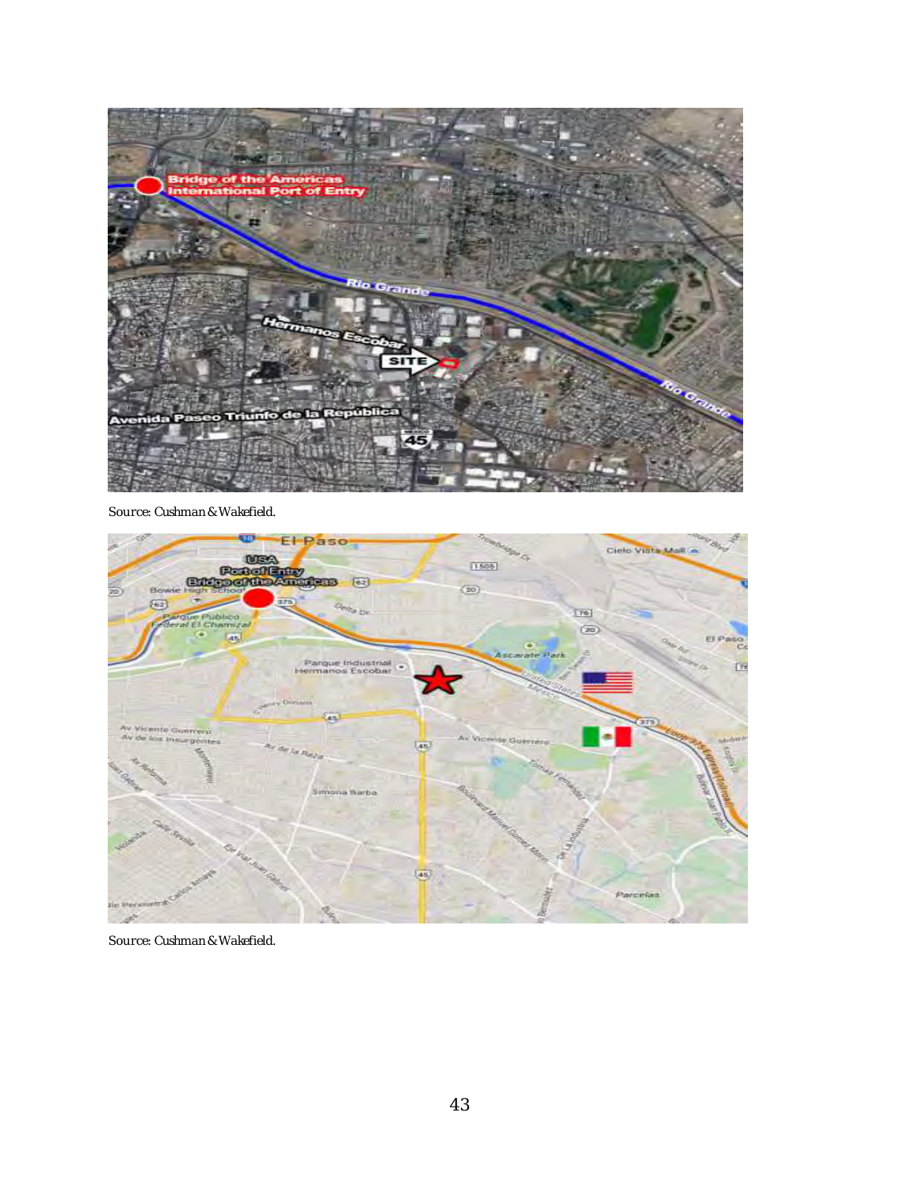*Source: Cushman & Wakefield.*

*Source: Cushman & Wakefield.*